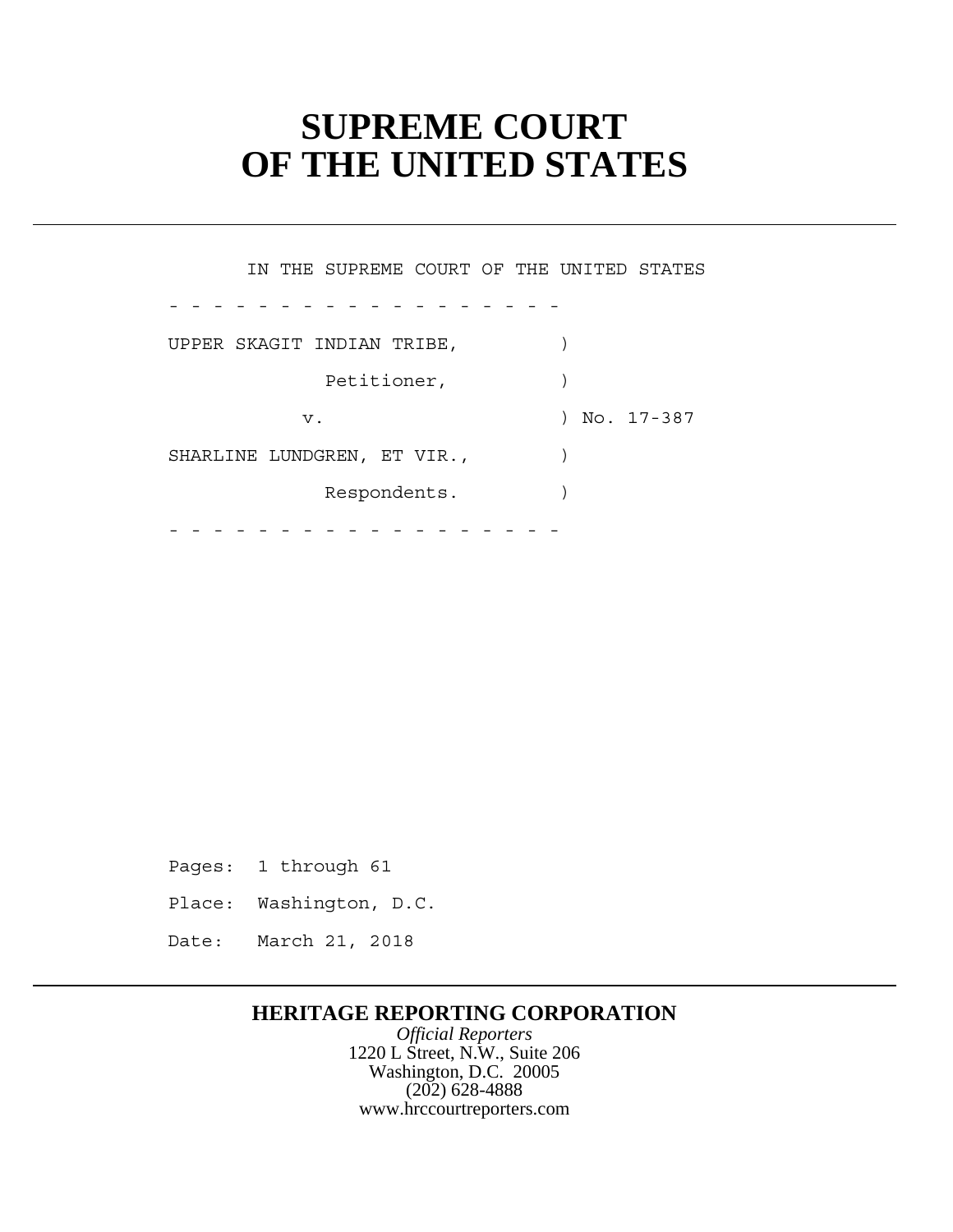# SUPREME COURT OF THE UNITED STATES

IN THE SUPREME COURT OF THE UNITED STATES

- - - - - - - - - - - - - - - - - -

UPPER SKAGIT INDIAN TRIBE, )

Petitioner, )

v. ) No. 17-387

SHARLINE LUNDGREN, ET VIR., )

Respondents. )

- - - - - - - - - - - - - - - - - -

Pages: 1 through 61

Place: Washington, D.C.

Date: March 21, 2018

**HERITAGE REPORTING CORPORATION**

*Official Reporters*

1220 L Street, N.W., Suite 206

Washington, D.C. 20005

(202) 628-4888

www.hrccourtreporters.com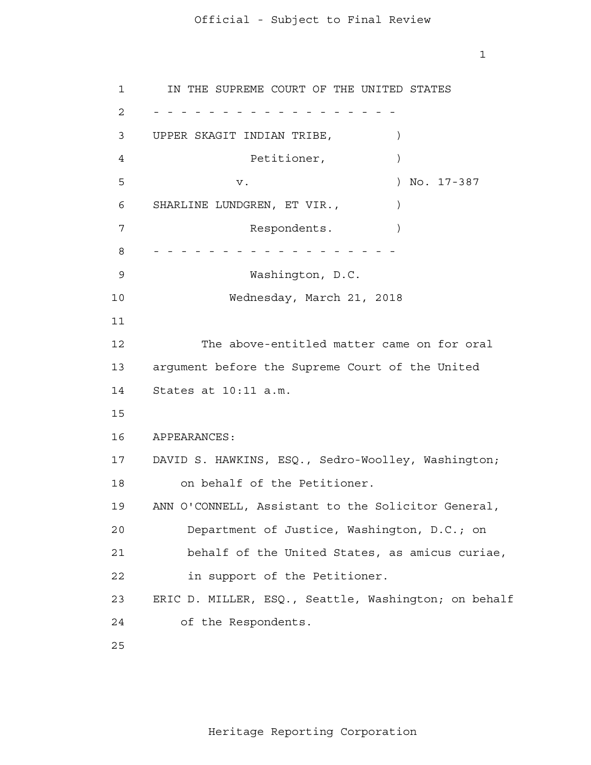IN THE SUPREME COURT OF THE UNITED STATES

- - - - - - - - - - - - - - - - - - - -

UPPER SKAGIT INDIAN TRIBE, )
Petitioner, )
v. ) No. 17-387
SHARLINE LUNDGREN, ET VIR., )
Respondents. )

- - - - - - - - - - - - - - - - - - - -

Washington, D.C.

Wednesday, March 21, 2018

The above-entitled matter came on for oral argument before the Supreme Court of the United States at 10:11 a.m.

APPEARANCES:

DAVID S. HAWKINS, ESQ., Sedro-Woolley, Washington; on behalf of the Petitioner.

ANN O'CONNELL, Assistant to the Solicitor General, Department of Justice, Washington, D.C.; on behalf of the United States, as amicus curiae, in support of the Petitioner.

ERIC D. MILLER, ESQ., Seattle, Washington; on behalf of the Respondents.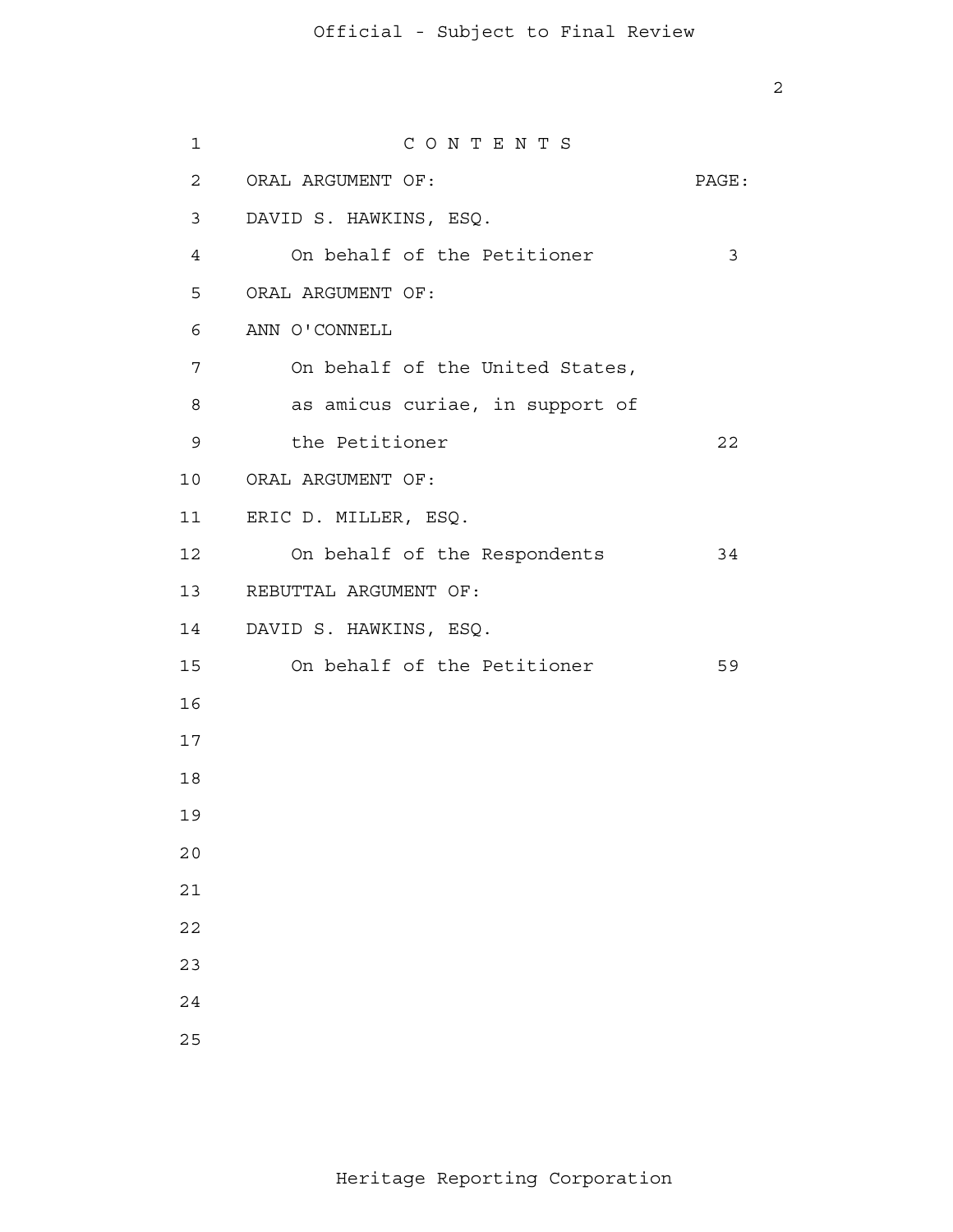C O N T E N T S

| ORAL ARGUMENT OF: | PAGE: |
|---|---|
| DAVID S. HAWKINS, ESQ. | |
| On behalf of the Petitioner | 3 |
| ORAL ARGUMENT OF: | |
| ANN O'CONNELL | |
| On behalf of the United States, as amicus curiae, in support of the Petitioner | 22 |
| ORAL ARGUMENT OF: | |
| ERIC D. MILLER, ESQ. | |
| On behalf of the Respondents | 34 |
| REBUTTAL ARGUMENT OF: | |
| DAVID S. HAWKINS, ESQ. | |
| On behalf of the Petitioner | 59 |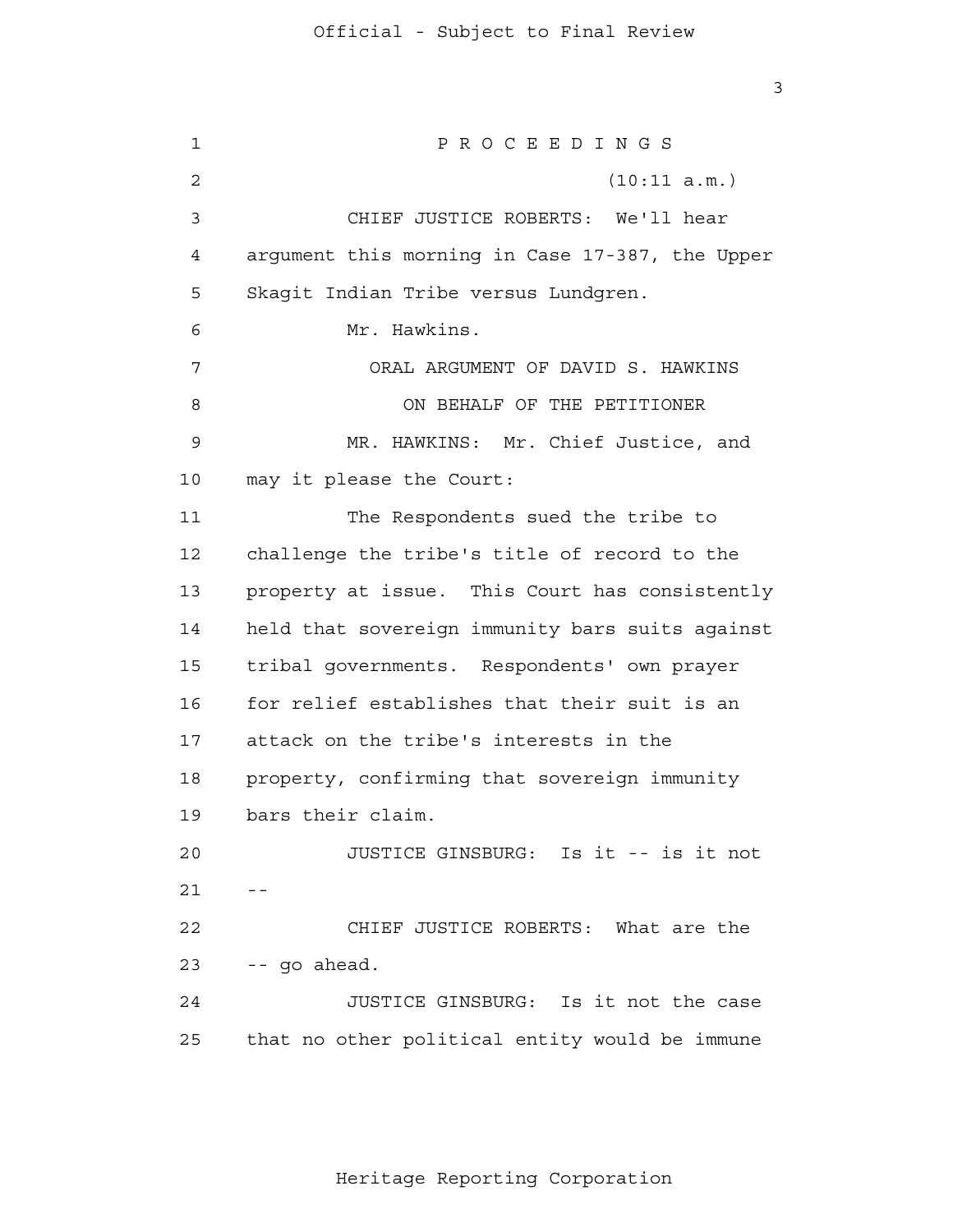P R O C E E D I N G S

(10:11 a.m.)

CHIEF JUSTICE ROBERTS: We'll hear argument this morning in Case 17-387, the Upper Skagit Indian Tribe versus Lundgren.

Mr. Hawkins.

ORAL ARGUMENT OF DAVID S. HAWKINS

ON BEHALF OF THE PETITIONER

MR. HAWKINS: Mr. Chief Justice, and may it please the Court:

The Respondents sued the tribe to challenge the tribe's title of record to the property at issue. This Court has consistently held that sovereign immunity bars suits against tribal governments. Respondents' own prayer for relief establishes that their suit is an attack on the tribe's interests in the property, confirming that sovereign immunity bars their claim.

JUSTICE GINSBURG: Is it -- is it not --

CHIEF JUSTICE ROBERTS: What are the -- go ahead.

JUSTICE GINSBURG: Is it not the case that no other political entity would be immune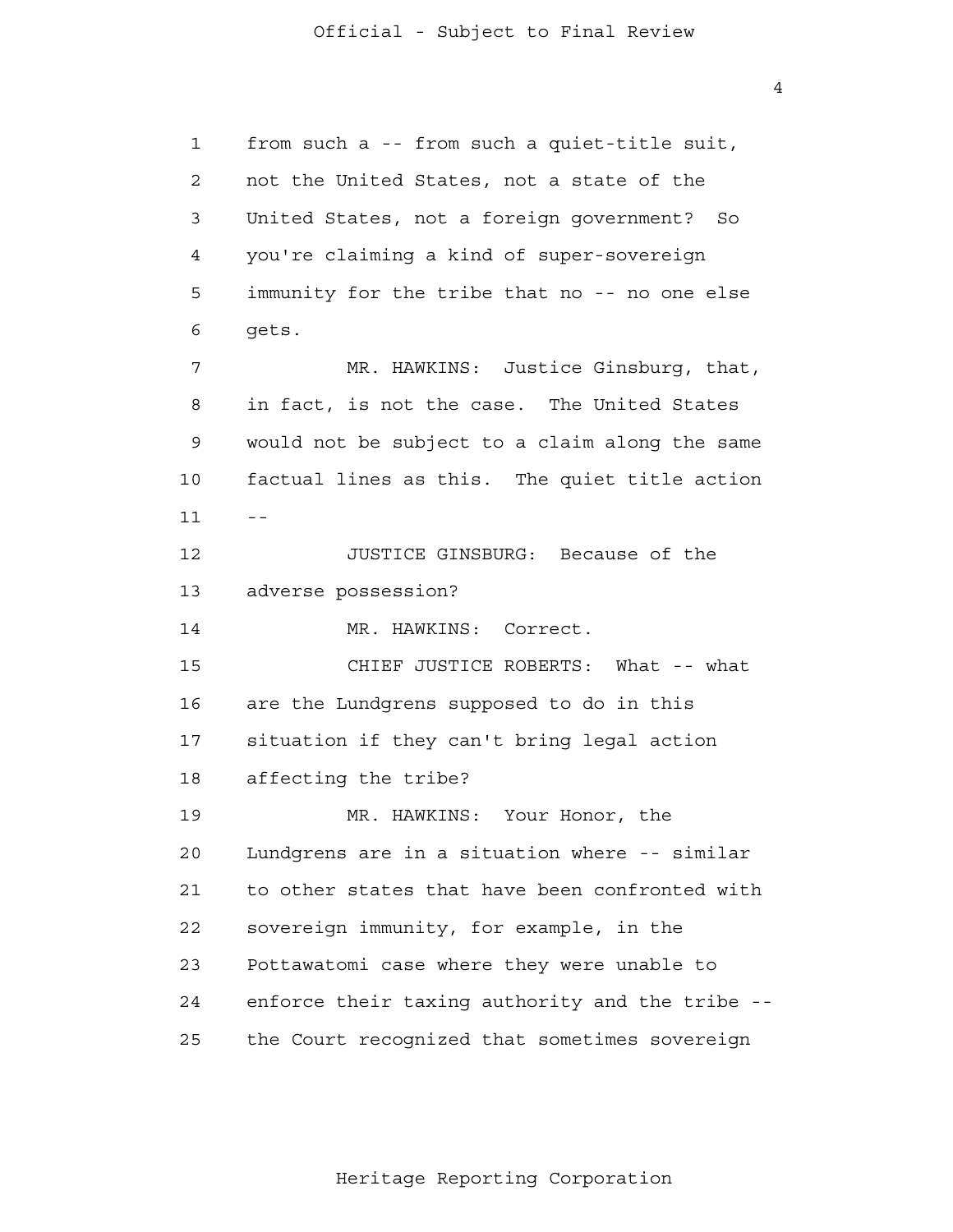from such a -- from such a quiet-title suit, not the United States, not a state of the United States, not a foreign government? So you're claiming a kind of super-sovereign immunity for the tribe that no -- no one else gets.

MR. HAWKINS: Justice Ginsburg, that, in fact, is not the case. The United States would not be subject to a claim along the same factual lines as this. The quiet title action --

JUSTICE GINSBURG: Because of the adverse possession?

MR. HAWKINS: Correct.

CHIEF JUSTICE ROBERTS: What -- what are the Lundgrens supposed to do in this situation if they can't bring legal action affecting the tribe?

MR. HAWKINS: Your Honor, the Lundgrens are in a situation where -- similar to other states that have been confronted with sovereign immunity, for example, in the Pottawatomi case where they were unable to enforce their taxing authority and the tribe -- the Court recognized that sometimes sovereign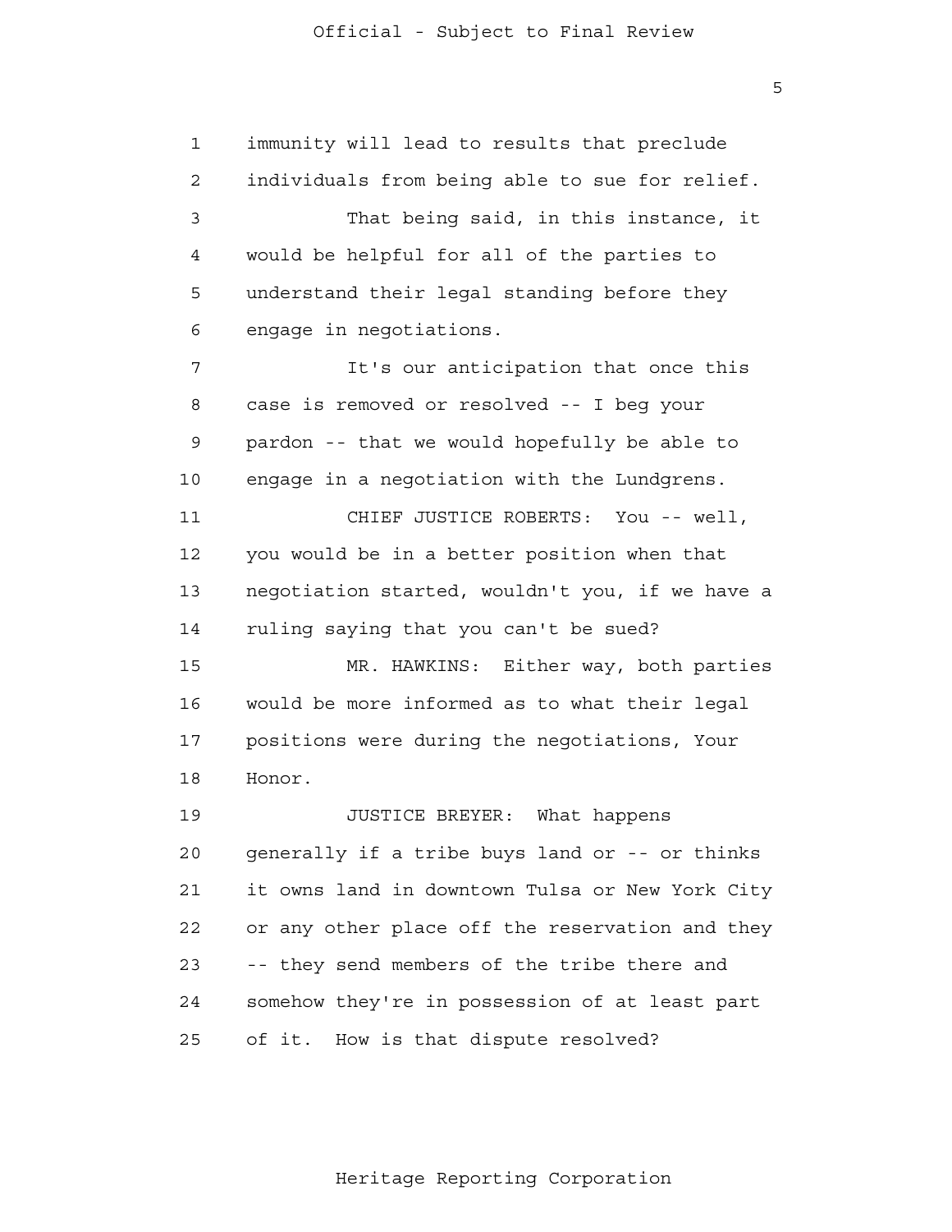immunity will lead to results that preclude individuals from being able to sue for relief.

That being said, in this instance, it would be helpful for all of the parties to understand their legal standing before they engage in negotiations.

It's our anticipation that once this case is removed or resolved -- I beg your pardon -- that we would hopefully be able to engage in a negotiation with the Lundgrens.

CHIEF JUSTICE ROBERTS: You -- well, you would be in a better position when that negotiation started, wouldn't you, if we have a ruling saying that you can't be sued?

MR. HAWKINS: Either way, both parties would be more informed as to what their legal positions were during the negotiations, Your Honor.

JUSTICE BREYER: What happens generally if a tribe buys land or -- or thinks it owns land in downtown Tulsa or New York City or any other place off the reservation and they -- they send members of the tribe there and somehow they're in possession of at least part of it. How is that dispute resolved?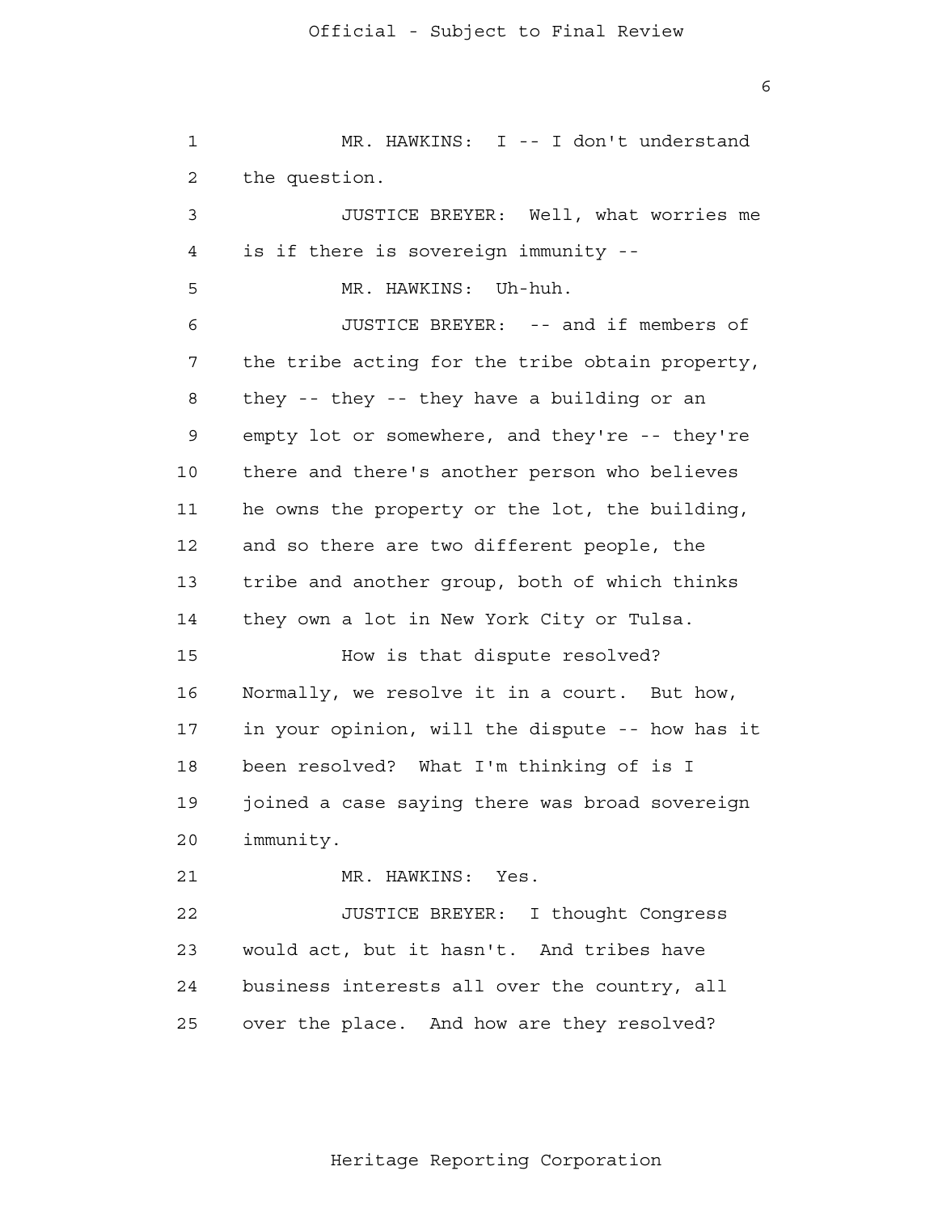MR. HAWKINS: I -- I don't understand the question.

JUSTICE BREYER: Well, what worries me is if there is sovereign immunity --

MR. HAWKINS: Uh-huh.

JUSTICE BREYER: -- and if members of the tribe acting for the tribe obtain property, they -- they -- they have a building or an empty lot or somewhere, and they're -- they're there and there's another person who believes he owns the property or the lot, the building, and so there are two different people, the tribe and another group, both of which thinks they own a lot in New York City or Tulsa.

How is that dispute resolved? Normally, we resolve it in a court. But how, in your opinion, will the dispute -- how has it been resolved? What I'm thinking of is I joined a case saying there was broad sovereign immunity.

MR. HAWKINS: Yes.

JUSTICE BREYER: I thought Congress would act, but it hasn't. And tribes have business interests all over the country, all over the place. And how are they resolved?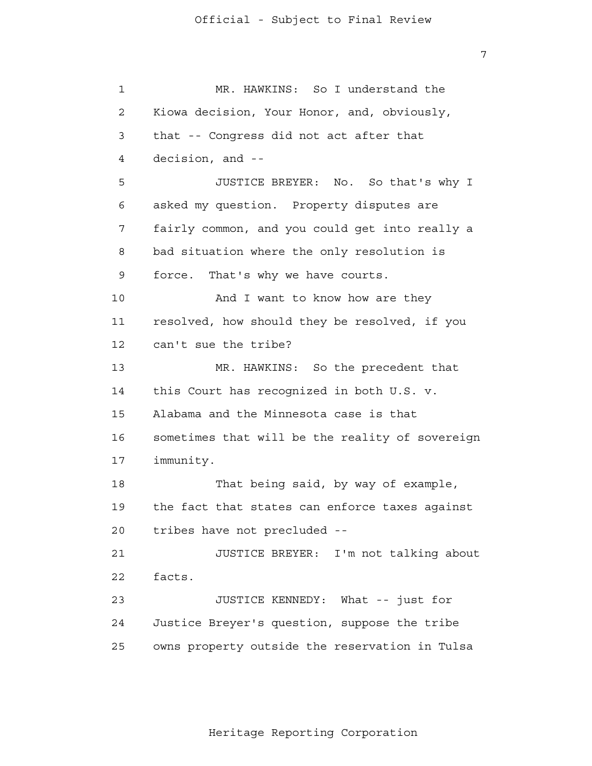MR. HAWKINS: So I understand the Kiowa decision, Your Honor, and, obviously, that -- Congress did not act after that decision, and --

JUSTICE BREYER: No. So that's why I asked my question. Property disputes are fairly common, and you could get into really a bad situation where the only resolution is force. That's why we have courts.

And I want to know how are they resolved, how should they be resolved, if you can't sue the tribe?

MR. HAWKINS: So the precedent that this Court has recognized in both U.S. v. Alabama and the Minnesota case is that sometimes that will be the reality of sovereign immunity.

That being said, by way of example, the fact that states can enforce taxes against tribes have not precluded --

JUSTICE BREYER: I'm not talking about facts.

JUSTICE KENNEDY: What -- just for Justice Breyer's question, suppose the tribe owns property outside the reservation in Tulsa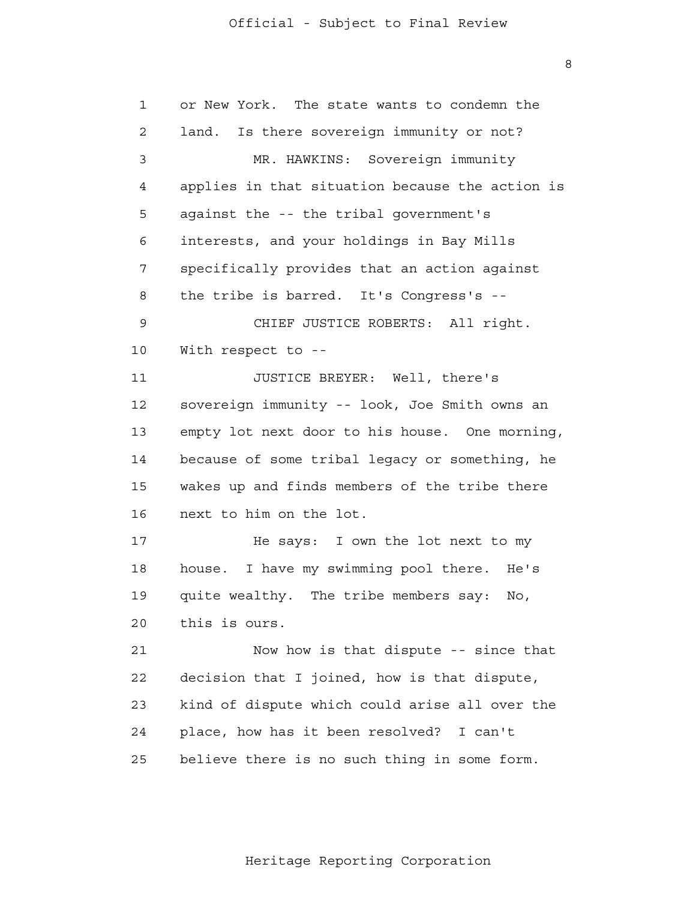or New York. The state wants to condemn the land. Is there sovereign immunity or not?

MR. HAWKINS: Sovereign immunity applies in that situation because the action is against the -- the tribal government's interests, and your holdings in Bay Mills specifically provides that an action against the tribe is barred. It's Congress's --

CHIEF JUSTICE ROBERTS: All right. With respect to --

JUSTICE BREYER: Well, there's sovereign immunity -- look, Joe Smith owns an empty lot next door to his house. One morning, because of some tribal legacy or something, he wakes up and finds members of the tribe there next to him on the lot.

He says: I own the lot next to my house. I have my swimming pool there. He's quite wealthy. The tribe members say: No, this is ours.

Now how is that dispute -- since that decision that I joined, how is that dispute, kind of dispute which could arise all over the place, how has it been resolved? I can't believe there is no such thing in some form.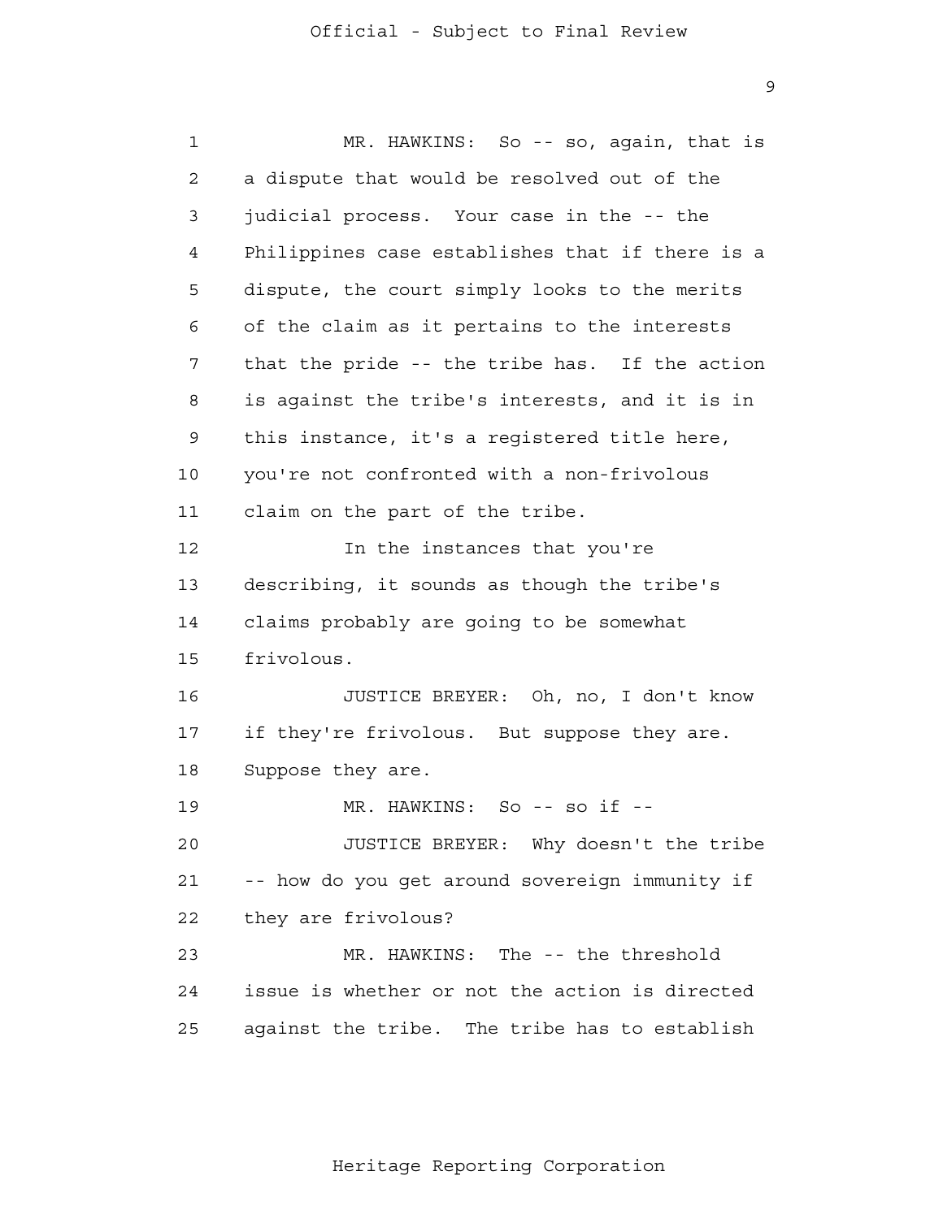MR. HAWKINS: So -- so, again, that is a dispute that would be resolved out of the judicial process. Your case in the -- the Philippines case establishes that if there is a dispute, the court simply looks to the merits of the claim as it pertains to the interests that the pride -- the tribe has. If the action is against the tribe's interests, and it is in this instance, it's a registered title here, you're not confronted with a non-frivolous claim on the part of the tribe.

In the instances that you're describing, it sounds as though the tribe's claims probably are going to be somewhat frivolous.

JUSTICE BREYER: Oh, no, I don't know if they're frivolous. But suppose they are. Suppose they are.

MR. HAWKINS: So -- so if --

JUSTICE BREYER: Why doesn't the tribe -- how do you get around sovereign immunity if they are frivolous?

MR. HAWKINS: The -- the threshold issue is whether or not the action is directed against the tribe. The tribe has to establish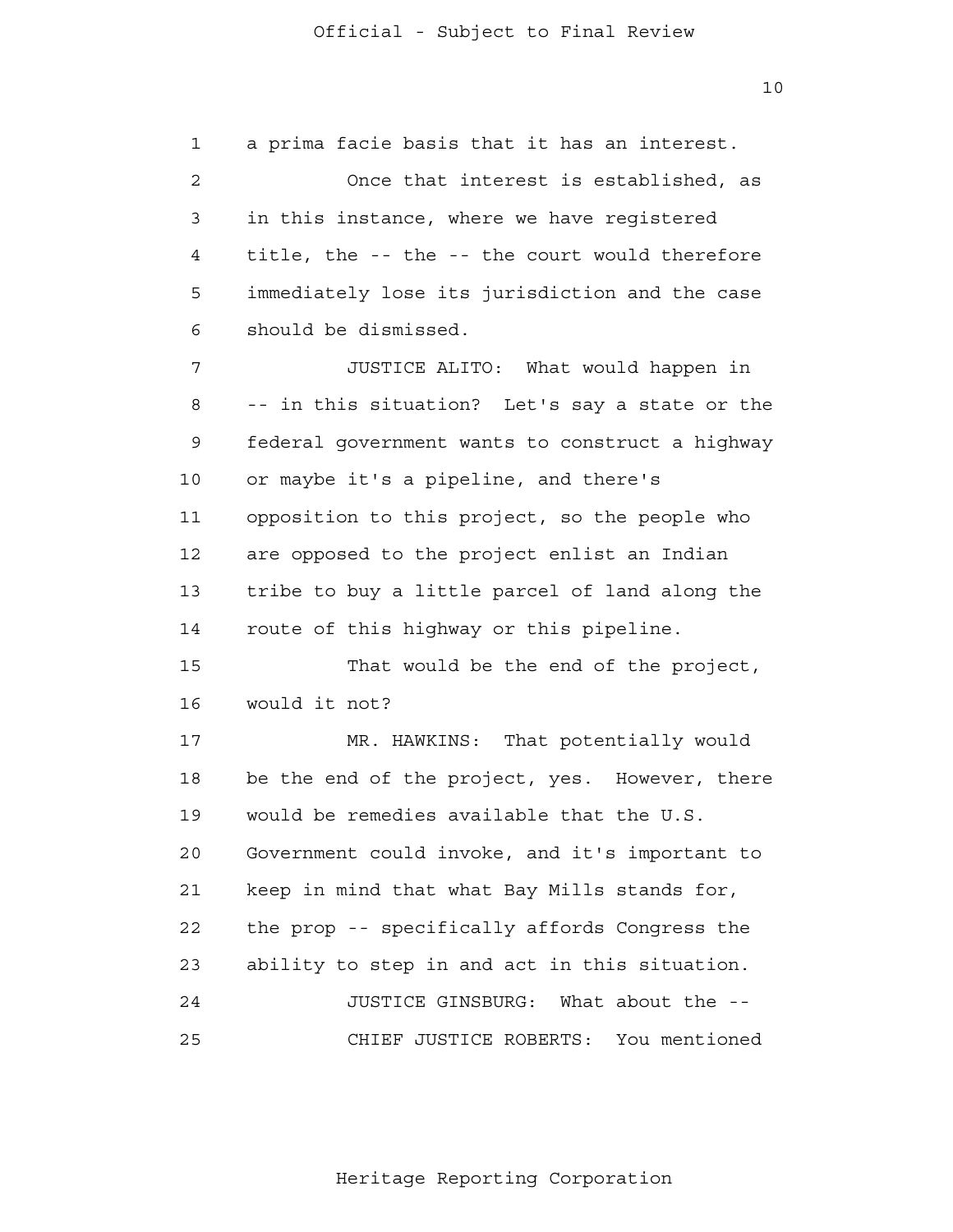a prima facie basis that it has an interest.

Once that interest is established, as in this instance, where we have registered title, the -- the -- the court would therefore immediately lose its jurisdiction and the case should be dismissed.

JUSTICE ALITO: What would happen in -- in this situation? Let's say a state or the federal government wants to construct a highway or maybe it's a pipeline, and there's opposition to this project, so the people who are opposed to the project enlist an Indian tribe to buy a little parcel of land along the route of this highway or this pipeline.

That would be the end of the project, would it not?

MR. HAWKINS: That potentially would be the end of the project, yes. However, there would be remedies available that the U.S. Government could invoke, and it's important to keep in mind that what Bay Mills stands for, the prop -- specifically affords Congress the ability to step in and act in this situation.

JUSTICE GINSBURG: What about the --

CHIEF JUSTICE ROBERTS: You mentioned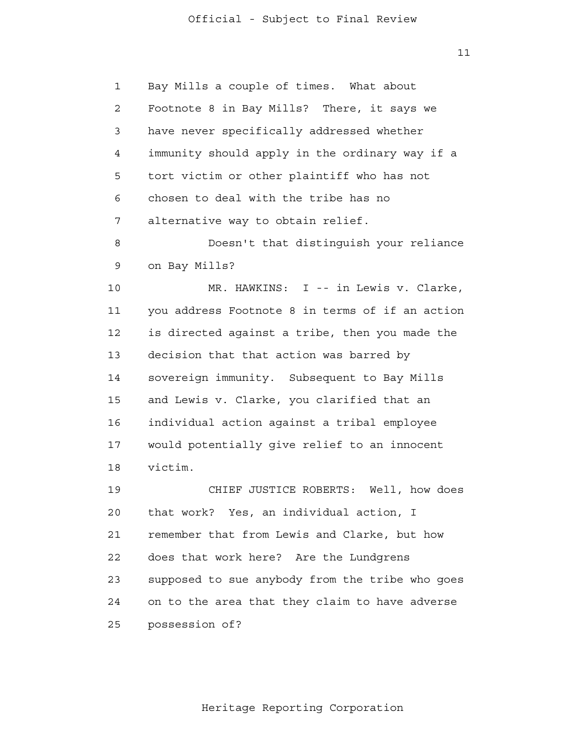Bay Mills a couple of times. What about Footnote 8 in Bay Mills? There, it says we have never specifically addressed whether immunity should apply in the ordinary way if a tort victim or other plaintiff who has not chosen to deal with the tribe has no alternative way to obtain relief.

Doesn't that distinguish your reliance on Bay Mills?

MR. HAWKINS: I -- in Lewis v. Clarke, you address Footnote 8 in terms of if an action is directed against a tribe, then you made the decision that that action was barred by sovereign immunity. Subsequent to Bay Mills and Lewis v. Clarke, you clarified that an individual action against a tribal employee would potentially give relief to an innocent victim.

CHIEF JUSTICE ROBERTS: Well, how does that work? Yes, an individual action, I remember that from Lewis and Clarke, but how does that work here? Are the Lundgrens supposed to sue anybody from the tribe who goes on to the area that they claim to have adverse possession of?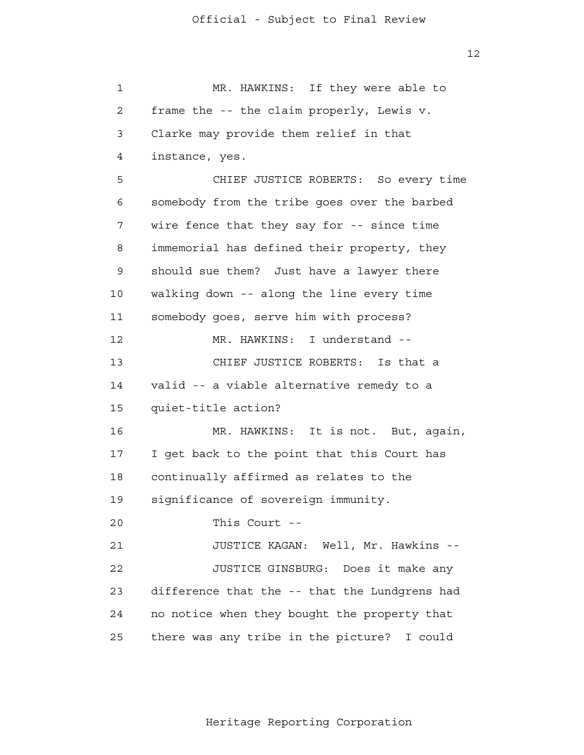MR. HAWKINS: If they were able to frame the -- the claim properly, Lewis v. Clarke may provide them relief in that instance, yes.

CHIEF JUSTICE ROBERTS: So every time somebody from the tribe goes over the barbed wire fence that they say for -- since time immemorial has defined their property, they should sue them? Just have a lawyer there walking down -- along the line every time somebody goes, serve him with process?

MR. HAWKINS: I understand --

CHIEF JUSTICE ROBERTS: Is that a valid -- a viable alternative remedy to a quiet-title action?

MR. HAWKINS: It is not. But, again, I get back to the point that this Court has continually affirmed as relates to the significance of sovereign immunity.

This Court --

JUSTICE KAGAN: Well, Mr. Hawkins --

JUSTICE GINSBURG: Does it make any difference that the -- that the Lundgrens had no notice when they bought the property that there was any tribe in the picture? I could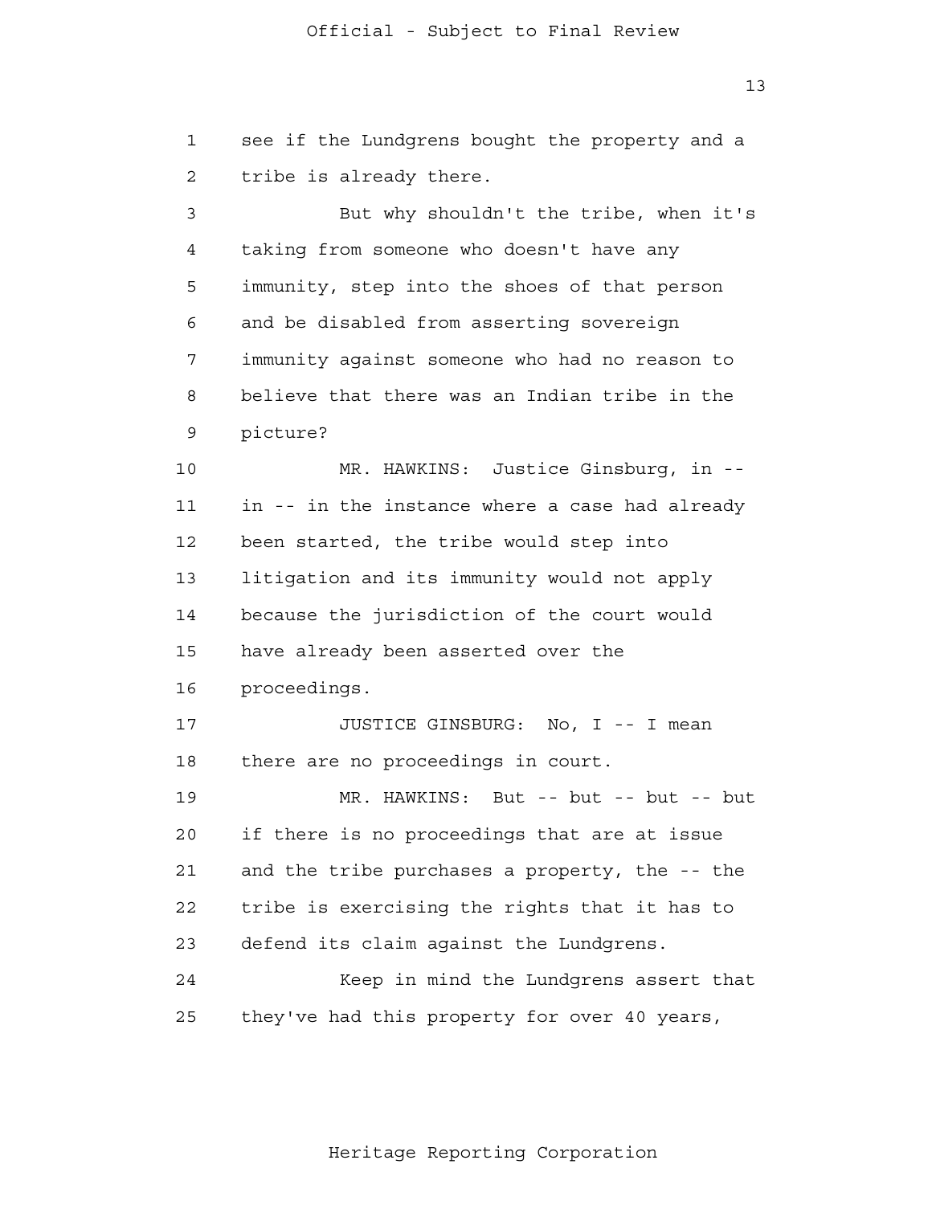see if the Lundgrens bought the property and a tribe is already there.

But why shouldn't the tribe, when it's taking from someone who doesn't have any immunity, step into the shoes of that person and be disabled from asserting sovereign immunity against someone who had no reason to believe that there was an Indian tribe in the picture?

MR. HAWKINS: Justice Ginsburg, in -- in -- in the instance where a case had already been started, the tribe would step into litigation and its immunity would not apply because the jurisdiction of the court would have already been asserted over the proceedings.

JUSTICE GINSBURG: No, I -- I mean there are no proceedings in court.

MR. HAWKINS: But -- but -- but -- but if there is no proceedings that are at issue and the tribe purchases a property, the -- the tribe is exercising the rights that it has to defend its claim against the Lundgrens.

Keep in mind the Lundgrens assert that they've had this property for over 40 years,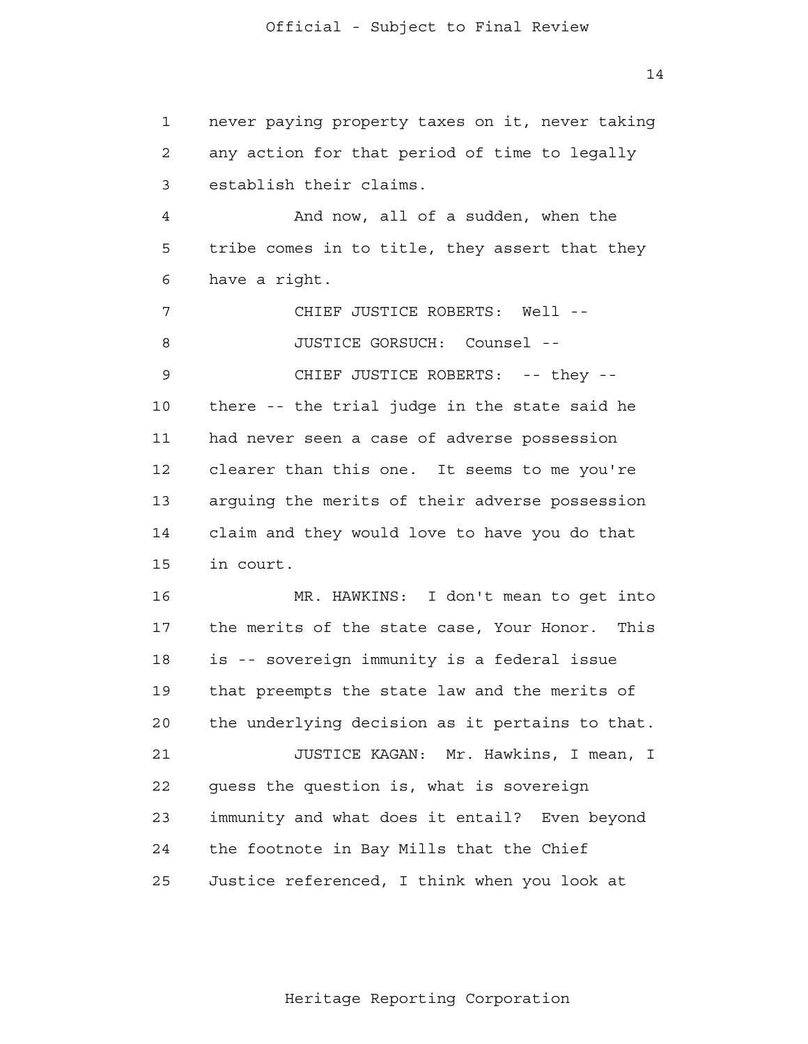never paying property taxes on it, never taking any action for that period of time to legally establish their claims.

And now, all of a sudden, when the tribe comes in to title, they assert that they have a right.

CHIEF JUSTICE ROBERTS: Well --

JUSTICE GORSUCH: Counsel --

CHIEF JUSTICE ROBERTS: -- they -- there -- the trial judge in the state said he had never seen a case of adverse possession clearer than this one. It seems to me you're arguing the merits of their adverse possession claim and they would love to have you do that in court.

MR. HAWKINS: I don't mean to get into the merits of the state case, Your Honor. This is -- sovereign immunity is a federal issue that preempts the state law and the merits of the underlying decision as it pertains to that.

JUSTICE KAGAN: Mr. Hawkins, I mean, I guess the question is, what is sovereign immunity and what does it entail? Even beyond the footnote in Bay Mills that the Chief Justice referenced, I think when you look at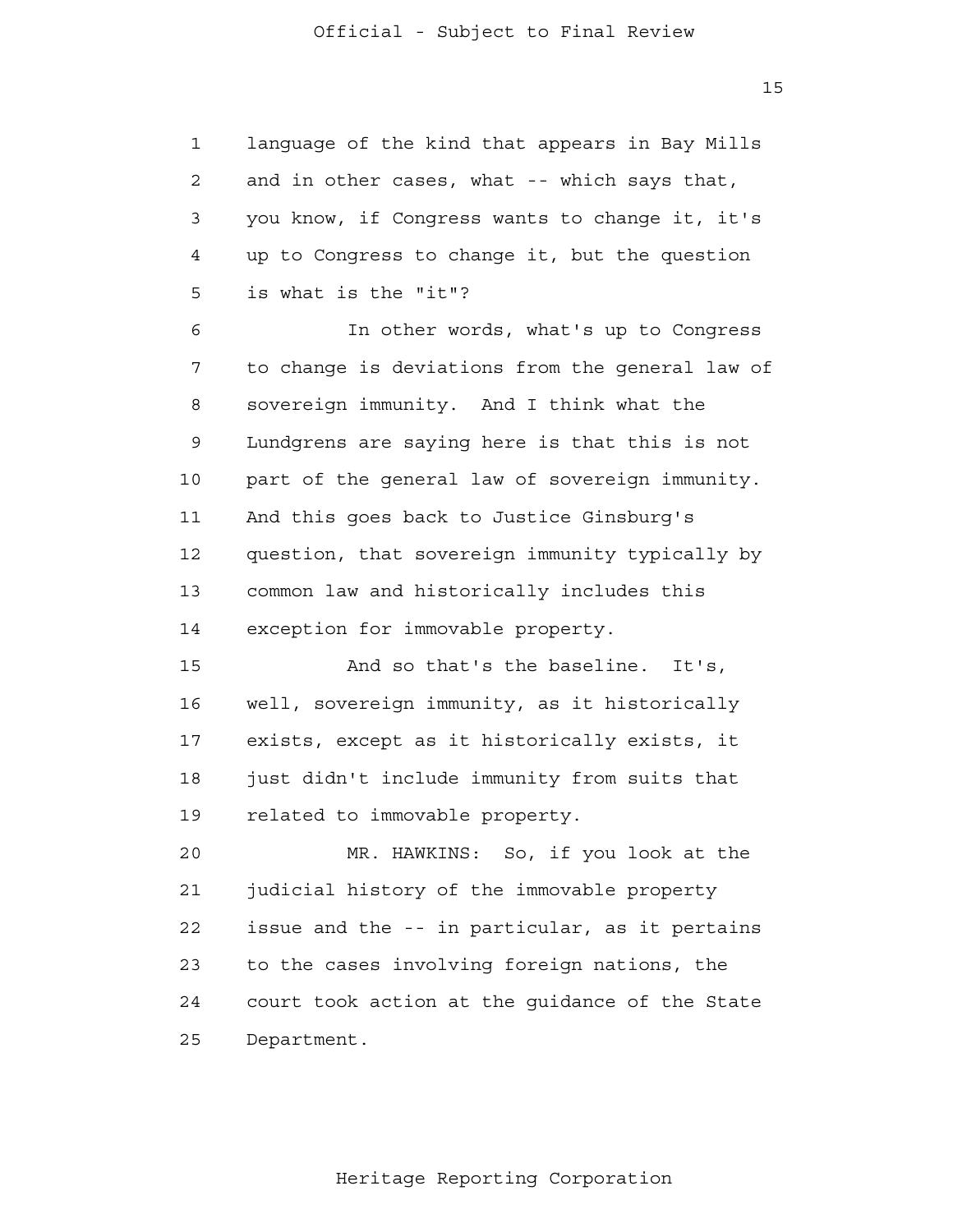language of the kind that appears in Bay Mills and in other cases, what -- which says that, you know, if Congress wants to change it, it's up to Congress to change it, but the question is what is the "it"?

In other words, what's up to Congress to change is deviations from the general law of sovereign immunity. And I think what the Lundgrens are saying here is that this is not part of the general law of sovereign immunity. And this goes back to Justice Ginsburg's question, that sovereign immunity typically by common law and historically includes this exception for immovable property.

And so that's the baseline. It's, well, sovereign immunity, as it historically exists, except as it historically exists, it just didn't include immunity from suits that related to immovable property.

MR. HAWKINS: So, if you look at the judicial history of the immovable property issue and the -- in particular, as it pertains to the cases involving foreign nations, the court took action at the guidance of the State Department.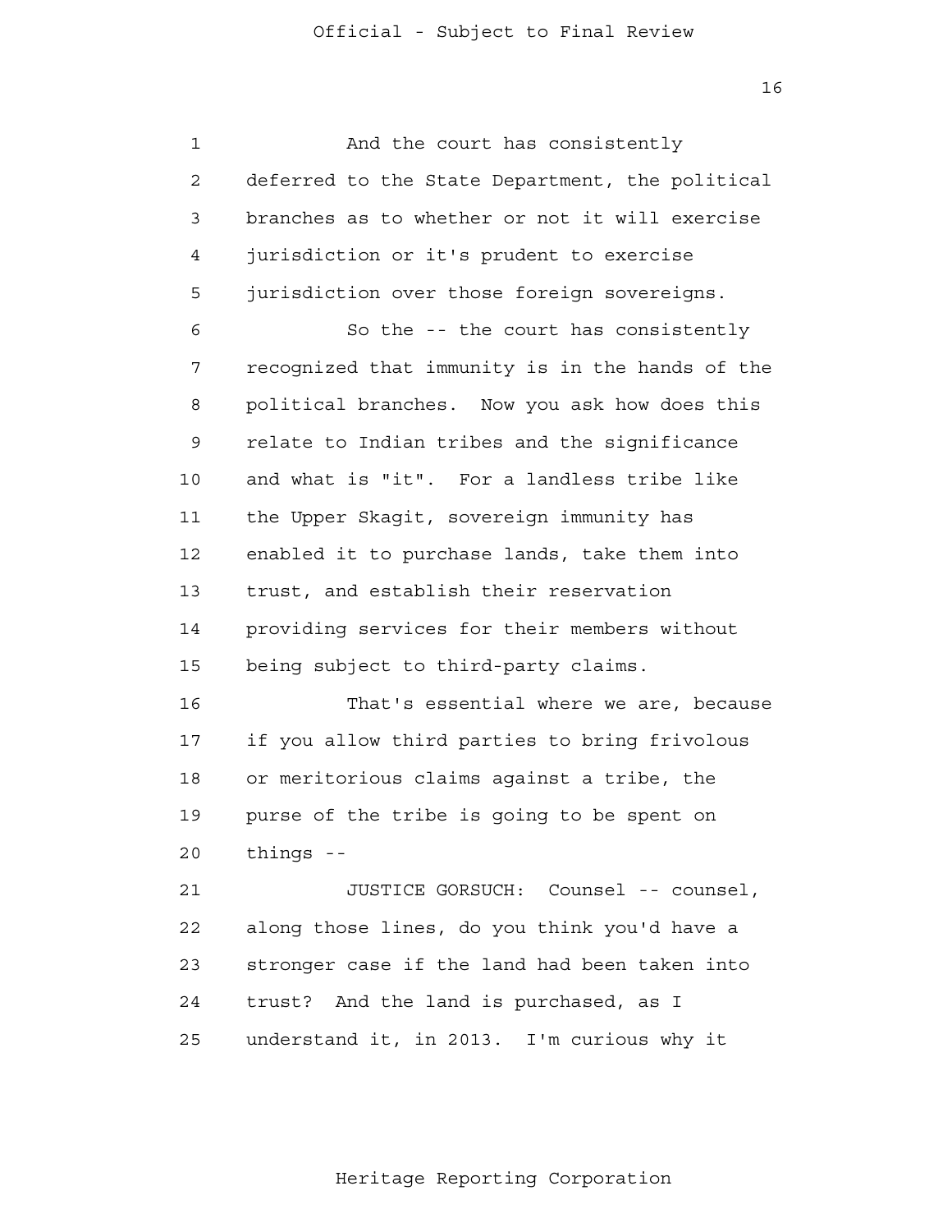And the court has consistently deferred to the State Department, the political branches as to whether or not it will exercise jurisdiction or it's prudent to exercise jurisdiction over those foreign sovereigns.

So the -- the court has consistently recognized that immunity is in the hands of the political branches. Now you ask how does this relate to Indian tribes and the significance and what is "it". For a landless tribe like the Upper Skagit, sovereign immunity has enabled it to purchase lands, take them into trust, and establish their reservation providing services for their members without being subject to third-party claims.

That's essential where we are, because if you allow third parties to bring frivolous or meritorious claims against a tribe, the purse of the tribe is going to be spent on things --

JUSTICE GORSUCH: Counsel -- counsel, along those lines, do you think you'd have a stronger case if the land had been taken into trust? And the land is purchased, as I understand it, in 2013. I'm curious why it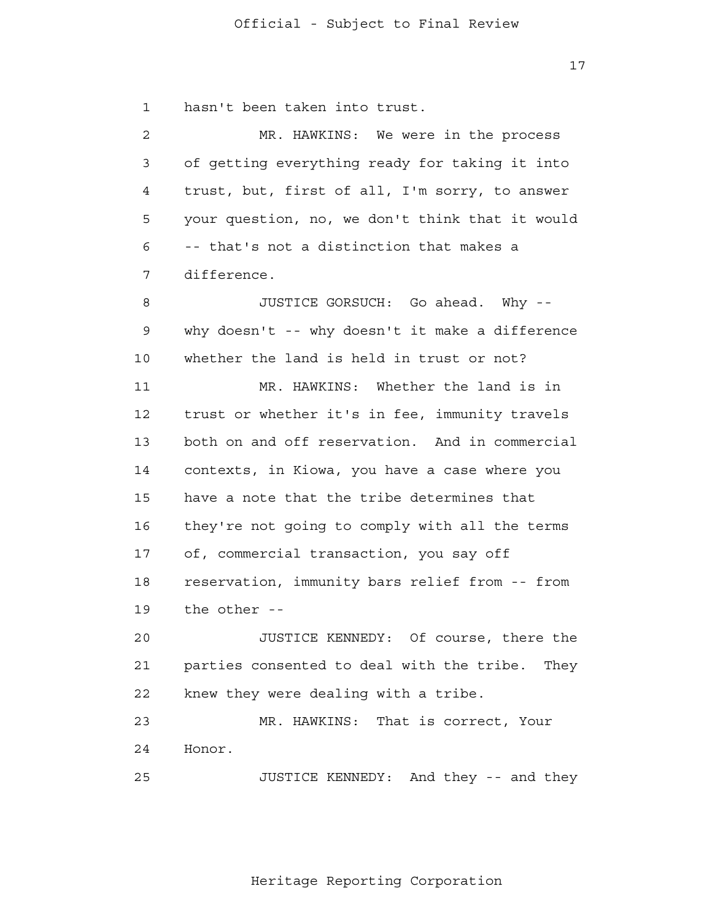hasn't been taken into trust.

MR. HAWKINS: We were in the process of getting everything ready for taking it into trust, but, first of all, I'm sorry, to answer your question, no, we don't think that it would -- that's not a distinction that makes a difference.

JUSTICE GORSUCH: Go ahead. Why -- why doesn't -- why doesn't it make a difference whether the land is held in trust or not?

MR. HAWKINS: Whether the land is in trust or whether it's in fee, immunity travels both on and off reservation. And in commercial contexts, in Kiowa, you have a case where you have a note that the tribe determines that they're not going to comply with all the terms of, commercial transaction, you say off reservation, immunity bars relief from -- from the other --

JUSTICE KENNEDY: Of course, there the parties consented to deal with the tribe. They knew they were dealing with a tribe.

MR. HAWKINS: That is correct, Your Honor.

JUSTICE KENNEDY: And they -- and they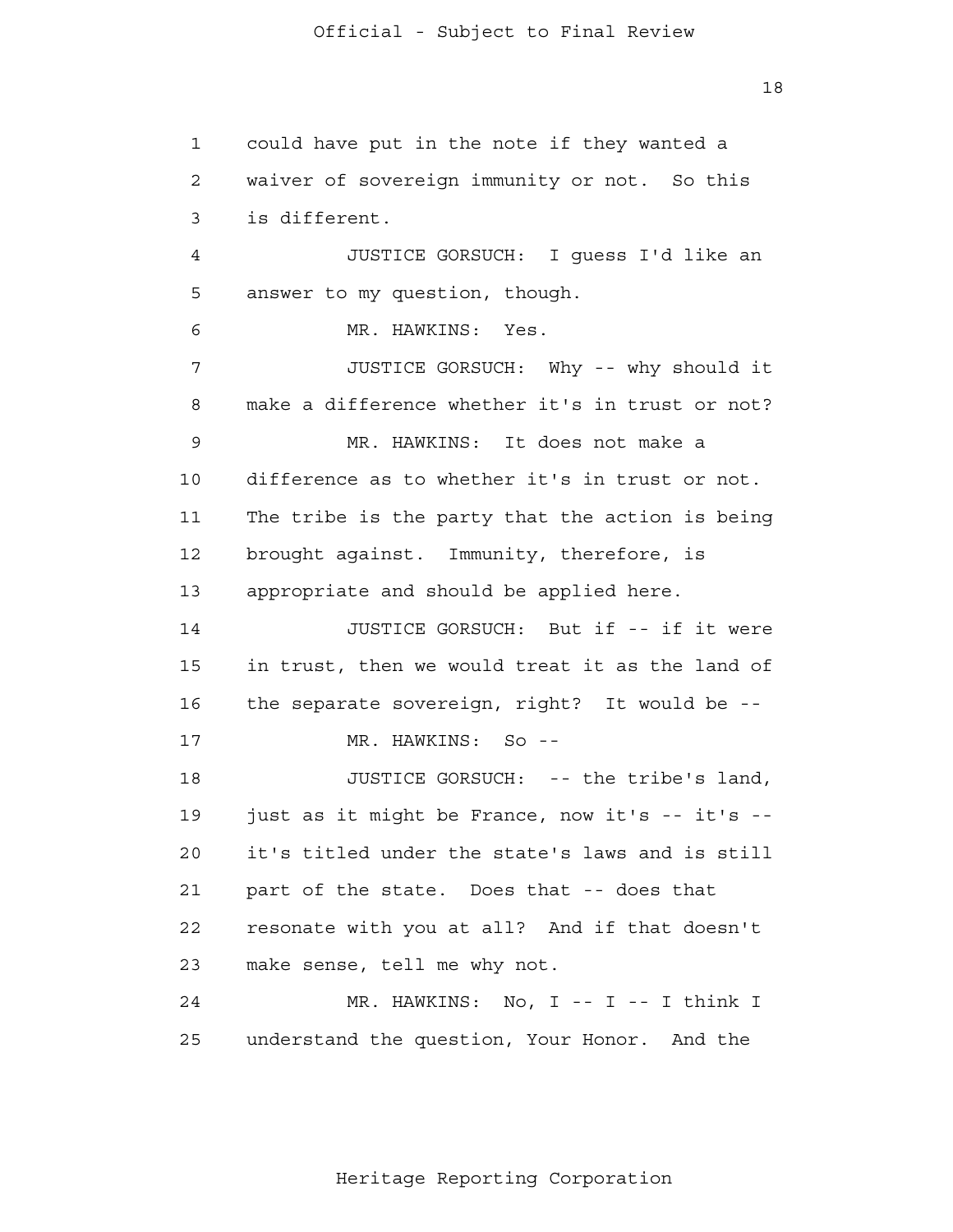could have put in the note if they wanted a waiver of sovereign immunity or not. So this is different.

JUSTICE GORSUCH: I guess I'd like an answer to my question, though.

MR. HAWKINS: Yes.

JUSTICE GORSUCH: Why -- why should it make a difference whether it's in trust or not?

MR. HAWKINS: It does not make a difference as to whether it's in trust or not. The tribe is the party that the action is being brought against. Immunity, therefore, is appropriate and should be applied here.

JUSTICE GORSUCH: But if -- if it were in trust, then we would treat it as the land of the separate sovereign, right? It would be --

MR. HAWKINS: So --

JUSTICE GORSUCH: -- the tribe's land, just as it might be France, now it's -- it's -- it's titled under the state's laws and is still part of the state. Does that -- does that resonate with you at all? And if that doesn't make sense, tell me why not.

MR. HAWKINS: No, I -- I -- I think I understand the question, Your Honor. And the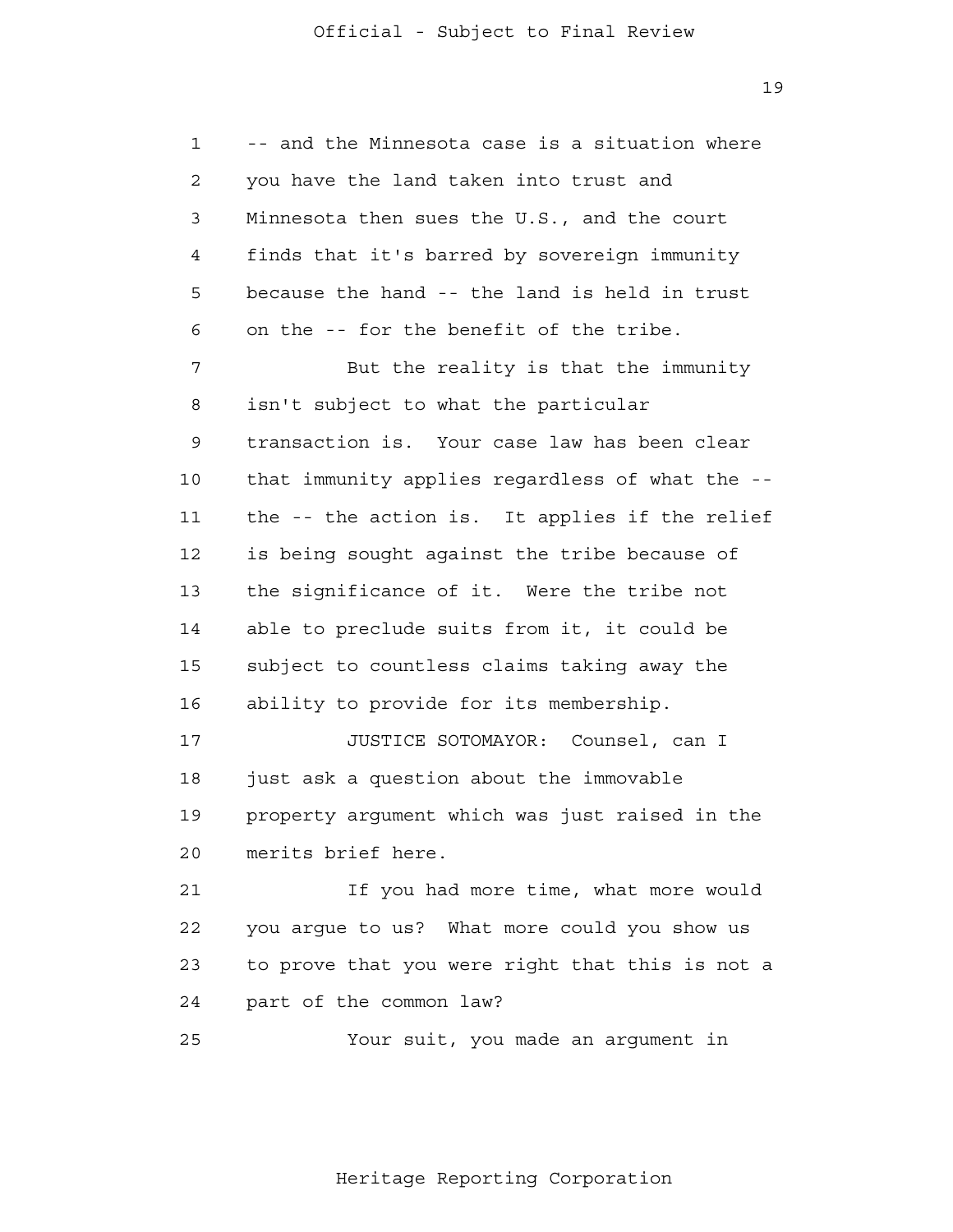-- and the Minnesota case is a situation where you have the land taken into trust and Minnesota then sues the U.S., and the court finds that it's barred by sovereign immunity because the hand -- the land is held in trust on the -- for the benefit of the tribe.

But the reality is that the immunity isn't subject to what the particular transaction is. Your case law has been clear that immunity applies regardless of what the -- the -- the action is. It applies if the relief is being sought against the tribe because of the significance of it. Were the tribe not able to preclude suits from it, it could be subject to countless claims taking away the ability to provide for its membership.

JUSTICE SOTOMAYOR: Counsel, can I just ask a question about the immovable property argument which was just raised in the merits brief here.

If you had more time, what more would you argue to us? What more could you show us to prove that you were right that this is not a part of the common law?

Your suit, you made an argument in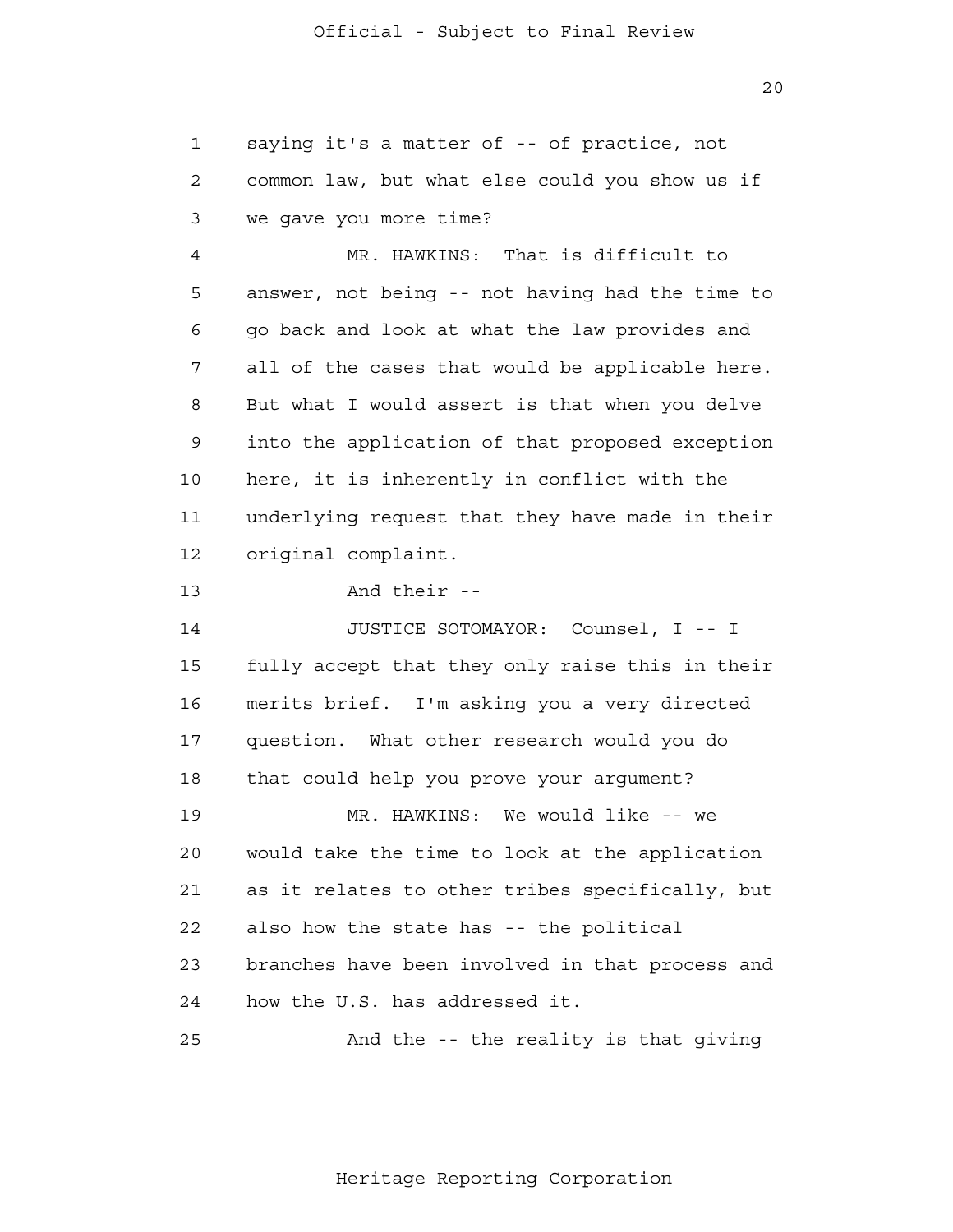saying it's a matter of -- of practice, not common law, but what else could you show us if we gave you more time?

MR. HAWKINS: That is difficult to answer, not being -- not having had the time to go back and look at what the law provides and all of the cases that would be applicable here. But what I would assert is that when you delve into the application of that proposed exception here, it is inherently in conflict with the underlying request that they have made in their original complaint.

And their --

JUSTICE SOTOMAYOR: Counsel, I -- I fully accept that they only raise this in their merits brief. I'm asking you a very directed question. What other research would you do that could help you prove your argument?

MR. HAWKINS: We would like -- we would take the time to look at the application as it relates to other tribes specifically, but also how the state has -- the political branches have been involved in that process and how the U.S. has addressed it.

And the -- the reality is that giving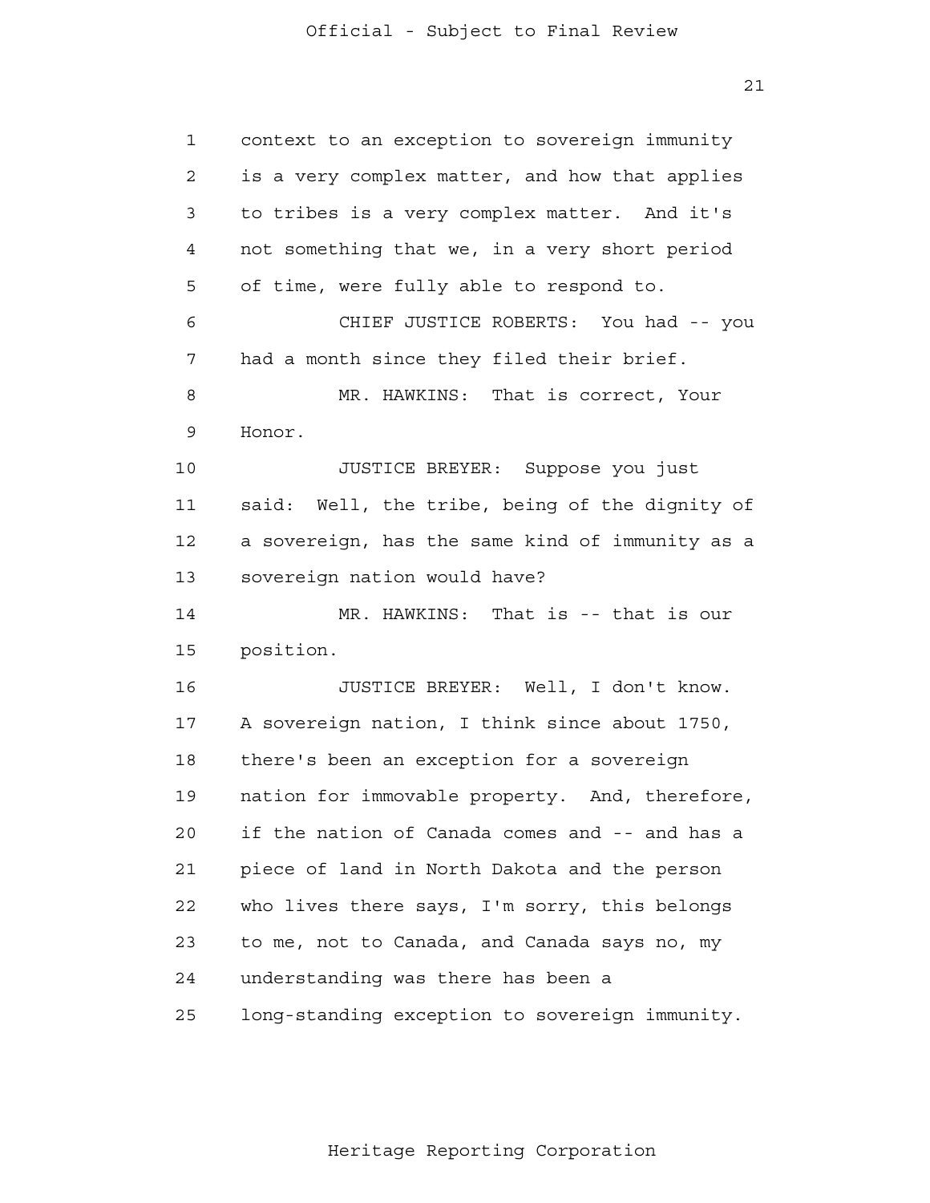context to an exception to sovereign immunity is a very complex matter, and how that applies to tribes is a very complex matter. And it's not something that we, in a very short period of time, were fully able to respond to.

CHIEF JUSTICE ROBERTS: You had -- you had a month since they filed their brief.

MR. HAWKINS: That is correct, Your Honor.

JUSTICE BREYER: Suppose you just said: Well, the tribe, being of the dignity of a sovereign, has the same kind of immunity as a sovereign nation would have?

MR. HAWKINS: That is -- that is our position.

JUSTICE BREYER: Well, I don't know. A sovereign nation, I think since about 1750, there's been an exception for a sovereign nation for immovable property. And, therefore, if the nation of Canada comes and -- and has a piece of land in North Dakota and the person who lives there says, I'm sorry, this belongs to me, not to Canada, and Canada says no, my understanding was there has been a long-standing exception to sovereign immunity.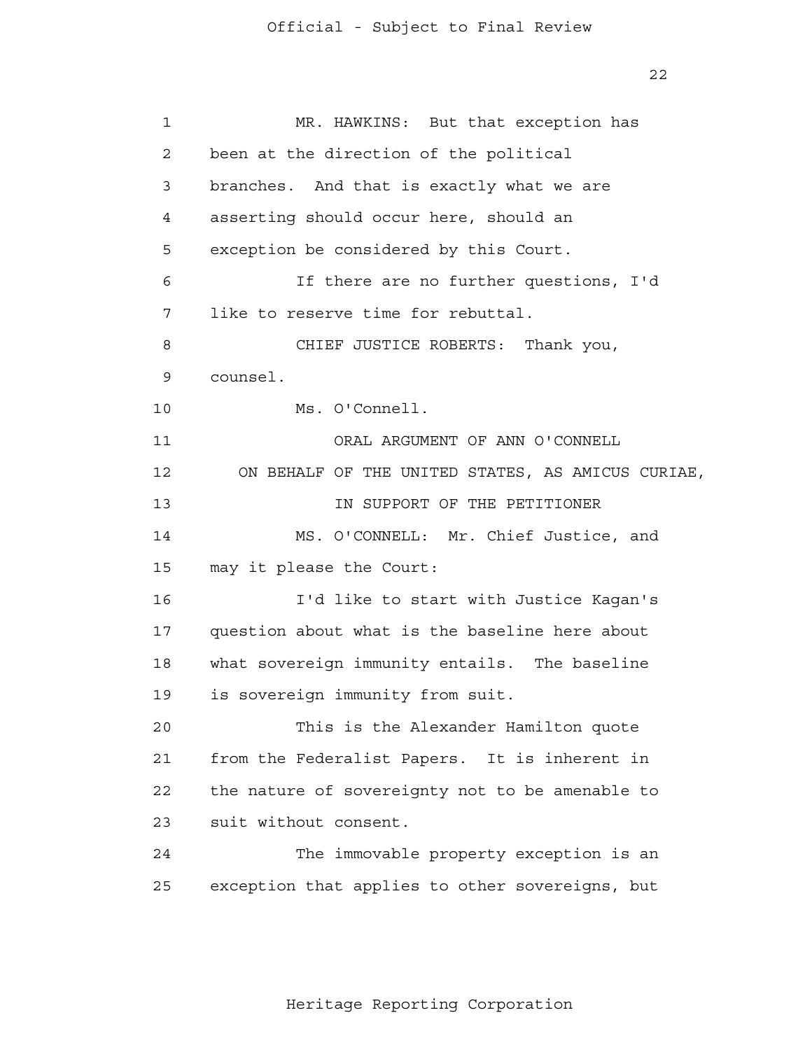MR. HAWKINS: But that exception has been at the direction of the political branches. And that is exactly what we are asserting should occur here, should an exception be considered by this Court.

If there are no further questions, I'd like to reserve time for rebuttal.

CHIEF JUSTICE ROBERTS: Thank you, counsel.

Ms. O'Connell.

ORAL ARGUMENT OF ANN O'CONNELL
ON BEHALF OF THE UNITED STATES, AS AMICUS CURIAE,
IN SUPPORT OF THE PETITIONER

MS. O'CONNELL: Mr. Chief Justice, and may it please the Court:

I'd like to start with Justice Kagan's question about what is the baseline here about what sovereign immunity entails. The baseline is sovereign immunity from suit.

This is the Alexander Hamilton quote from the Federalist Papers. It is inherent in the nature of sovereignty not to be amenable to suit without consent.

The immovable property exception is an exception that applies to other sovereigns, but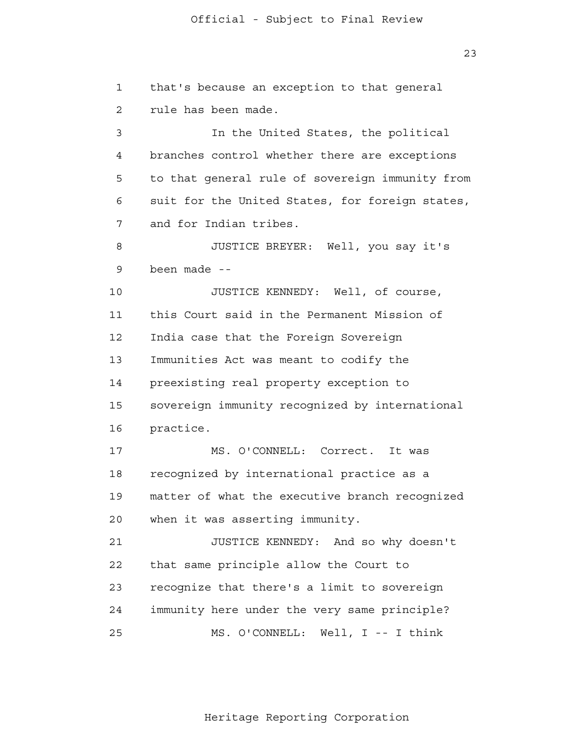that's because an exception to that general rule has been made.

In the United States, the political branches control whether there are exceptions to that general rule of sovereign immunity from suit for the United States, for foreign states, and for Indian tribes.

JUSTICE BREYER: Well, you say it's been made --

JUSTICE KENNEDY: Well, of course, this Court said in the Permanent Mission of India case that the Foreign Sovereign Immunities Act was meant to codify the preexisting real property exception to sovereign immunity recognized by international practice.

MS. O'CONNELL: Correct. It was recognized by international practice as a matter of what the executive branch recognized when it was asserting immunity.

JUSTICE KENNEDY: And so why doesn't that same principle allow the Court to recognize that there's a limit to sovereign immunity here under the very same principle?

MS. O'CONNELL: Well, I -- I think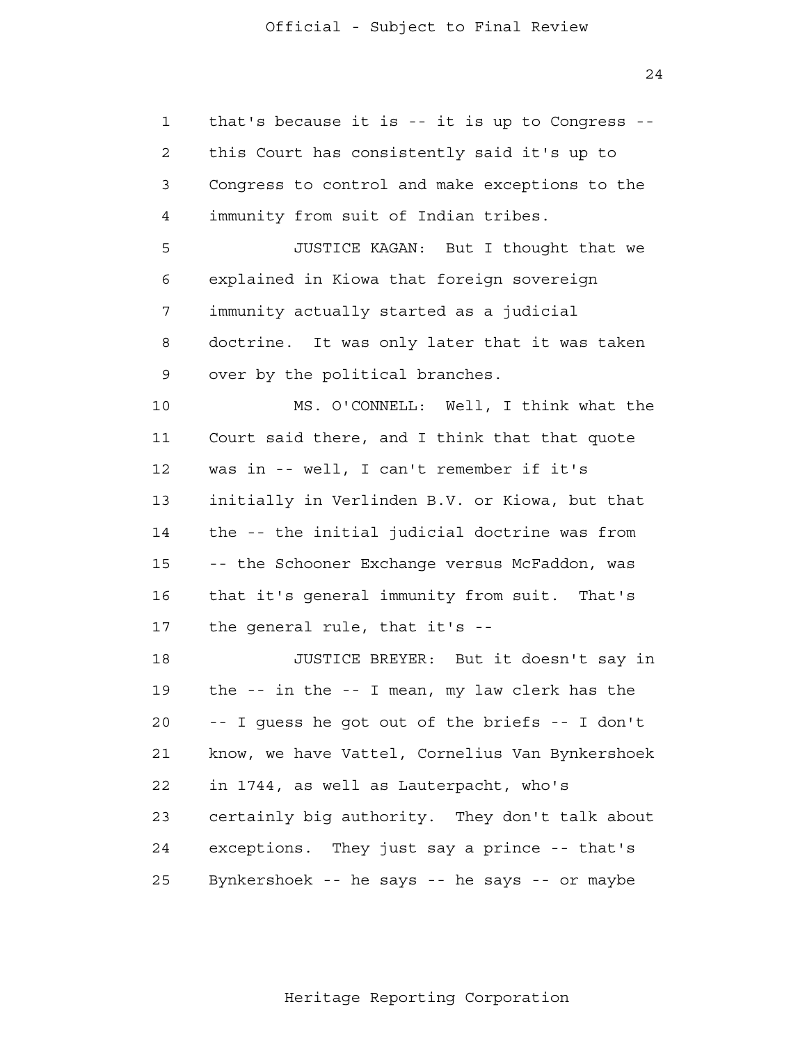that's because it is -- it is up to Congress -- this Court has consistently said it's up to Congress to control and make exceptions to the immunity from suit of Indian tribes.

JUSTICE KAGAN: But I thought that we explained in Kiowa that foreign sovereign immunity actually started as a judicial doctrine. It was only later that it was taken over by the political branches.

MS. O'CONNELL: Well, I think what the Court said there, and I think that that quote was in -- well, I can't remember if it's initially in Verlinden B.V. or Kiowa, but that the -- the initial judicial doctrine was from -- the Schooner Exchange versus McFaddon, was that it's general immunity from suit. That's the general rule, that it's --

JUSTICE BREYER: But it doesn't say in the -- in the -- I mean, my law clerk has the -- I guess he got out of the briefs -- I don't know, we have Vattel, Cornelius Van Bynkershoek in 1744, as well as Lauterpacht, who's certainly big authority. They don't talk about exceptions. They just say a prince -- that's Bynkershoek -- he says -- he says -- or maybe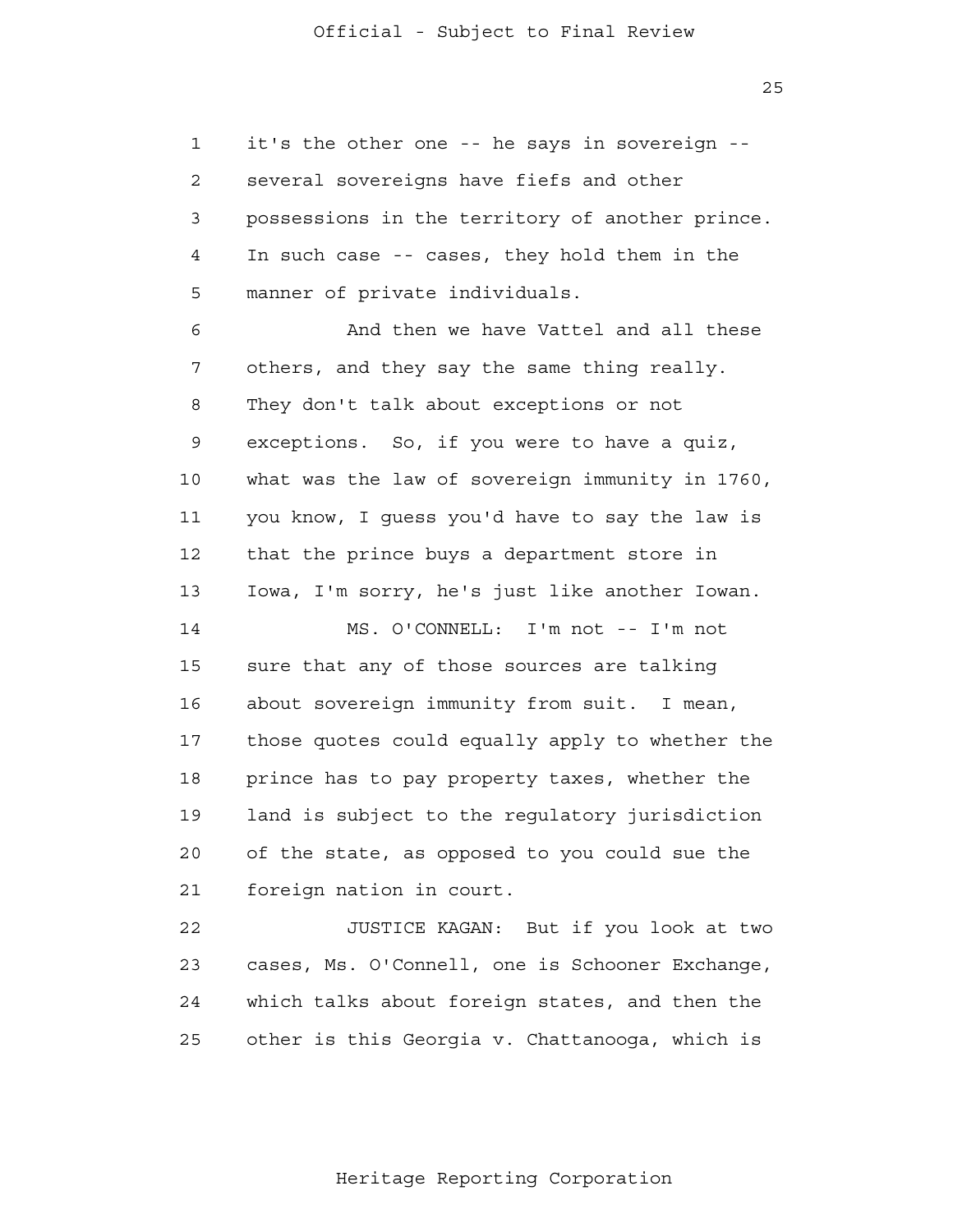it's the other one -- he says in sovereign -- several sovereigns have fiefs and other possessions in the territory of another prince. In such case -- cases, they hold them in the manner of private individuals.

And then we have Vattel and all these others, and they say the same thing really. They don't talk about exceptions or not exceptions. So, if you were to have a quiz, what was the law of sovereign immunity in 1760, you know, I guess you'd have to say the law is that the prince buys a department store in Iowa, I'm sorry, he's just like another Iowan.

MS. O'CONNELL: I'm not -- I'm not sure that any of those sources are talking about sovereign immunity from suit. I mean, those quotes could equally apply to whether the prince has to pay property taxes, whether the land is subject to the regulatory jurisdiction of the state, as opposed to you could sue the foreign nation in court.

JUSTICE KAGAN: But if you look at two cases, Ms. O'Connell, one is Schooner Exchange, which talks about foreign states, and then the other is this Georgia v. Chattanooga, which is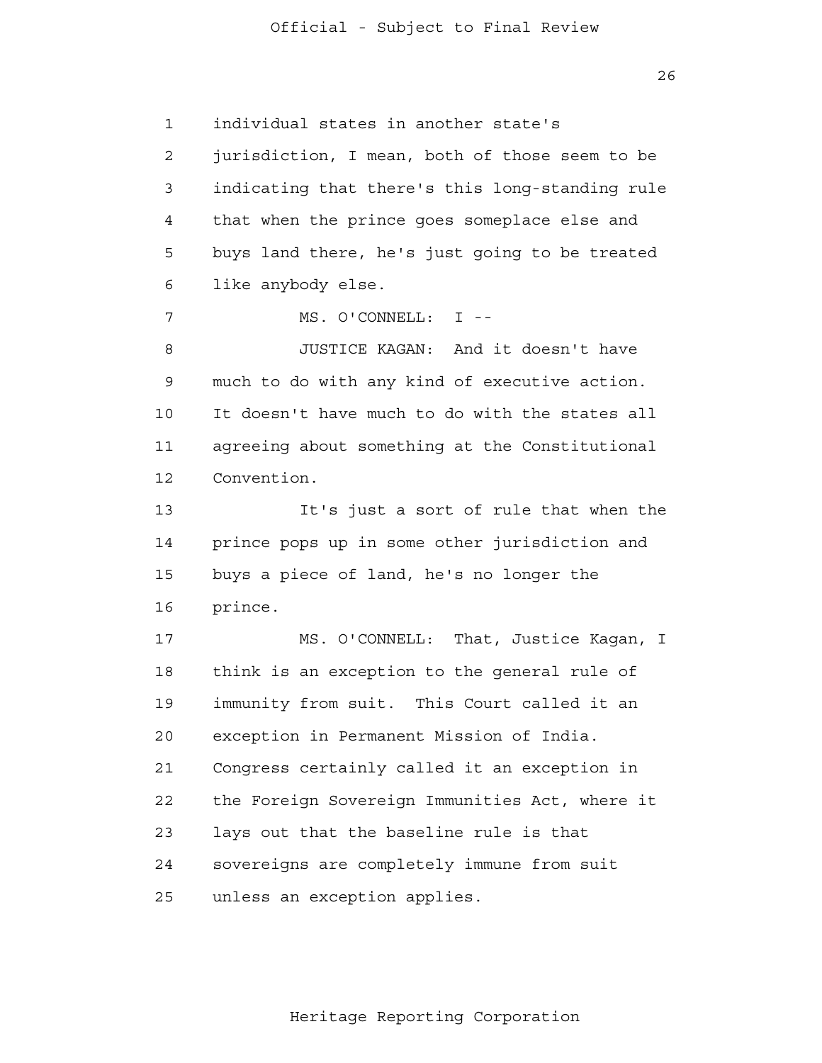individual states in another state's jurisdiction, I mean, both of those seem to be indicating that there's this long-standing rule that when the prince goes someplace else and buys land there, he's just going to be treated like anybody else.

MS. O'CONNELL: I --

JUSTICE KAGAN: And it doesn't have much to do with any kind of executive action. It doesn't have much to do with the states all agreeing about something at the Constitutional Convention.

It's just a sort of rule that when the prince pops up in some other jurisdiction and buys a piece of land, he's no longer the prince.

MS. O'CONNELL: That, Justice Kagan, I think is an exception to the general rule of immunity from suit. This Court called it an exception in Permanent Mission of India. Congress certainly called it an exception in the Foreign Sovereign Immunities Act, where it lays out that the baseline rule is that sovereigns are completely immune from suit unless an exception applies.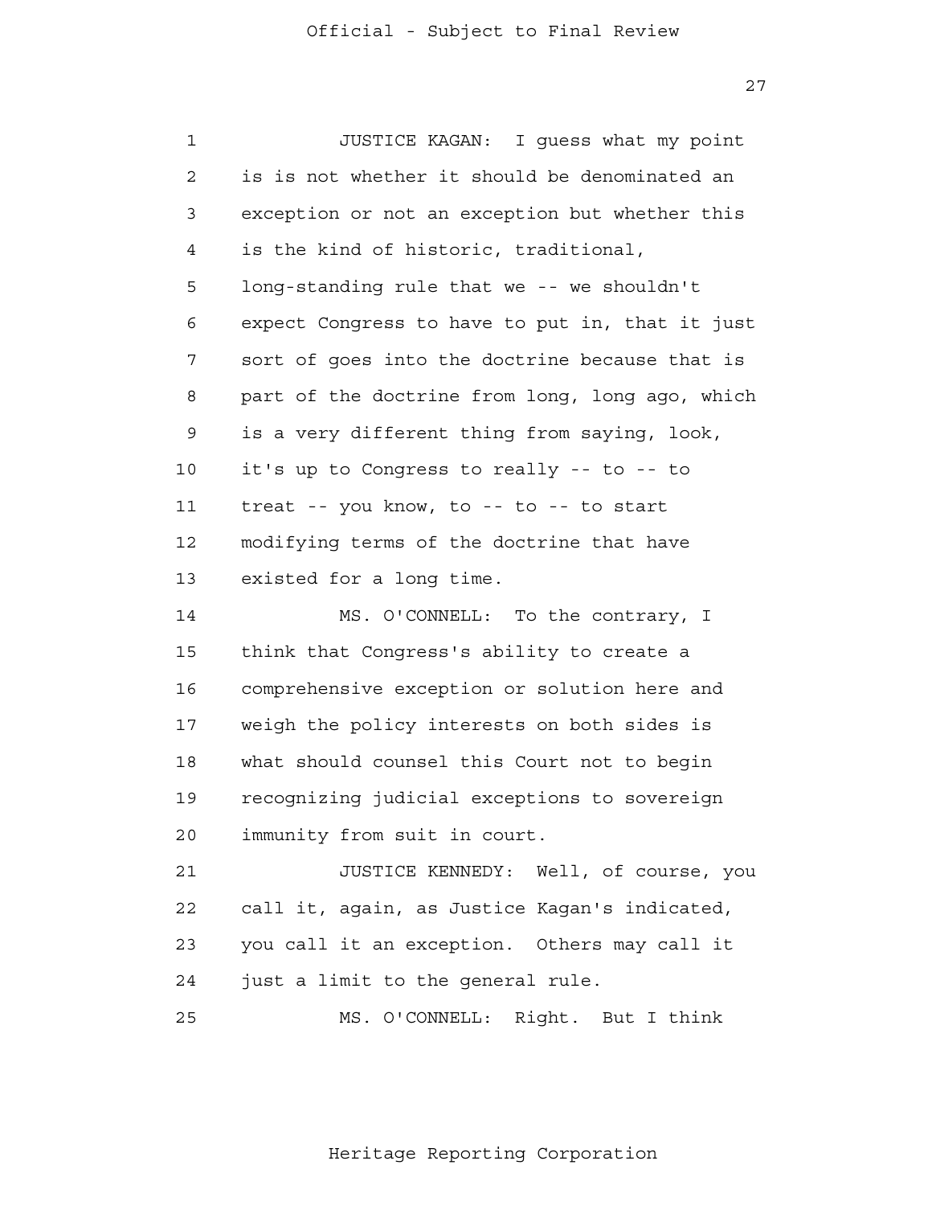JUSTICE KAGAN: I guess what my point is is not whether it should be denominated an exception or not an exception but whether this is the kind of historic, traditional, long-standing rule that we -- we shouldn't expect Congress to have to put in, that it just sort of goes into the doctrine because that is part of the doctrine from long, long ago, which is a very different thing from saying, look, it's up to Congress to really -- to -- to treat -- you know, to -- to -- to start modifying terms of the doctrine that have existed for a long time.

MS. O'CONNELL: To the contrary, I think that Congress's ability to create a comprehensive exception or solution here and weigh the policy interests on both sides is what should counsel this Court not to begin recognizing judicial exceptions to sovereign immunity from suit in court.

JUSTICE KENNEDY: Well, of course, you call it, again, as Justice Kagan's indicated, you call it an exception. Others may call it just a limit to the general rule.

MS. O'CONNELL: Right. But I think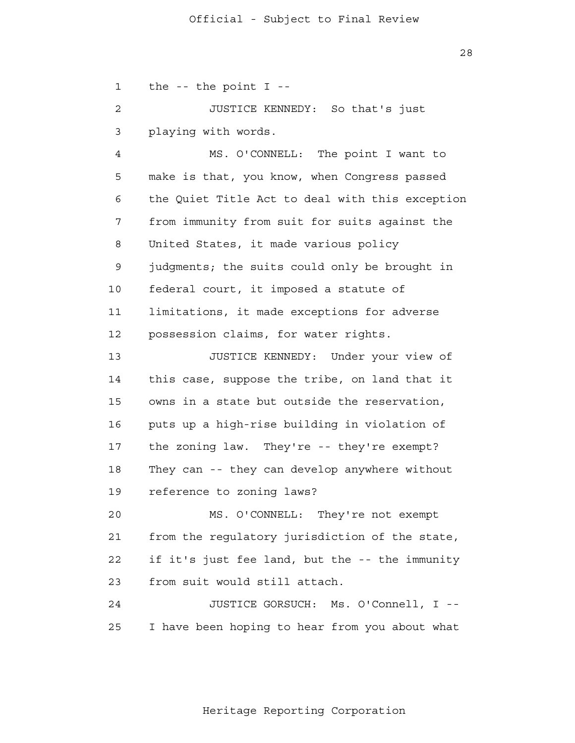the -- the point I --

JUSTICE KENNEDY: So that's just playing with words.

MS. O'CONNELL: The point I want to make is that, you know, when Congress passed the Quiet Title Act to deal with this exception from immunity from suit for suits against the United States, it made various policy judgments; the suits could only be brought in federal court, it imposed a statute of limitations, it made exceptions for adverse possession claims, for water rights.

JUSTICE KENNEDY: Under your view of this case, suppose the tribe, on land that it owns in a state but outside the reservation, puts up a high-rise building in violation of the zoning law. They're -- they're exempt? They can -- they can develop anywhere without reference to zoning laws?

MS. O'CONNELL: They're not exempt from the regulatory jurisdiction of the state, if it's just fee land, but the -- the immunity from suit would still attach.

JUSTICE GORSUCH: Ms. O'Connell, I -- I have been hoping to hear from you about what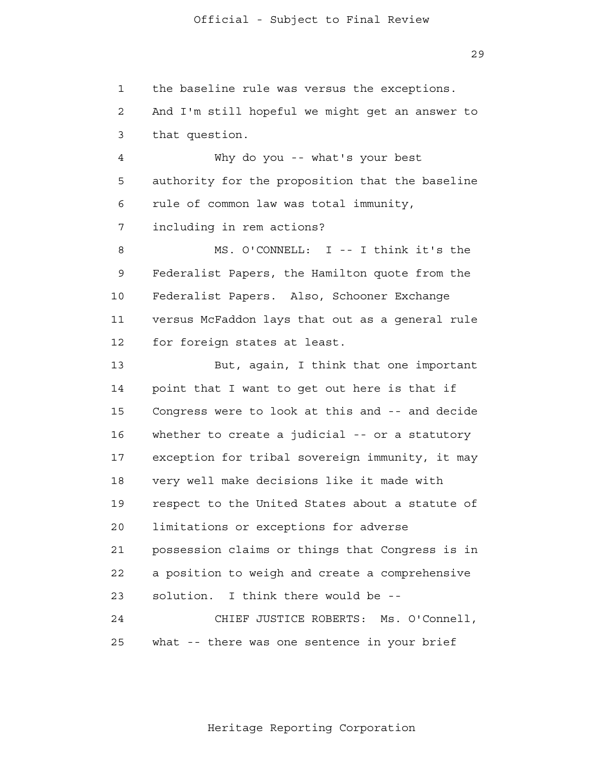1 the baseline rule was versus the exceptions.
2 And I'm still hopeful we might get an answer to
3 that question.
4 Why do you -- what's your best
5 authority for the proposition that the baseline
6 rule of common law was total immunity,
7 including in rem actions?
8 MS. O'CONNELL: I -- I think it's the
9 Federalist Papers, the Hamilton quote from the
10 Federalist Papers. Also, Schooner Exchange
11 versus McFaddon lays that out as a general rule
12 for foreign states at least.
13 But, again, I think that one important
14 point that I want to get out here is that if
15 Congress were to look at this and -- and decide
16 whether to create a judicial -- or a statutory
17 exception for tribal sovereign immunity, it may
18 very well make decisions like it made with
19 respect to the United States about a statute of
20 limitations or exceptions for adverse
21 possession claims or things that Congress is in
22 a position to weigh and create a comprehensive
23 solution. I think there would be --
24 CHIEF JUSTICE ROBERTS: Ms. O'Connell,
25 what -- there was one sentence in your brief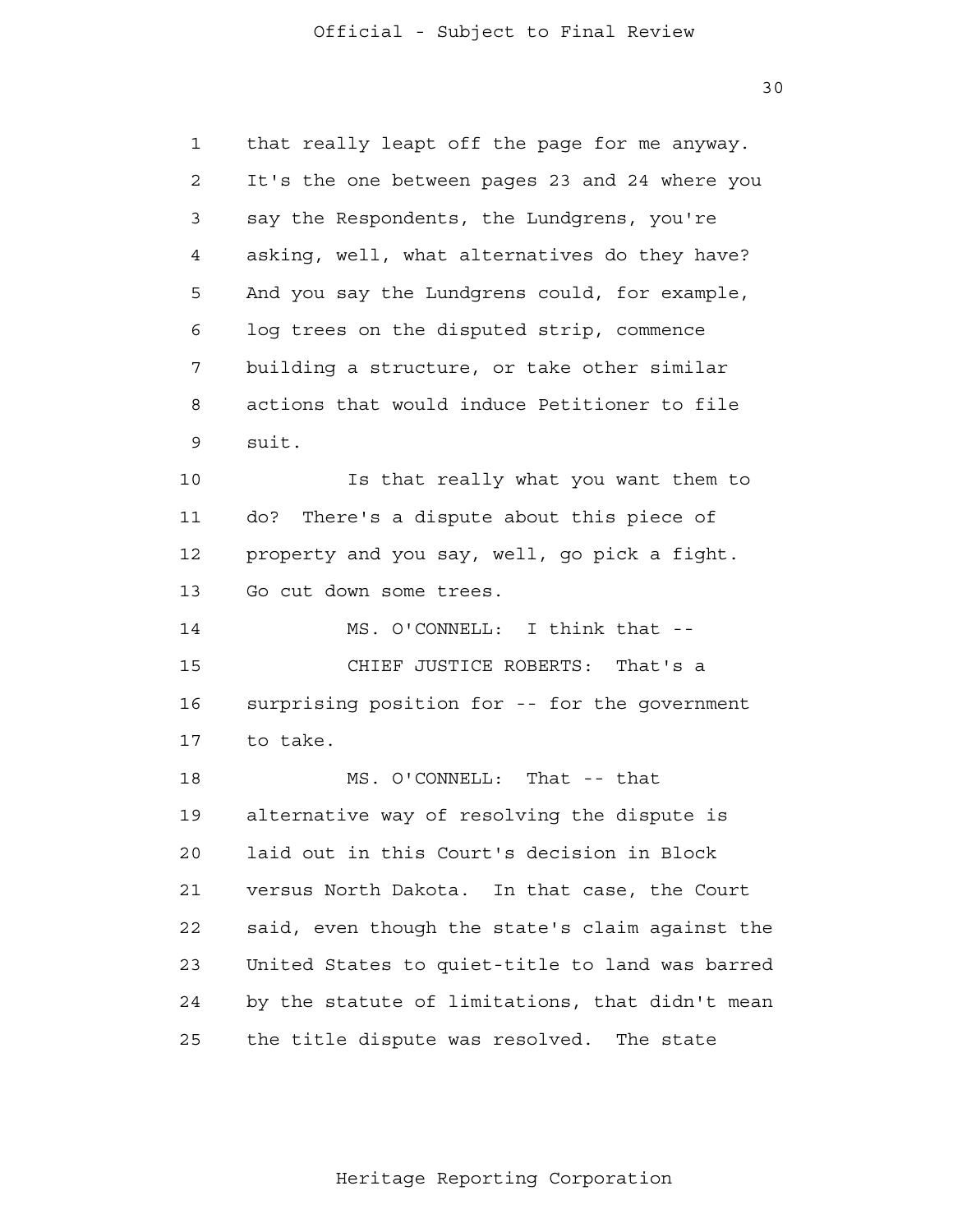that really leapt off the page for me anyway. It's the one between pages 23 and 24 where you say the Respondents, the Lundgrens, you're asking, well, what alternatives do they have? And you say the Lundgrens could, for example, log trees on the disputed strip, commence building a structure, or take other similar actions that would induce Petitioner to file suit.

Is that really what you want them to do? There's a dispute about this piece of property and you say, well, go pick a fight. Go cut down some trees.

MS. O'CONNELL: I think that --

CHIEF JUSTICE ROBERTS: That's a surprising position for -- for the government to take.

MS. O'CONNELL: That -- that alternative way of resolving the dispute is laid out in this Court's decision in Block versus North Dakota. In that case, the Court said, even though the state's claim against the United States to quiet-title to land was barred by the statute of limitations, that didn't mean the title dispute was resolved. The state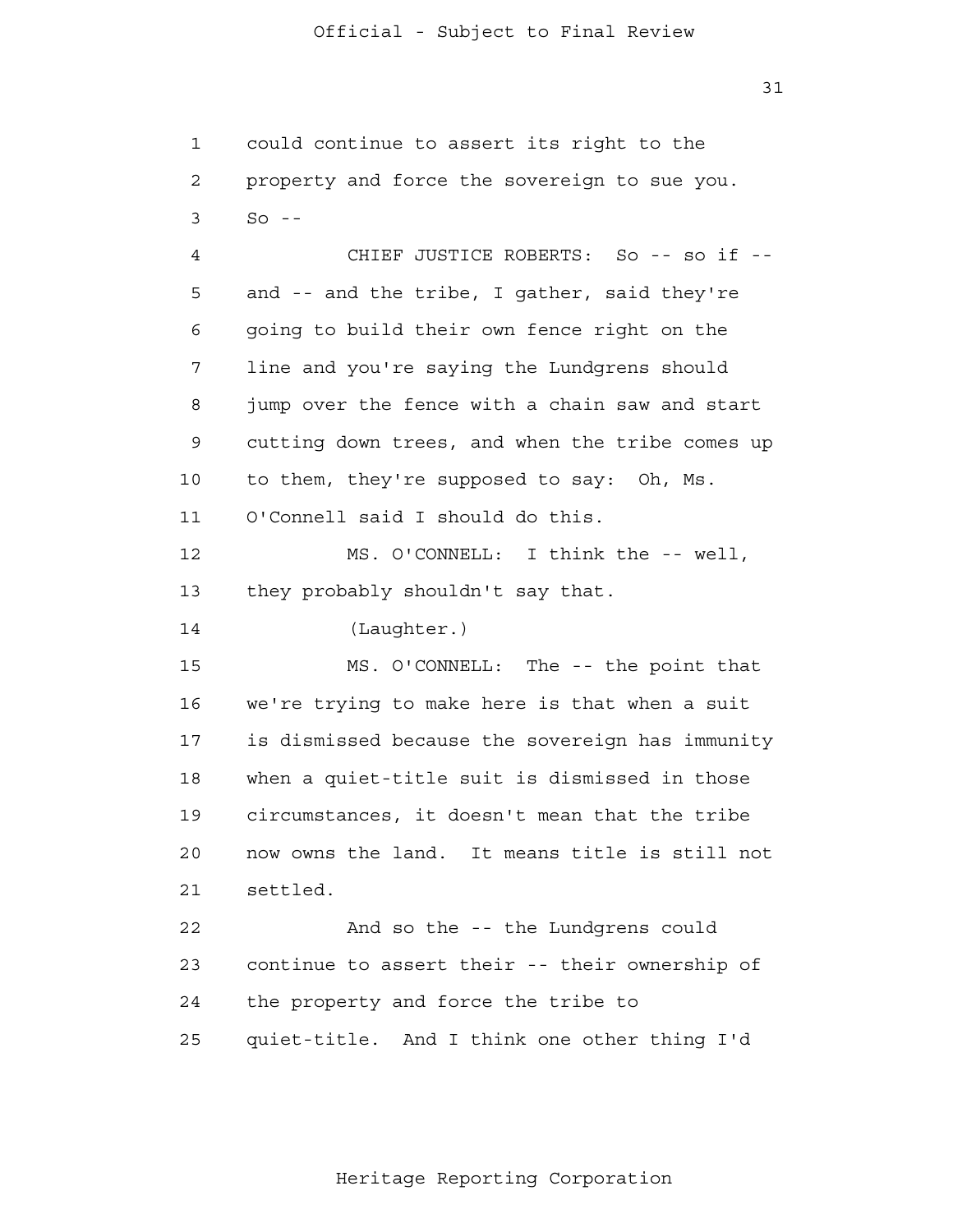could continue to assert its right to the property and force the sovereign to sue you. So --

CHIEF JUSTICE ROBERTS: So -- so if -- and -- and the tribe, I gather, said they're going to build their own fence right on the line and you're saying the Lundgrens should jump over the fence with a chain saw and start cutting down trees, and when the tribe comes up to them, they're supposed to say: Oh, Ms. O'Connell said I should do this.

MS. O'CONNELL: I think the -- well, they probably shouldn't say that.

(Laughter.)

MS. O'CONNELL: The -- the point that we're trying to make here is that when a suit is dismissed because the sovereign has immunity when a quiet-title suit is dismissed in those circumstances, it doesn't mean that the tribe now owns the land. It means title is still not settled.

And so the -- the Lundgrens could continue to assert their -- their ownership of the property and force the tribe to quiet-title. And I think one other thing I'd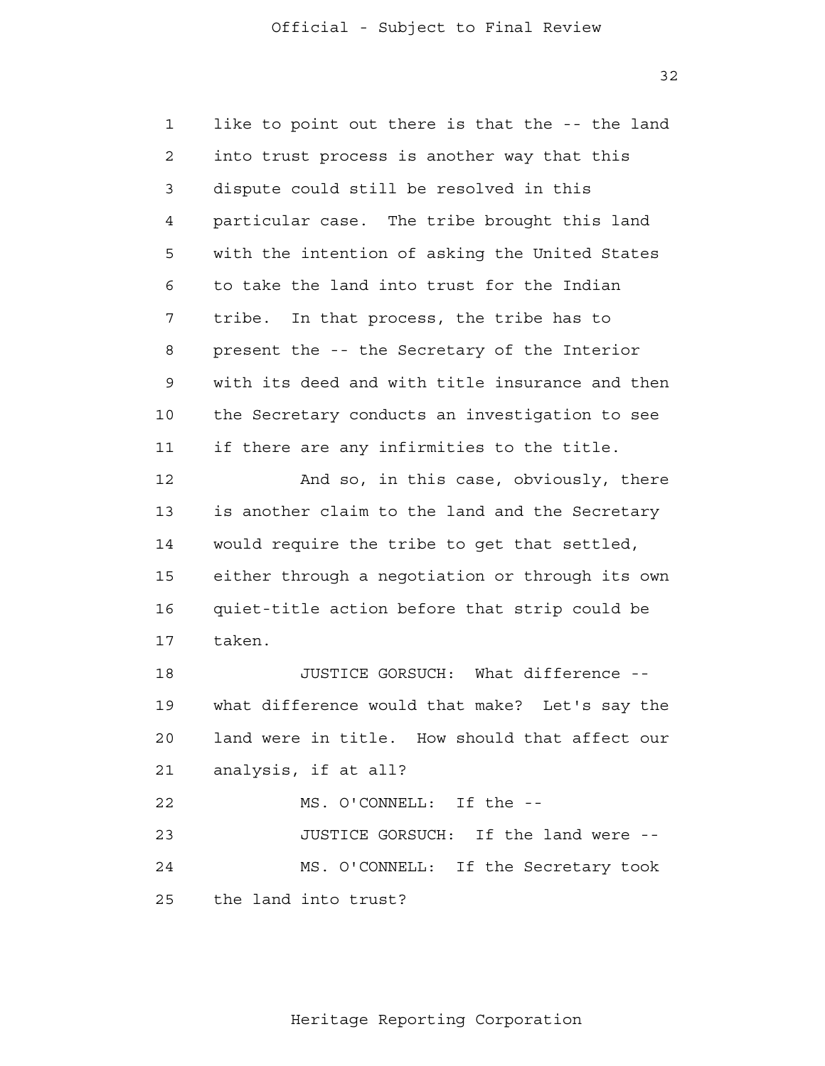like to point out there is that the -- the land into trust process is another way that this dispute could still be resolved in this particular case. The tribe brought this land with the intention of asking the United States to take the land into trust for the Indian tribe. In that process, the tribe has to present the -- the Secretary of the Interior with its deed and with title insurance and then the Secretary conducts an investigation to see if there are any infirmities to the title.

And so, in this case, obviously, there is another claim to the land and the Secretary would require the tribe to get that settled, either through a negotiation or through its own quiet-title action before that strip could be taken.

JUSTICE GORSUCH: What difference -- what difference would that make? Let's say the land were in title. How should that affect our analysis, if at all?

MS. O'CONNELL: If the --

JUSTICE GORSUCH: If the land were --

MS. O'CONNELL: If the Secretary took the land into trust?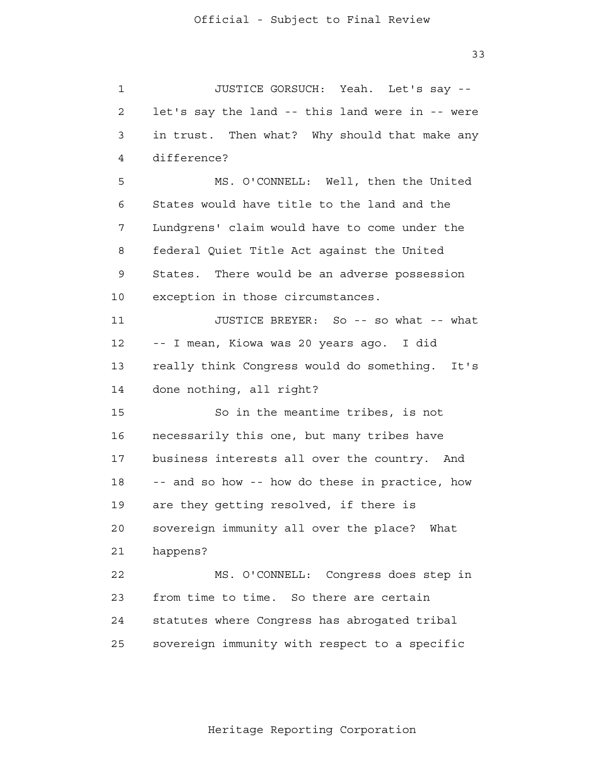JUSTICE GORSUCH: Yeah. Let's say -- let's say the land -- this land were in -- were in trust. Then what? Why should that make any difference?

MS. O'CONNELL: Well, then the United States would have title to the land and the Lundgrens' claim would have to come under the federal Quiet Title Act against the United States. There would be an adverse possession exception in those circumstances.

JUSTICE BREYER: So -- so what -- what -- I mean, Kiowa was 20 years ago. I did really think Congress would do something. It's done nothing, all right?

So in the meantime tribes, is not necessarily this one, but many tribes have business interests all over the country. And -- and so how -- how do these in practice, how are they getting resolved, if there is sovereign immunity all over the place? What happens?

MS. O'CONNELL: Congress does step in from time to time. So there are certain statutes where Congress has abrogated tribal sovereign immunity with respect to a specific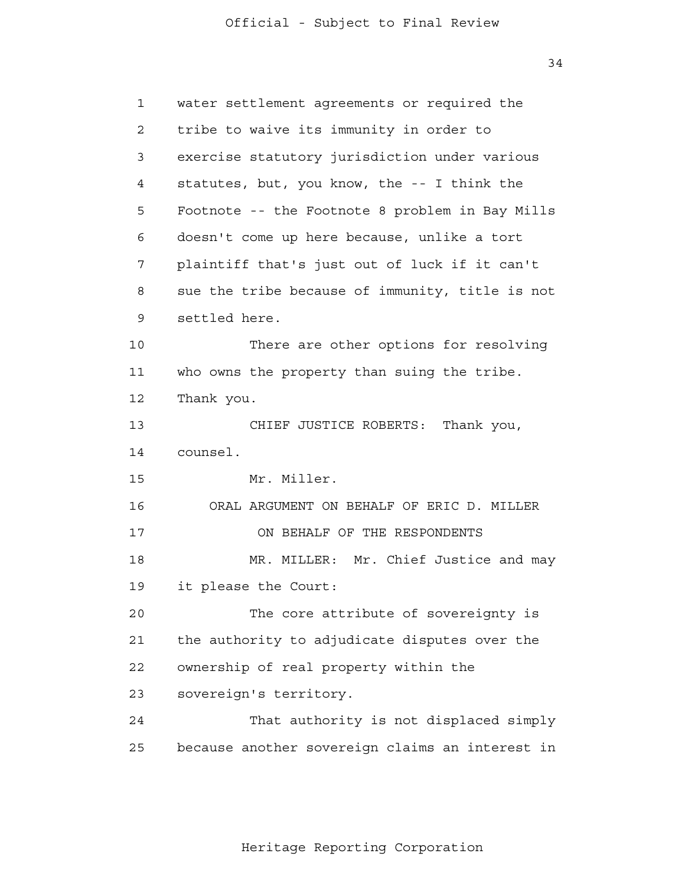water settlement agreements or required the tribe to waive its immunity in order to exercise statutory jurisdiction under various statutes, but, you know, the -- I think the Footnote -- the Footnote 8 problem in Bay Mills doesn't come up here because, unlike a tort plaintiff that's just out of luck if it can't sue the tribe because of immunity, title is not settled here.

There are other options for resolving who owns the property than suing the tribe. Thank you.

CHIEF JUSTICE ROBERTS: Thank you, counsel.

Mr. Miller.

ORAL ARGUMENT ON BEHALF OF ERIC D. MILLER
ON BEHALF OF THE RESPONDENTS

MR. MILLER: Mr. Chief Justice and may it please the Court:

The core attribute of sovereignty is the authority to adjudicate disputes over the ownership of real property within the sovereign's territory.

That authority is not displaced simply because another sovereign claims an interest in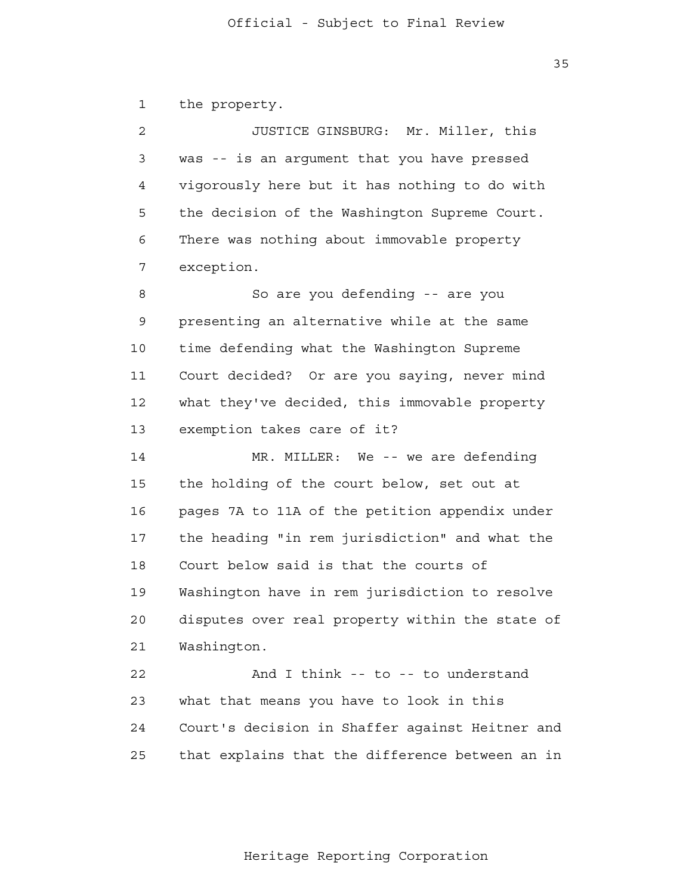the property.

JUSTICE GINSBURG: Mr. Miller, this was -- is an argument that you have pressed vigorously here but it has nothing to do with the decision of the Washington Supreme Court. There was nothing about immovable property exception.

So are you defending -- are you presenting an alternative while at the same time defending what the Washington Supreme Court decided? Or are you saying, never mind what they've decided, this immovable property exemption takes care of it?

MR. MILLER: We -- we are defending the holding of the court below, set out at pages 7A to 11A of the petition appendix under the heading "in rem jurisdiction" and what the Court below said is that the courts of Washington have in rem jurisdiction to resolve disputes over real property within the state of Washington.

And I think -- to -- to understand what that means you have to look in this Court's decision in Shaffer against Heitner and that explains that the difference between an in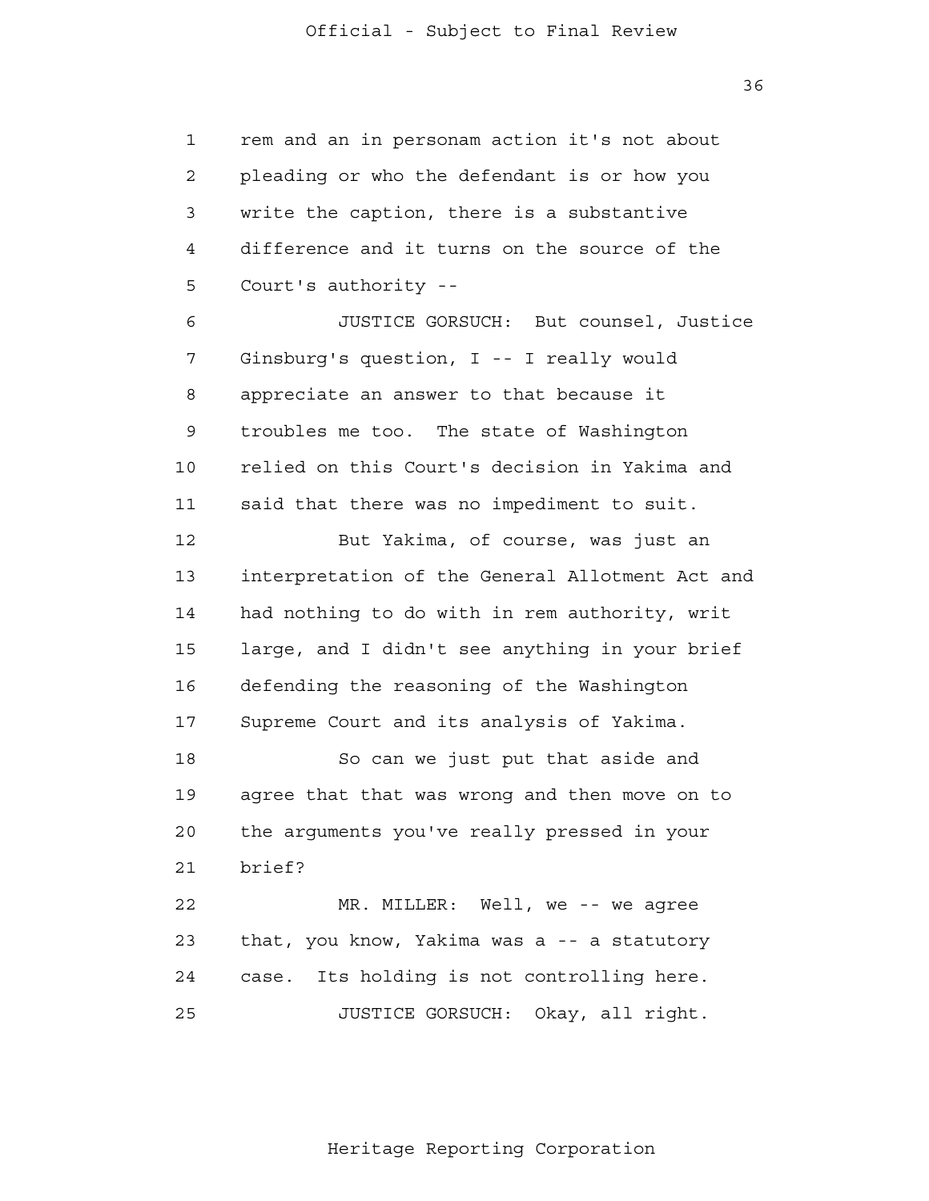rem and an in personam action it's not about pleading or who the defendant is or how you write the caption, there is a substantive difference and it turns on the source of the Court's authority --

JUSTICE GORSUCH: But counsel, Justice Ginsburg's question, I -- I really would appreciate an answer to that because it troubles me too. The state of Washington relied on this Court's decision in Yakima and said that there was no impediment to suit.

But Yakima, of course, was just an interpretation of the General Allotment Act and had nothing to do with in rem authority, writ large, and I didn't see anything in your brief defending the reasoning of the Washington Supreme Court and its analysis of Yakima.

So can we just put that aside and agree that that was wrong and then move on to the arguments you've really pressed in your brief?

MR. MILLER: Well, we -- we agree that, you know, Yakima was a -- a statutory case. Its holding is not controlling here.

JUSTICE GORSUCH: Okay, all right.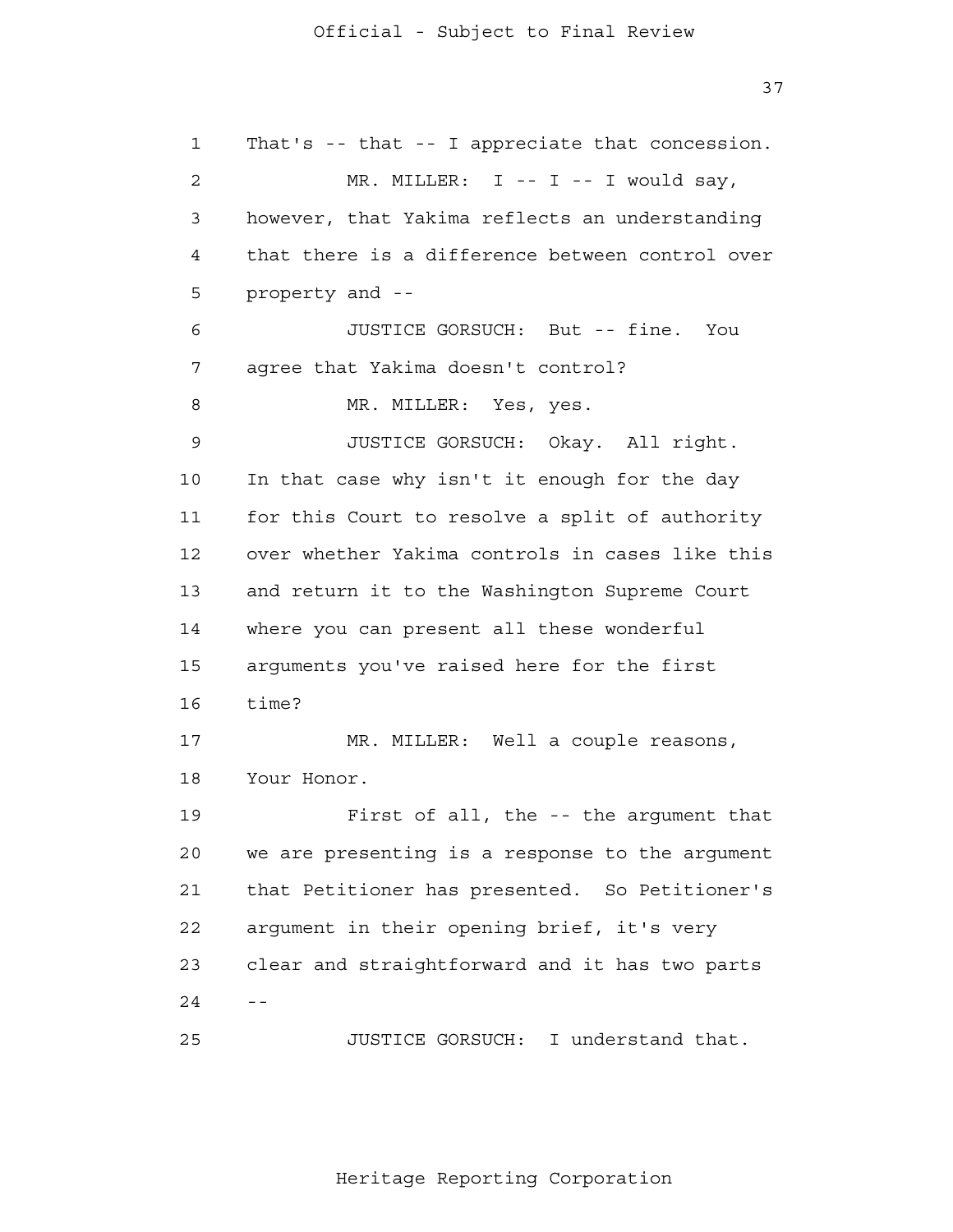That's -- that -- I appreciate that concession.

MR. MILLER: I -- I -- I would say, however, that Yakima reflects an understanding that there is a difference between control over property and --

JUSTICE GORSUCH: But -- fine. You agree that Yakima doesn't control?

MR. MILLER: Yes, yes.

JUSTICE GORSUCH: Okay. All right. In that case why isn't it enough for the day for this Court to resolve a split of authority over whether Yakima controls in cases like this and return it to the Washington Supreme Court where you can present all these wonderful arguments you've raised here for the first time?

MR. MILLER: Well a couple reasons, Your Honor.

First of all, the -- the argument that we are presenting is a response to the argument that Petitioner has presented. So Petitioner's argument in their opening brief, it's very clear and straightforward and it has two parts --

JUSTICE GORSUCH: I understand that.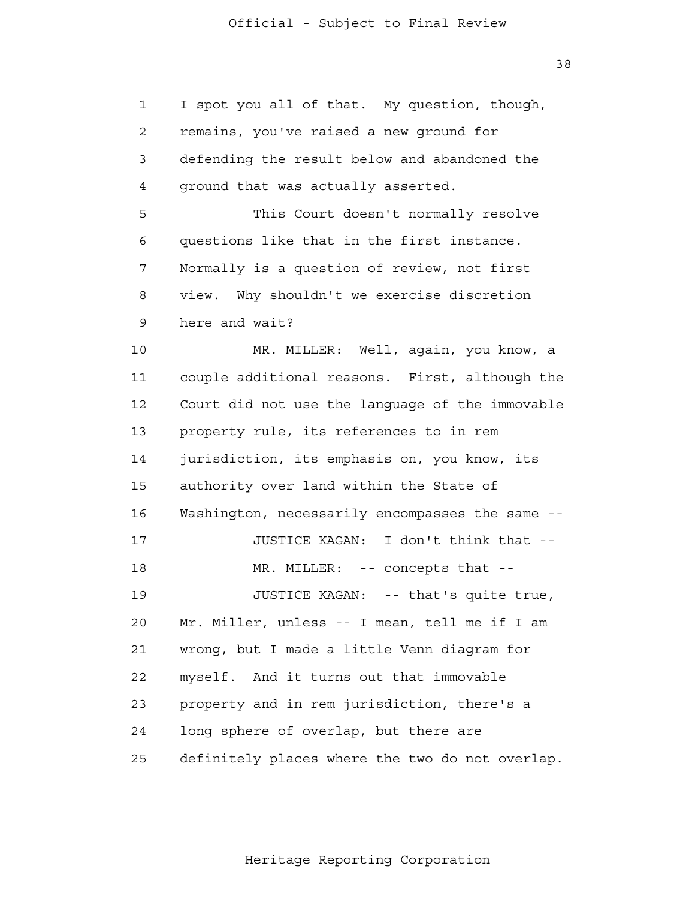I spot you all of that. My question, though, remains, you've raised a new ground for defending the result below and abandoned the ground that was actually asserted.

This Court doesn't normally resolve questions like that in the first instance. Normally is a question of review, not first view. Why shouldn't we exercise discretion here and wait?

MR. MILLER: Well, again, you know, a couple additional reasons. First, although the Court did not use the language of the immovable property rule, its references to in rem jurisdiction, its emphasis on, you know, its authority over land within the State of Washington, necessarily encompasses the same --

JUSTICE KAGAN: I don't think that --

MR. MILLER: -- concepts that --

JUSTICE KAGAN: -- that's quite true, Mr. Miller, unless -- I mean, tell me if I am wrong, but I made a little Venn diagram for myself. And it turns out that immovable property and in rem jurisdiction, there's a long sphere of overlap, but there are definitely places where the two do not overlap.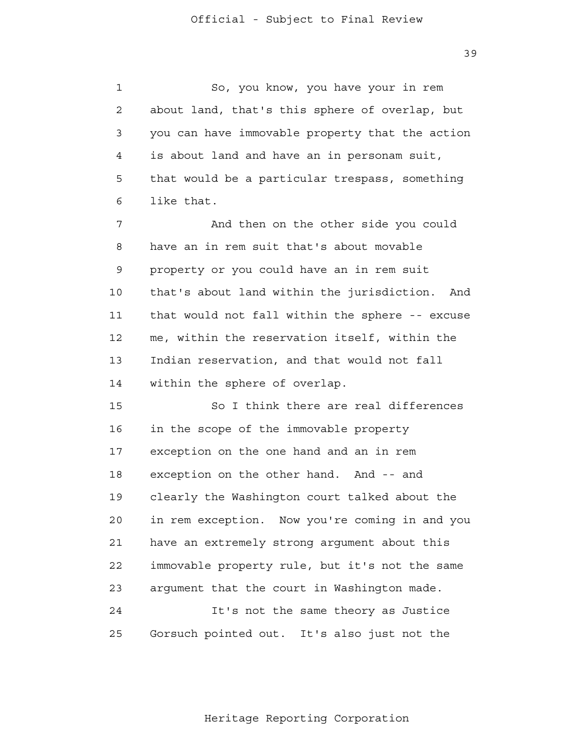So, you know, you have your in rem about land, that's this sphere of overlap, but you can have immovable property that the action is about land and have an in personam suit, that would be a particular trespass, something like that.

And then on the other side you could have an in rem suit that's about movable property or you could have an in rem suit that's about land within the jurisdiction. And that would not fall within the sphere -- excuse me, within the reservation itself, within the Indian reservation, and that would not fall within the sphere of overlap.

So I think there are real differences in the scope of the immovable property exception on the one hand and an in rem exception on the other hand. And -- and clearly the Washington court talked about the in rem exception. Now you're coming in and you have an extremely strong argument about this immovable property rule, but it's not the same argument that the court in Washington made.

It's not the same theory as Justice Gorsuch pointed out. It's also just not the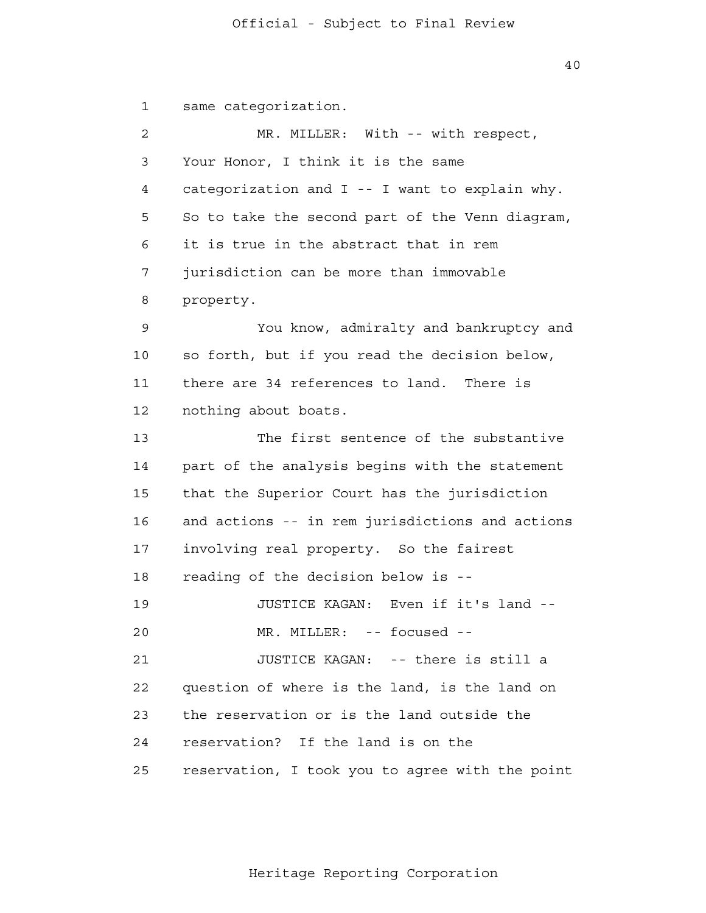same categorization.

MR. MILLER: With -- with respect, Your Honor, I think it is the same categorization and I -- I want to explain why. So to take the second part of the Venn diagram, it is true in the abstract that in rem jurisdiction can be more than immovable property.

You know, admiralty and bankruptcy and so forth, but if you read the decision below, there are 34 references to land. There is nothing about boats.

The first sentence of the substantive part of the analysis begins with the statement that the Superior Court has the jurisdiction and actions -- in rem jurisdictions and actions involving real property. So the fairest reading of the decision below is --

JUSTICE KAGAN: Even if it's land --

MR. MILLER: -- focused --

JUSTICE KAGAN: -- there is still a question of where is the land, is the land on the reservation or is the land outside the reservation? If the land is on the reservation, I took you to agree with the point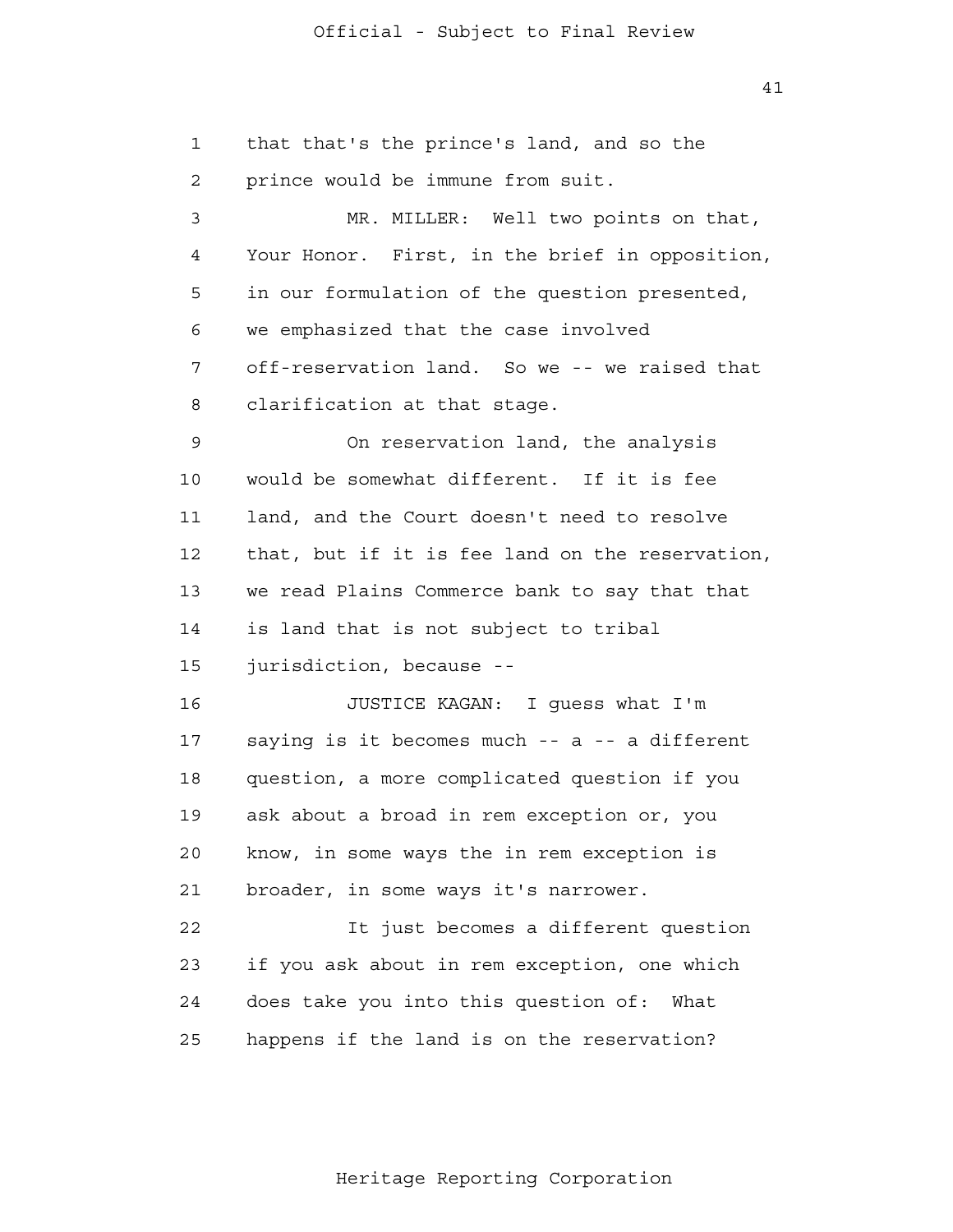that that's the prince's land, and so the prince would be immune from suit.

MR. MILLER: Well two points on that, Your Honor. First, in the brief in opposition, in our formulation of the question presented, we emphasized that the case involved off-reservation land. So we -- we raised that clarification at that stage.

On reservation land, the analysis would be somewhat different. If it is fee land, and the Court doesn't need to resolve that, but if it is fee land on the reservation, we read Plains Commerce bank to say that that is land that is not subject to tribal jurisdiction, because --

JUSTICE KAGAN: I guess what I'm saying is it becomes much -- a -- a different question, a more complicated question if you ask about a broad in rem exception or, you know, in some ways the in rem exception is broader, in some ways it's narrower.

It just becomes a different question if you ask about in rem exception, one which does take you into this question of: What happens if the land is on the reservation?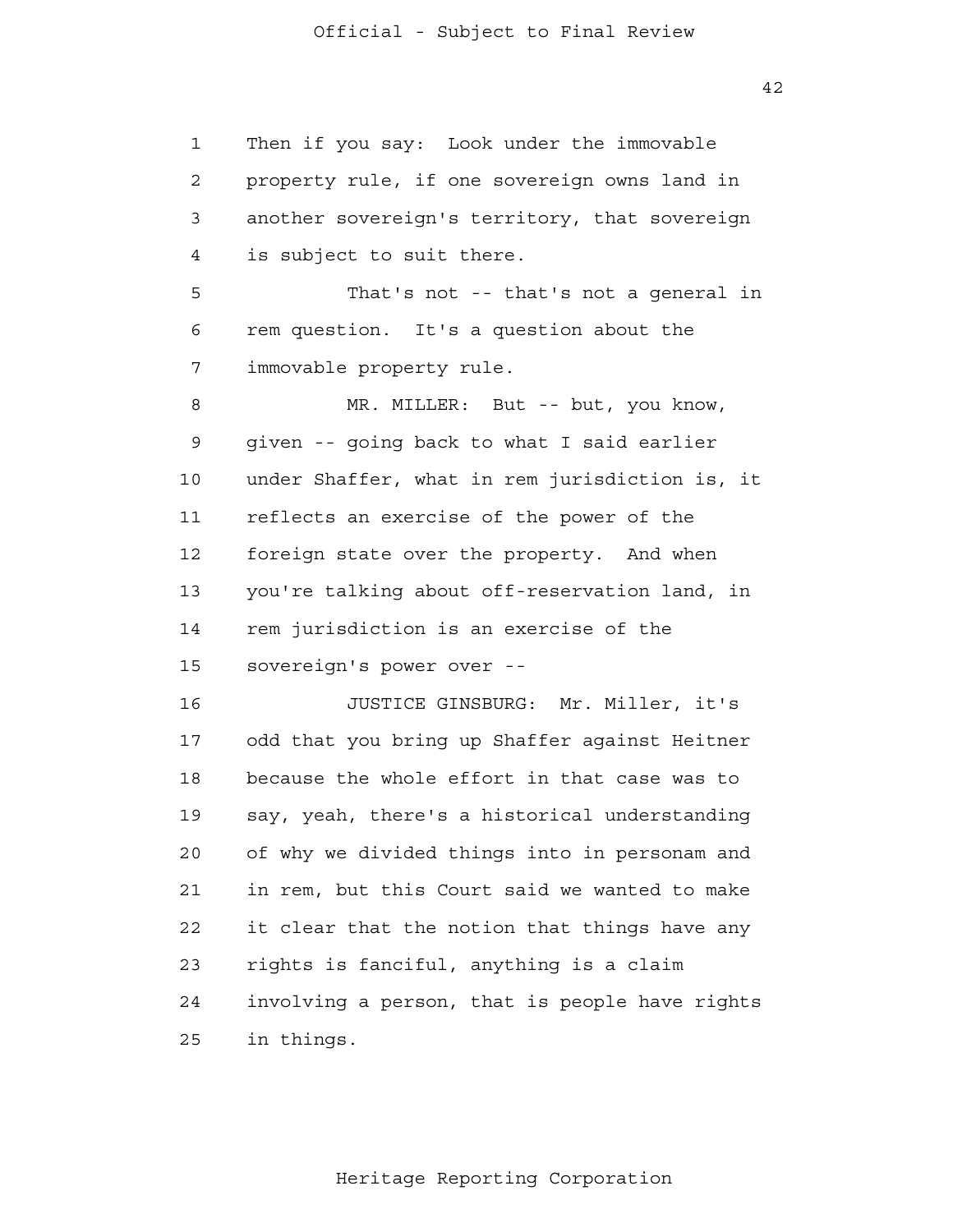Then if you say: Look under the immovable property rule, if one sovereign owns land in another sovereign's territory, that sovereign is subject to suit there.

That's not -- that's not a general in rem question. It's a question about the immovable property rule.

MR. MILLER: But -- but, you know, given -- going back to what I said earlier under Shaffer, what in rem jurisdiction is, it reflects an exercise of the power of the foreign state over the property. And when you're talking about off-reservation land, in rem jurisdiction is an exercise of the sovereign's power over --

JUSTICE GINSBURG: Mr. Miller, it's odd that you bring up Shaffer against Heitner because the whole effort in that case was to say, yeah, there's a historical understanding of why we divided things into in personam and in rem, but this Court said we wanted to make it clear that the notion that things have any rights is fanciful, anything is a claim involving a person, that is people have rights in things.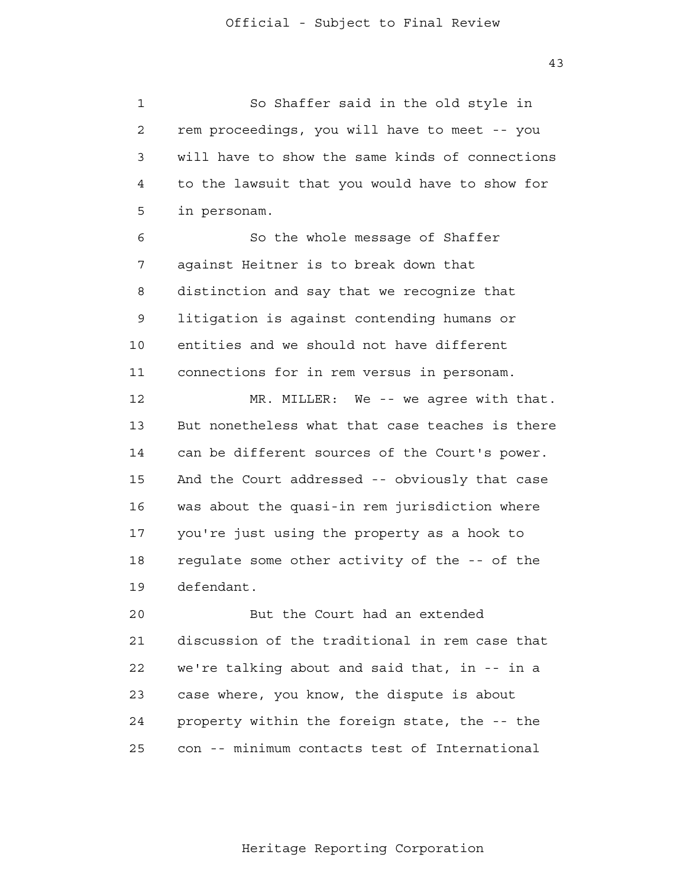So Shaffer said in the old style in rem proceedings, you will have to meet -- you will have to show the same kinds of connections to the lawsuit that you would have to show for in personam.

So the whole message of Shaffer against Heitner is to break down that distinction and say that we recognize that litigation is against contending humans or entities and we should not have different connections for in rem versus in personam.

MR. MILLER: We -- we agree with that. But nonetheless what that case teaches is there can be different sources of the Court's power. And the Court addressed -- obviously that case was about the quasi-in rem jurisdiction where you're just using the property as a hook to regulate some other activity of the -- of the defendant.

But the Court had an extended discussion of the traditional in rem case that we're talking about and said that, in -- in a case where, you know, the dispute is about property within the foreign state, the -- the con -- minimum contacts test of International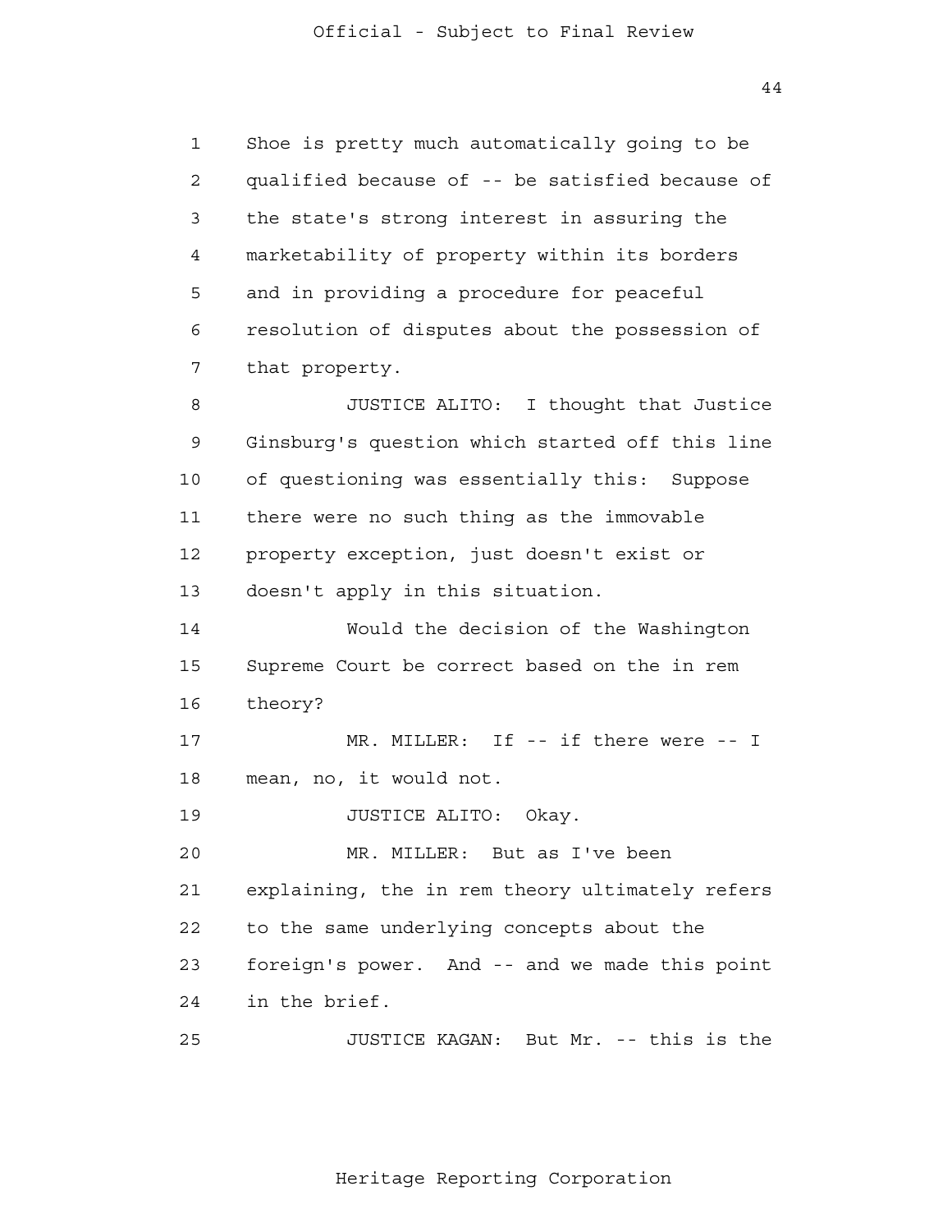1 Shoe is pretty much automatically going to be
2 qualified because of -- be satisfied because of
3 the state's strong interest in assuring the
4 marketability of property within its borders
5 and in providing a procedure for peaceful
6 resolution of disputes about the possession of
7 that property.

8 JUSTICE ALITO: I thought that Justice
9 Ginsburg's question which started off this line
10 of questioning was essentially this: Suppose
11 there were no such thing as the immovable
12 property exception, just doesn't exist or
13 doesn't apply in this situation.

14 Would the decision of the Washington
15 Supreme Court be correct based on the in rem
16 theory?

17 MR. MILLER: If -- if there were -- I
18 mean, no, it would not.

19 JUSTICE ALITO: Okay.

20 MR. MILLER: But as I've been
21 explaining, the in rem theory ultimately refers
22 to the same underlying concepts about the
23 foreign's power. And -- and we made this point
24 in the brief.

25 JUSTICE KAGAN: But Mr. -- this is the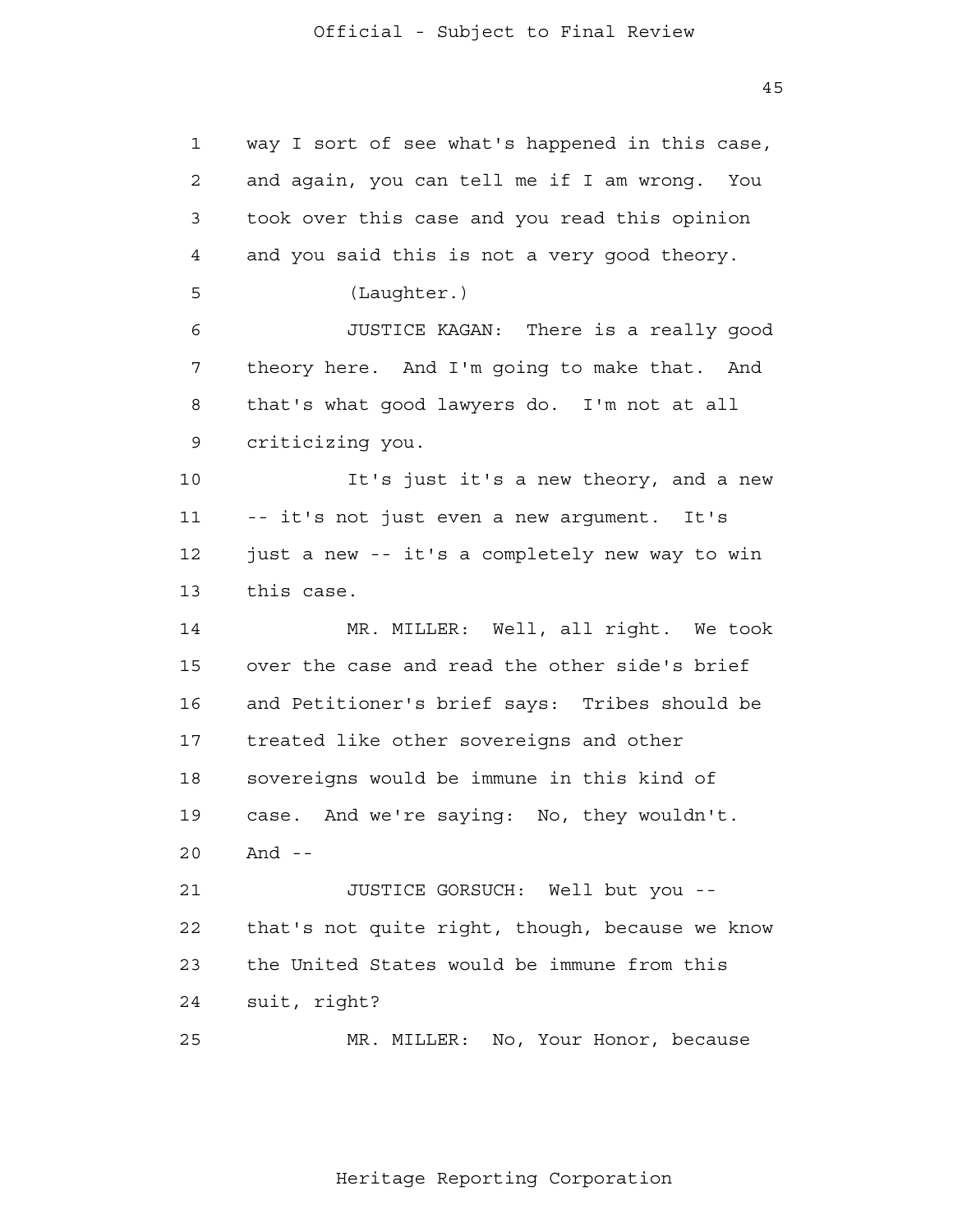way I sort of see what's happened in this case, and again, you can tell me if I am wrong. You took over this case and you read this opinion and you said this is not a very good theory.

(Laughter.)

JUSTICE KAGAN: There is a really good theory here. And I'm going to make that. And that's what good lawyers do. I'm not at all criticizing you.

It's just it's a new theory, and a new -- it's not just even a new argument. It's just a new -- it's a completely new way to win this case.

MR. MILLER: Well, all right. We took over the case and read the other side's brief and Petitioner's brief says: Tribes should be treated like other sovereigns and other sovereigns would be immune in this kind of case. And we're saying: No, they wouldn't. And --

JUSTICE GORSUCH: Well but you -- that's not quite right, though, because we know the United States would be immune from this suit, right?

MR. MILLER: No, Your Honor, because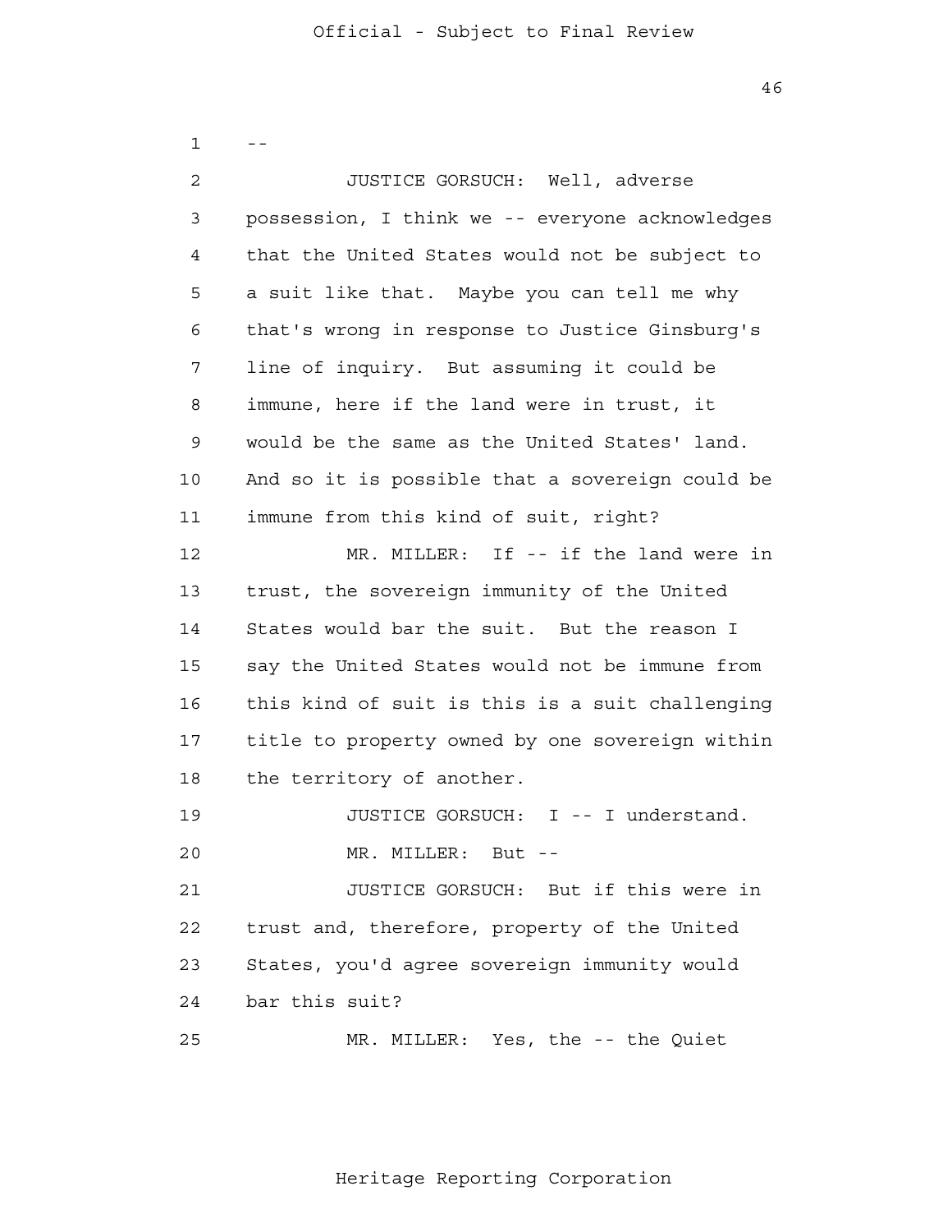--

JUSTICE GORSUCH: Well, adverse possession, I think we -- everyone acknowledges that the United States would not be subject to a suit like that. Maybe you can tell me why that's wrong in response to Justice Ginsburg's line of inquiry. But assuming it could be immune, here if the land were in trust, it would be the same as the United States' land. And so it is possible that a sovereign could be immune from this kind of suit, right?

MR. MILLER: If -- if the land were in trust, the sovereign immunity of the United States would bar the suit. But the reason I say the United States would not be immune from this kind of suit is this is a suit challenging title to property owned by one sovereign within the territory of another.

JUSTICE GORSUCH: I -- I understand.

MR. MILLER: But --

JUSTICE GORSUCH: But if this were in trust and, therefore, property of the United States, you'd agree sovereign immunity would bar this suit?

MR. MILLER: Yes, the -- the Quiet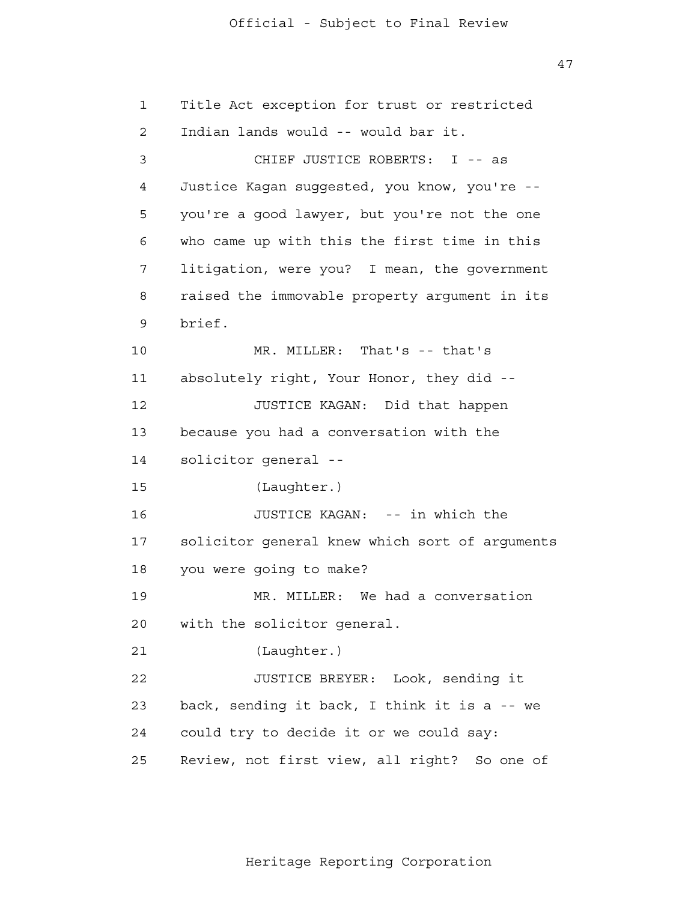Title Act exception for trust or restricted Indian lands would -- would bar it.

CHIEF JUSTICE ROBERTS: I -- as Justice Kagan suggested, you know, you're -- you're a good lawyer, but you're not the one who came up with this the first time in this litigation, were you? I mean, the government raised the immovable property argument in its brief.

MR. MILLER: That's -- that's absolutely right, Your Honor, they did --

JUSTICE KAGAN: Did that happen because you had a conversation with the solicitor general --

(Laughter.)

JUSTICE KAGAN: -- in which the solicitor general knew which sort of arguments you were going to make?

MR. MILLER: We had a conversation with the solicitor general.

(Laughter.)

JUSTICE BREYER: Look, sending it back, sending it back, I think it is a -- we could try to decide it or we could say: Review, not first view, all right? So one of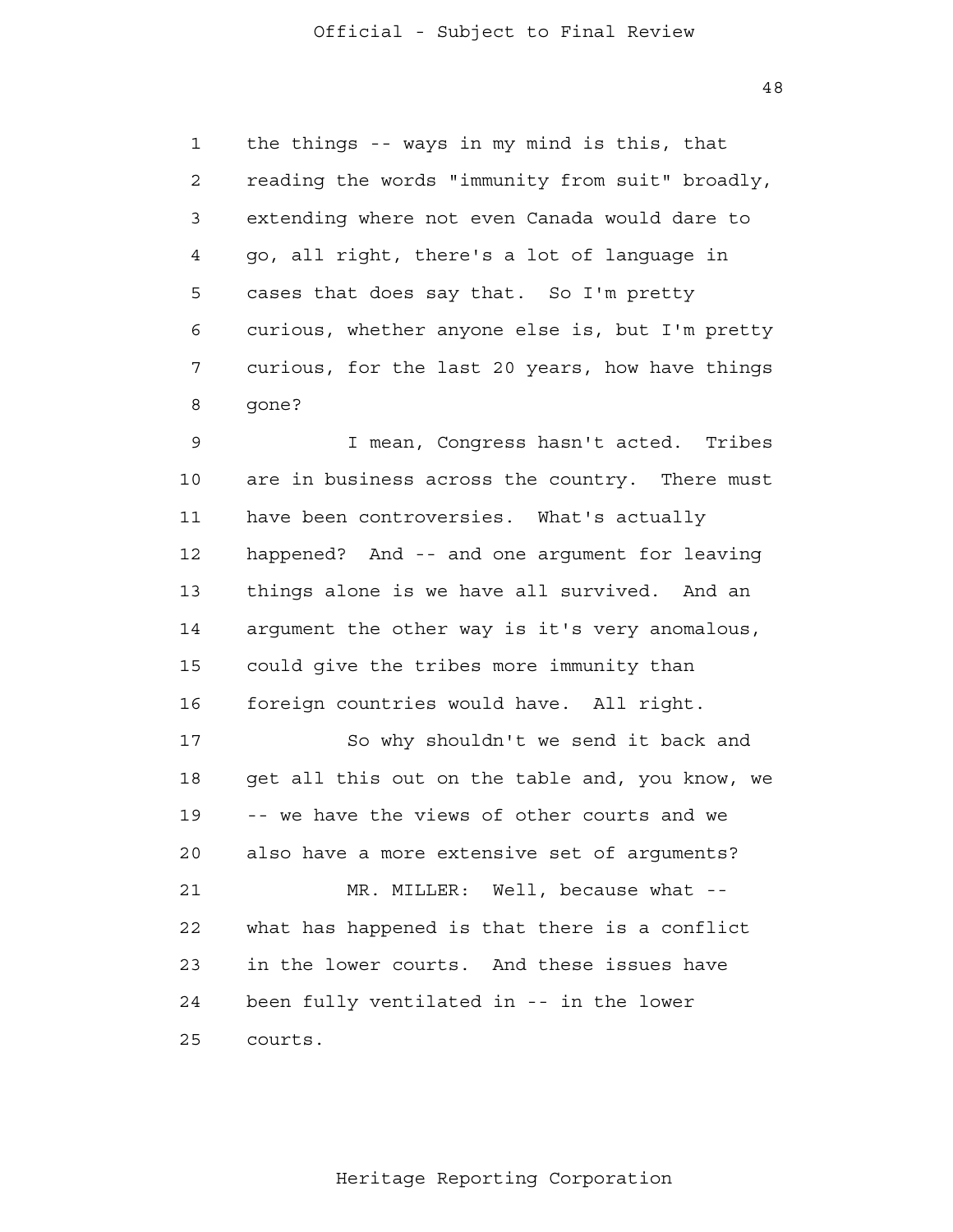the things -- ways in my mind is this, that reading the words "immunity from suit" broadly, extending where not even Canada would dare to go, all right, there's a lot of language in cases that does say that. So I'm pretty curious, whether anyone else is, but I'm pretty curious, for the last 20 years, how have things gone?

I mean, Congress hasn't acted. Tribes are in business across the country. There must have been controversies. What's actually happened? And -- and one argument for leaving things alone is we have all survived. And an argument the other way is it's very anomalous, could give the tribes more immunity than foreign countries would have. All right.

So why shouldn't we send it back and get all this out on the table and, you know, we -- we have the views of other courts and we also have a more extensive set of arguments?

MR. MILLER: Well, because what -- what has happened is that there is a conflict in the lower courts. And these issues have been fully ventilated in -- in the lower courts.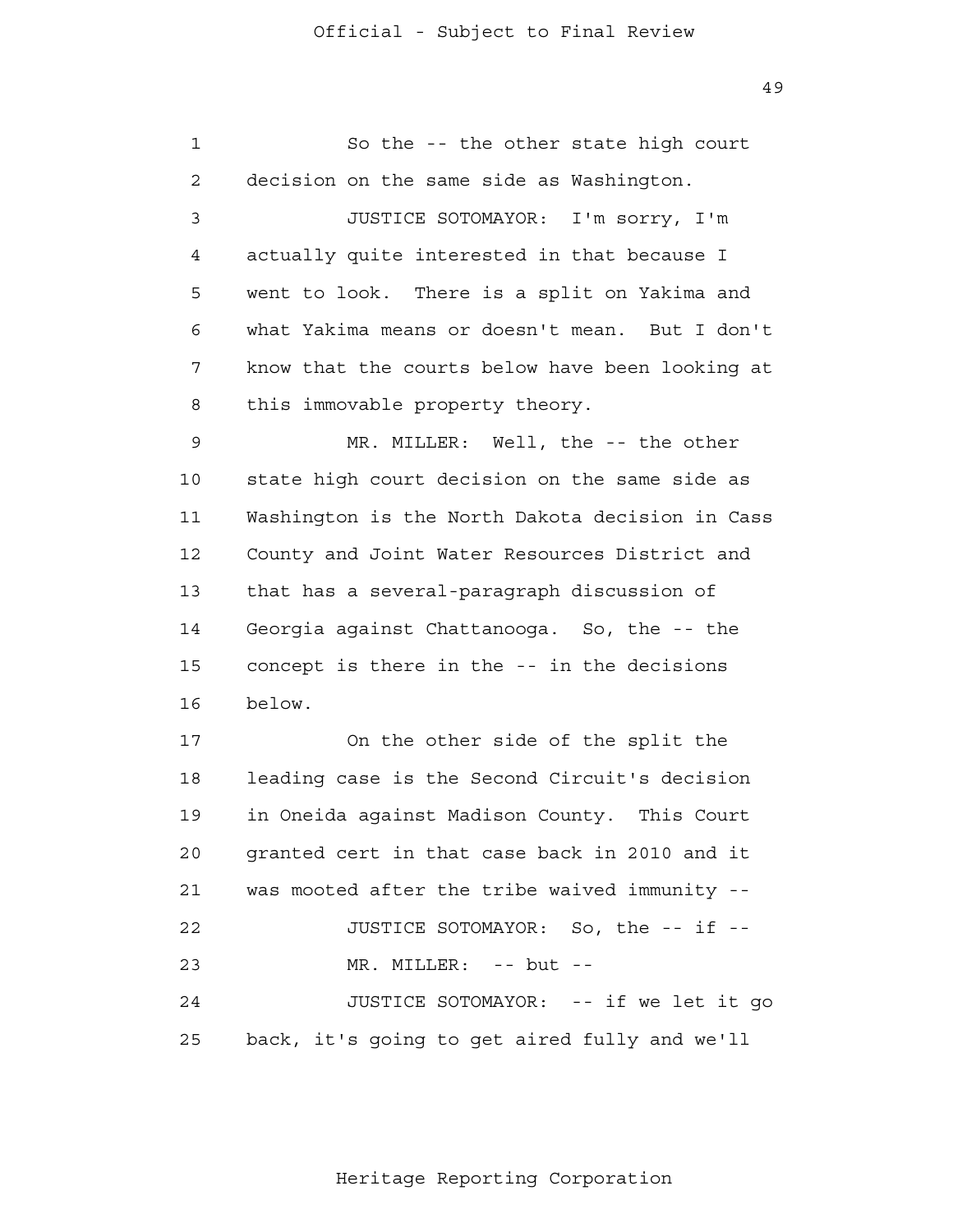So the -- the other state high court decision on the same side as Washington.

JUSTICE SOTOMAYOR: I'm sorry, I'm actually quite interested in that because I went to look. There is a split on Yakima and what Yakima means or doesn't mean. But I don't know that the courts below have been looking at this immovable property theory.

MR. MILLER: Well, the -- the other state high court decision on the same side as Washington is the North Dakota decision in Cass County and Joint Water Resources District and that has a several-paragraph discussion of Georgia against Chattanooga. So, the -- the concept is there in the -- in the decisions below.

On the other side of the split the leading case is the Second Circuit's decision in Oneida against Madison County. This Court granted cert in that case back in 2010 and it was mooted after the tribe waived immunity --

JUSTICE SOTOMAYOR: So, the -- if --

MR. MILLER: -- but --

JUSTICE SOTOMAYOR: -- if we let it go back, it's going to get aired fully and we'll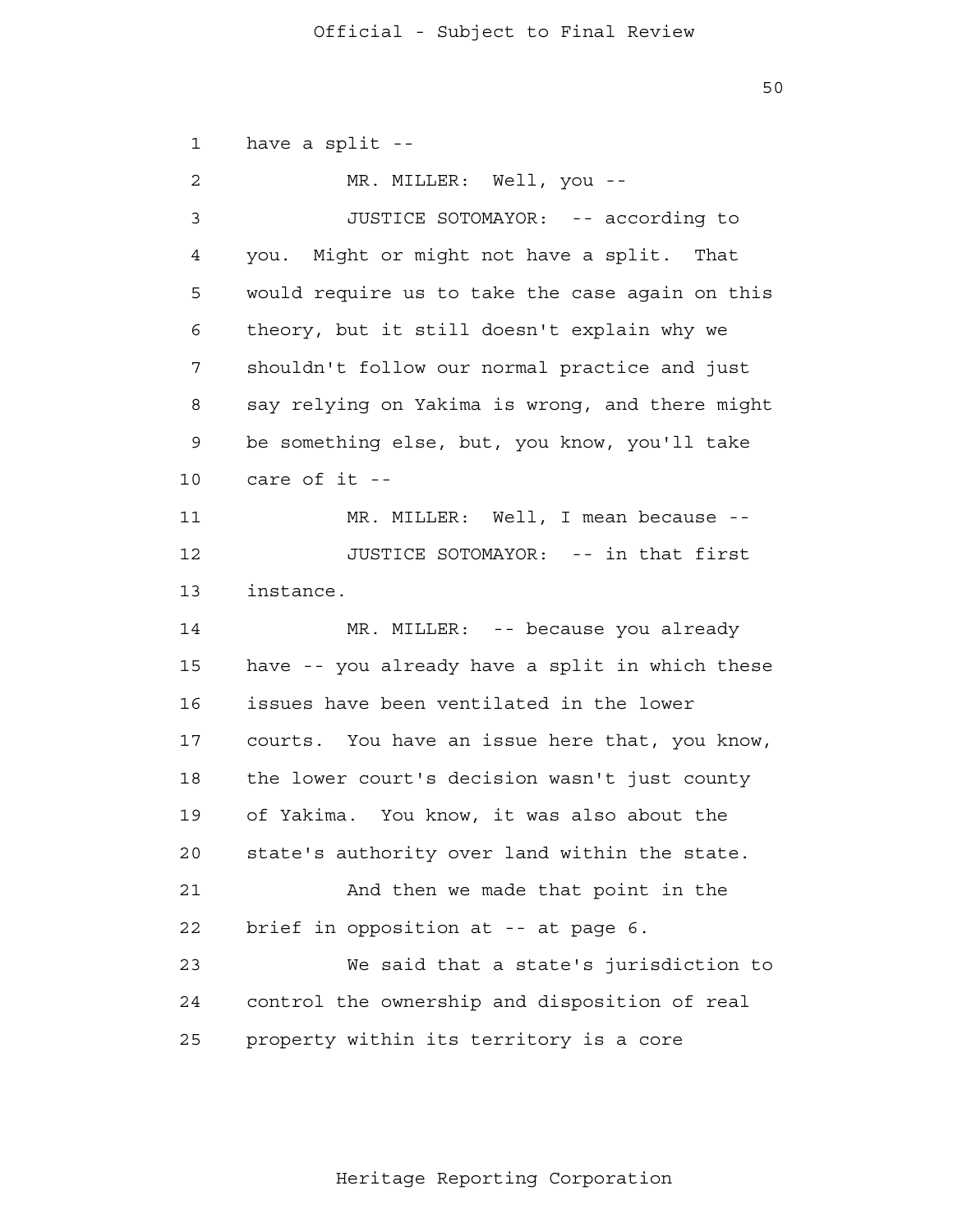have a split --

MR. MILLER: Well, you --

JUSTICE SOTOMAYOR: -- according to you. Might or might not have a split. That would require us to take the case again on this theory, but it still doesn't explain why we shouldn't follow our normal practice and just say relying on Yakima is wrong, and there might be something else, but, you know, you'll take care of it --

MR. MILLER: Well, I mean because --

JUSTICE SOTOMAYOR: -- in that first instance.

MR. MILLER: -- because you already have -- you already have a split in which these issues have been ventilated in the lower courts. You have an issue here that, you know, the lower court's decision wasn't just county of Yakima. You know, it was also about the state's authority over land within the state.

And then we made that point in the brief in opposition at -- at page 6.

We said that a state's jurisdiction to control the ownership and disposition of real property within its territory is a core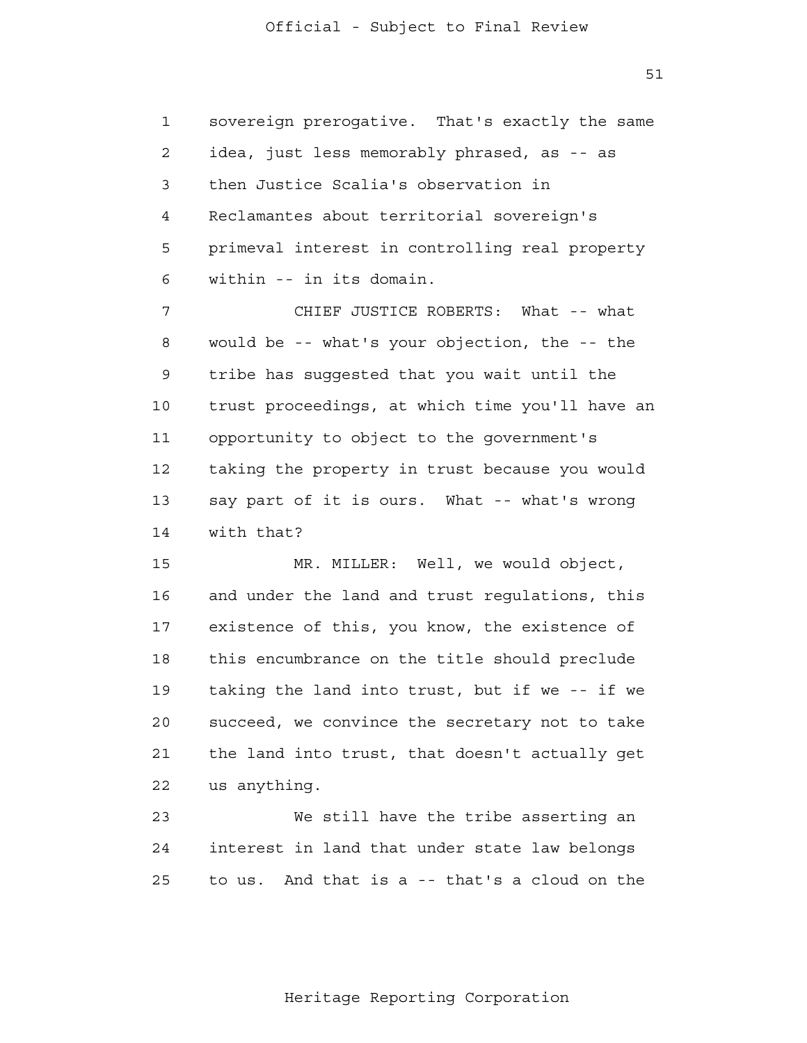sovereign prerogative. That's exactly the same idea, just less memorably phrased, as -- as then Justice Scalia's observation in Reclamantes about territorial sovereign's primeval interest in controlling real property within -- in its domain.

CHIEF JUSTICE ROBERTS: What -- what would be -- what's your objection, the -- the tribe has suggested that you wait until the trust proceedings, at which time you'll have an opportunity to object to the government's taking the property in trust because you would say part of it is ours. What -- what's wrong with that?

MR. MILLER: Well, we would object, and under the land and trust regulations, this existence of this, you know, the existence of this encumbrance on the title should preclude taking the land into trust, but if we -- if we succeed, we convince the secretary not to take the land into trust, that doesn't actually get us anything.

We still have the tribe asserting an interest in land that under state law belongs to us. And that is a -- that's a cloud on the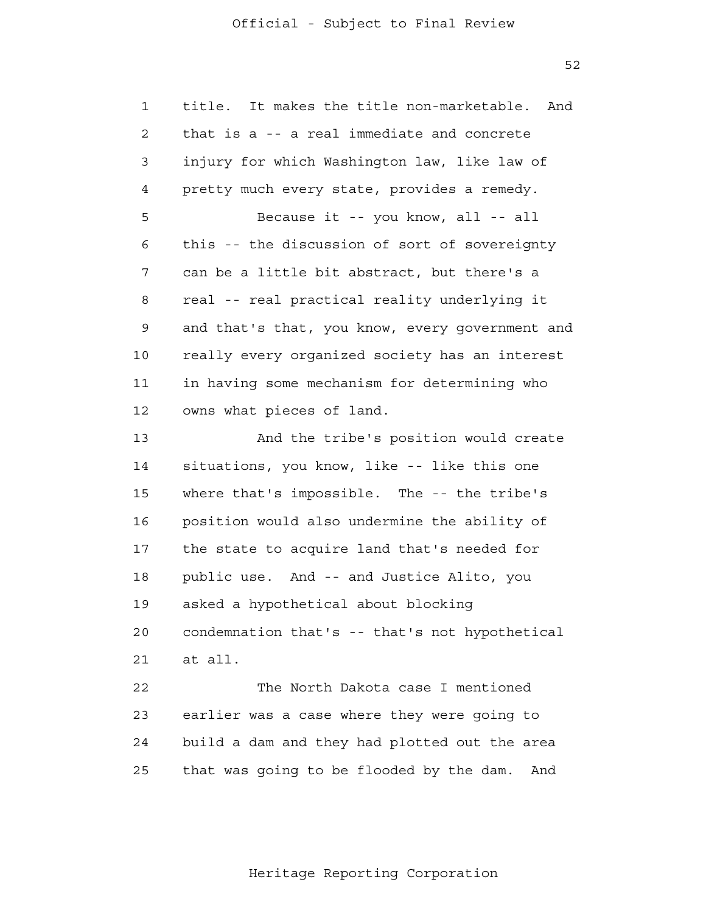title. It makes the title non-marketable. And that is a -- a real immediate and concrete injury for which Washington law, like law of pretty much every state, provides a remedy.

Because it -- you know, all -- all this -- the discussion of sort of sovereignty can be a little bit abstract, but there's a real -- real practical reality underlying it and that's that, you know, every government and really every organized society has an interest in having some mechanism for determining who owns what pieces of land.

And the tribe's position would create situations, you know, like -- like this one where that's impossible. The -- the tribe's position would also undermine the ability of the state to acquire land that's needed for public use. And -- and Justice Alito, you asked a hypothetical about blocking condemnation that's -- that's not hypothetical at all.

The North Dakota case I mentioned earlier was a case where they were going to build a dam and they had plotted out the area that was going to be flooded by the dam. And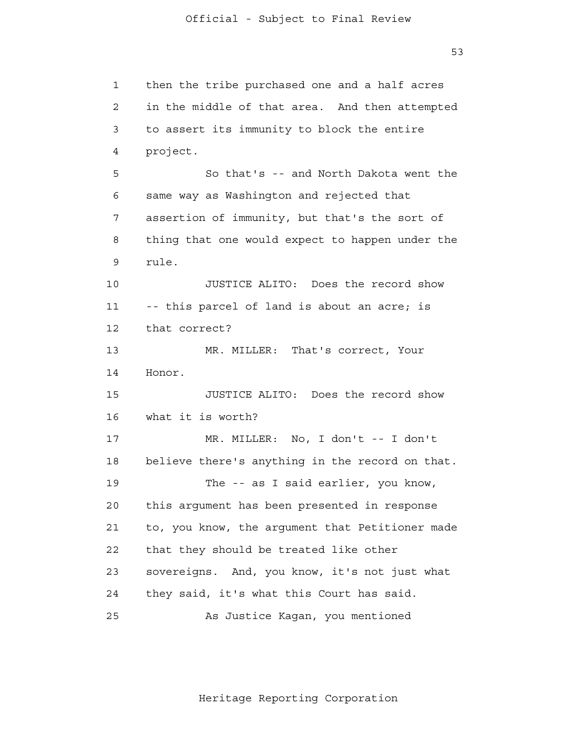then the tribe purchased one and a half acres in the middle of that area. And then attempted to assert its immunity to block the entire project.

So that's -- and North Dakota went the same way as Washington and rejected that assertion of immunity, but that's the sort of thing that one would expect to happen under the rule.

JUSTICE ALITO: Does the record show -- this parcel of land is about an acre; is that correct?

MR. MILLER: That's correct, Your Honor.

JUSTICE ALITO: Does the record show what it is worth?

MR. MILLER: No, I don't -- I don't believe there's anything in the record on that.

The -- as I said earlier, you know, this argument has been presented in response to, you know, the argument that Petitioner made that they should be treated like other sovereigns. And, you know, it's not just what they said, it's what this Court has said.

As Justice Kagan, you mentioned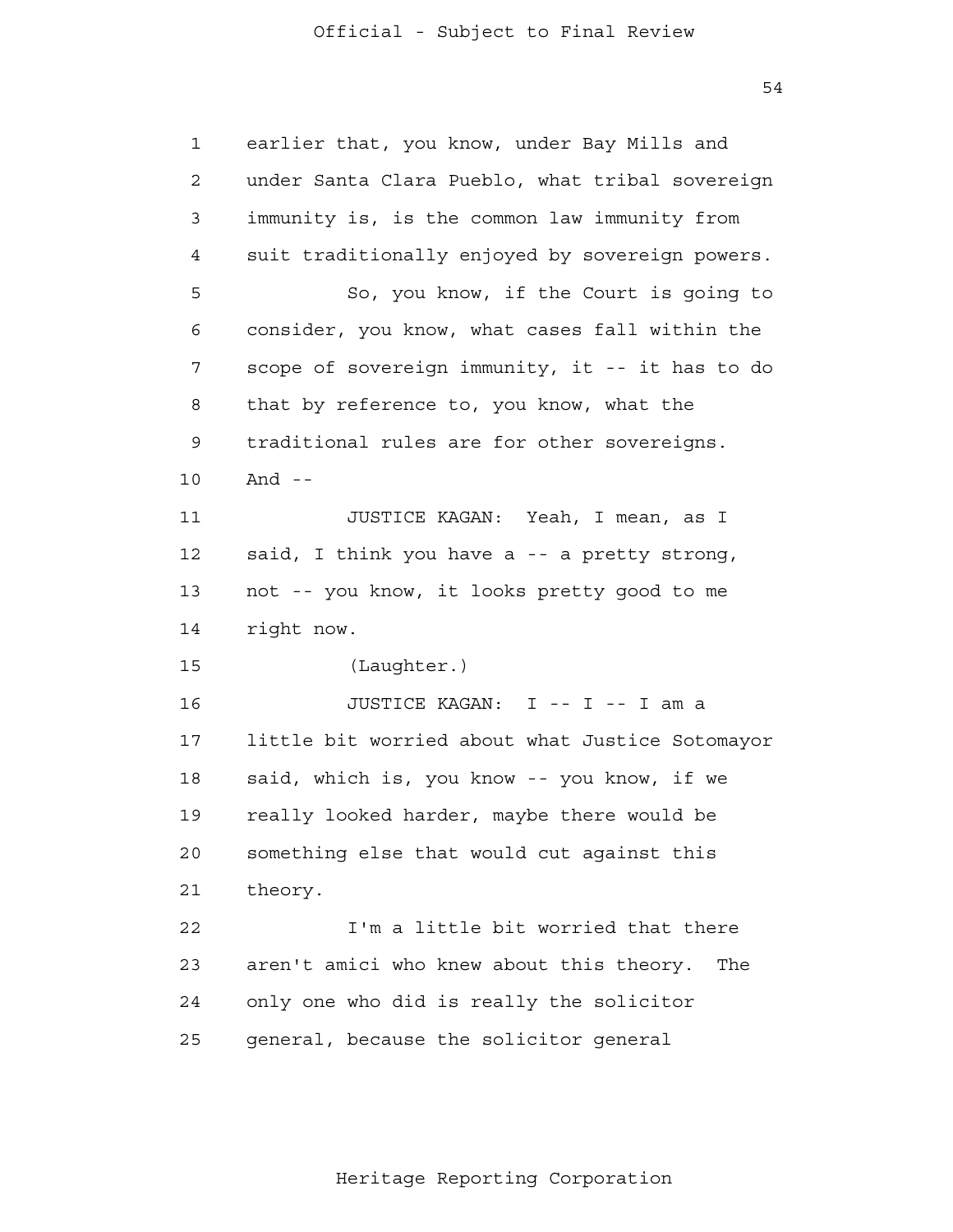earlier that, you know, under Bay Mills and under Santa Clara Pueblo, what tribal sovereign immunity is, is the common law immunity from suit traditionally enjoyed by sovereign powers.

So, you know, if the Court is going to consider, you know, what cases fall within the scope of sovereign immunity, it -- it has to do that by reference to, you know, what the traditional rules are for other sovereigns. And --

JUSTICE KAGAN: Yeah, I mean, as I said, I think you have a -- a pretty strong, not -- you know, it looks pretty good to me right now.

(Laughter.)

JUSTICE KAGAN: I -- I -- I am a little bit worried about what Justice Sotomayor said, which is, you know -- you know, if we really looked harder, maybe there would be something else that would cut against this theory.

I'm a little bit worried that there aren't amici who knew about this theory. The only one who did is really the solicitor general, because the solicitor general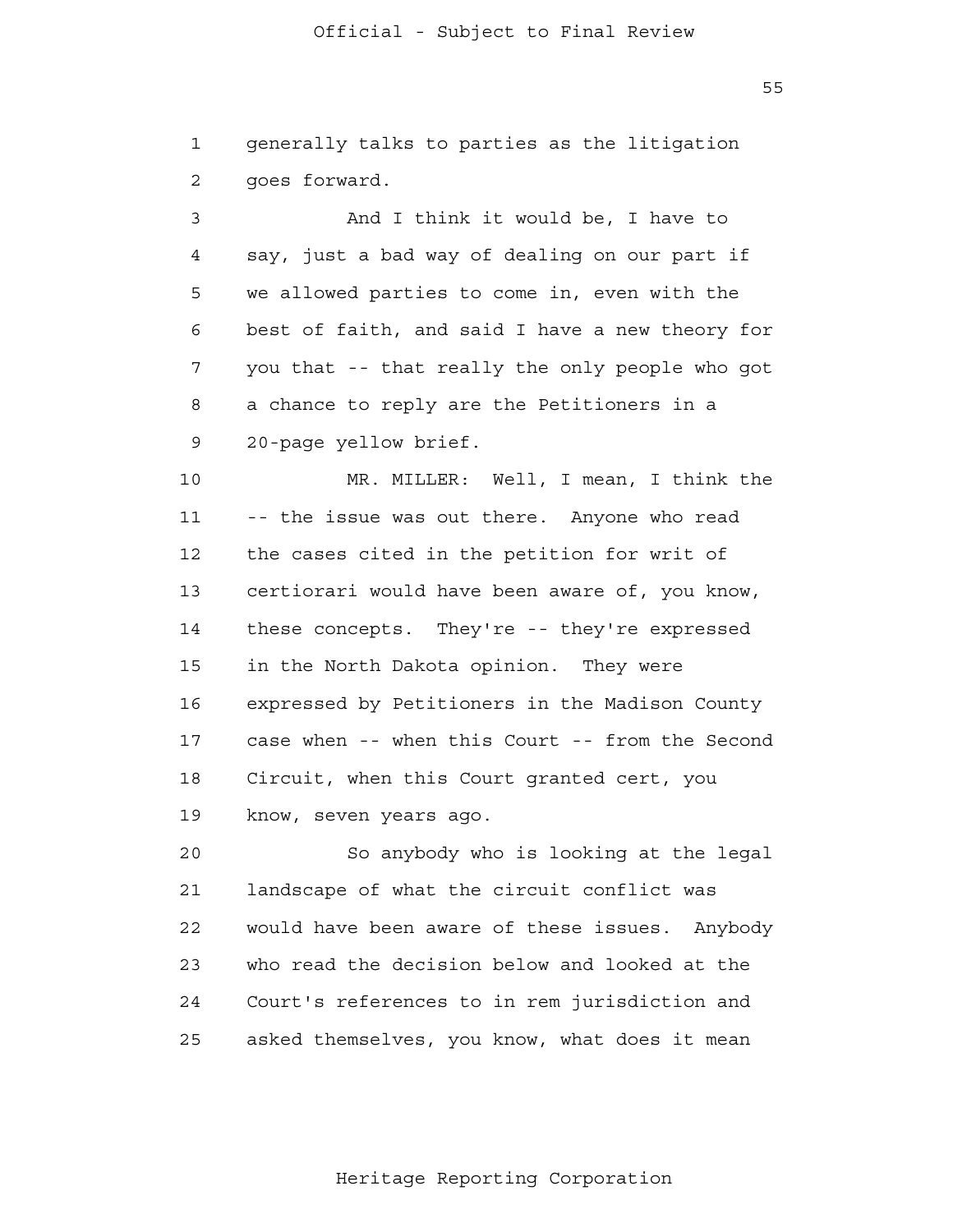generally talks to parties as the litigation goes forward.

And I think it would be, I have to say, just a bad way of dealing on our part if we allowed parties to come in, even with the best of faith, and said I have a new theory for you that -- that really the only people who got a chance to reply are the Petitioners in a 20-page yellow brief.

MR. MILLER: Well, I mean, I think the -- the issue was out there. Anyone who read the cases cited in the petition for writ of certiorari would have been aware of, you know, these concepts. They're -- they're expressed in the North Dakota opinion. They were expressed by Petitioners in the Madison County case when -- when this Court -- from the Second Circuit, when this Court granted cert, you know, seven years ago.

So anybody who is looking at the legal landscape of what the circuit conflict was would have been aware of these issues. Anybody who read the decision below and looked at the Court's references to in rem jurisdiction and asked themselves, you know, what does it mean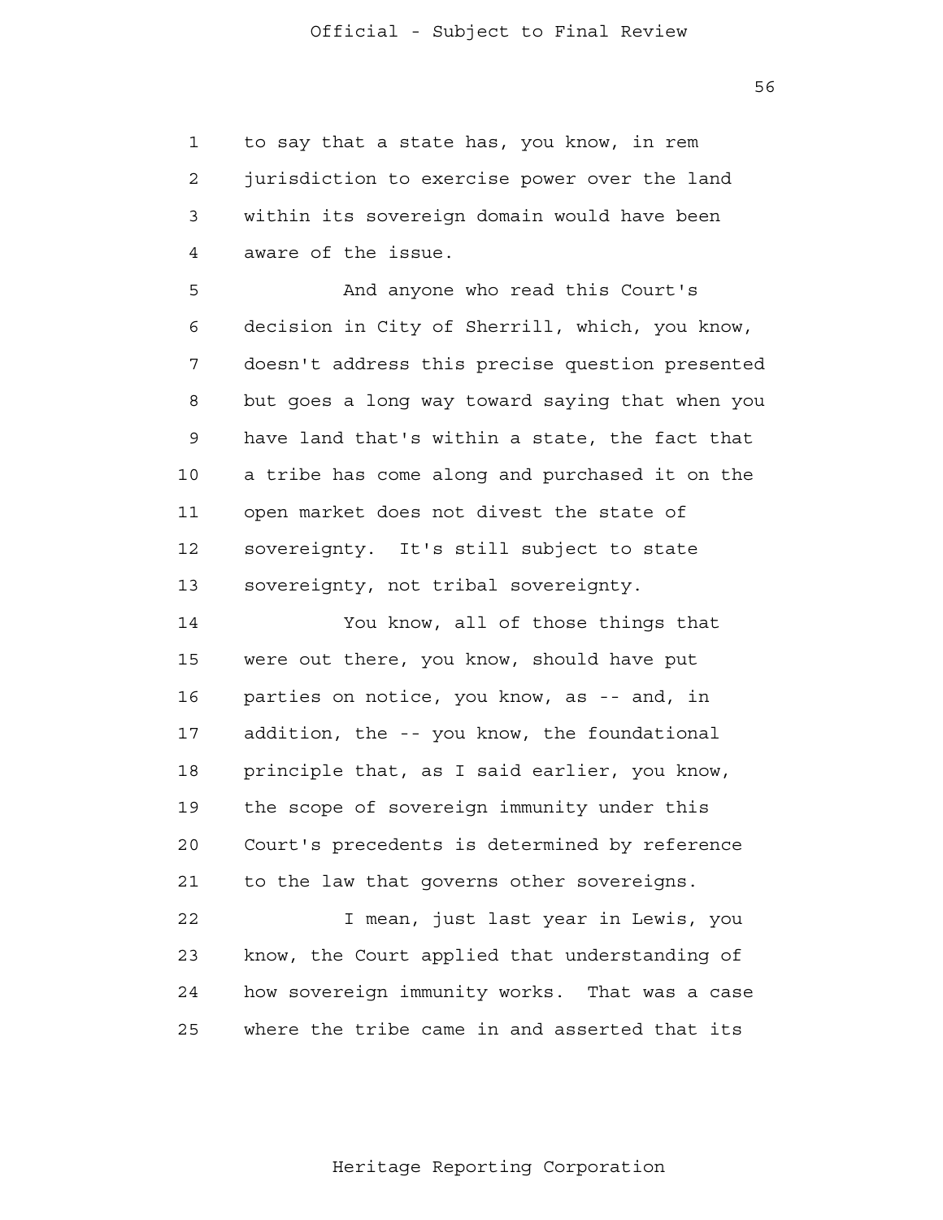to say that a state has, you know, in rem jurisdiction to exercise power over the land within its sovereign domain would have been aware of the issue.

And anyone who read this Court's decision in City of Sherrill, which, you know, doesn't address this precise question presented but goes a long way toward saying that when you have land that's within a state, the fact that a tribe has come along and purchased it on the open market does not divest the state of sovereignty. It's still subject to state sovereignty, not tribal sovereignty.

You know, all of those things that were out there, you know, should have put parties on notice, you know, as -- and, in addition, the -- you know, the foundational principle that, as I said earlier, you know, the scope of sovereign immunity under this Court's precedents is determined by reference to the law that governs other sovereigns.

I mean, just last year in Lewis, you know, the Court applied that understanding of how sovereign immunity works. That was a case where the tribe came in and asserted that its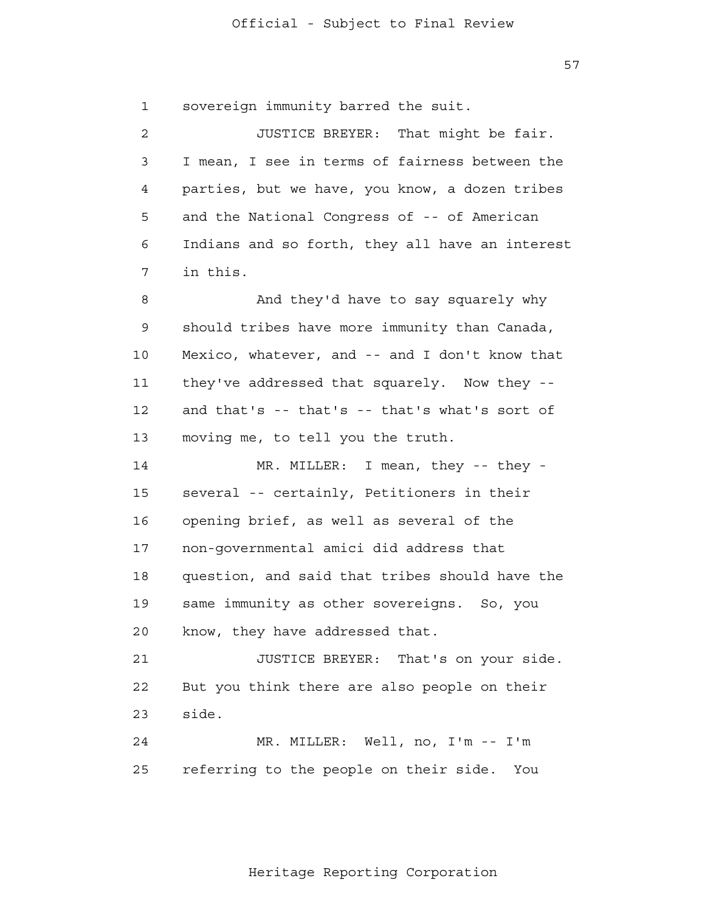sovereign immunity barred the suit.

JUSTICE BREYER: That might be fair. I mean, I see in terms of fairness between the parties, but we have, you know, a dozen tribes and the National Congress of -- of American Indians and so forth, they all have an interest in this.

And they'd have to say squarely why should tribes have more immunity than Canada, Mexico, whatever, and -- and I don't know that they've addressed that squarely. Now they -- and that's -- that's -- that's what's sort of moving me, to tell you the truth.

MR. MILLER: I mean, they -- they - several -- certainly, Petitioners in their opening brief, as well as several of the non-governmental amici did address that question, and said that tribes should have the same immunity as other sovereigns. So, you know, they have addressed that.

JUSTICE BREYER: That's on your side. But you think there are also people on their side.

MR. MILLER: Well, no, I'm -- I'm referring to the people on their side. You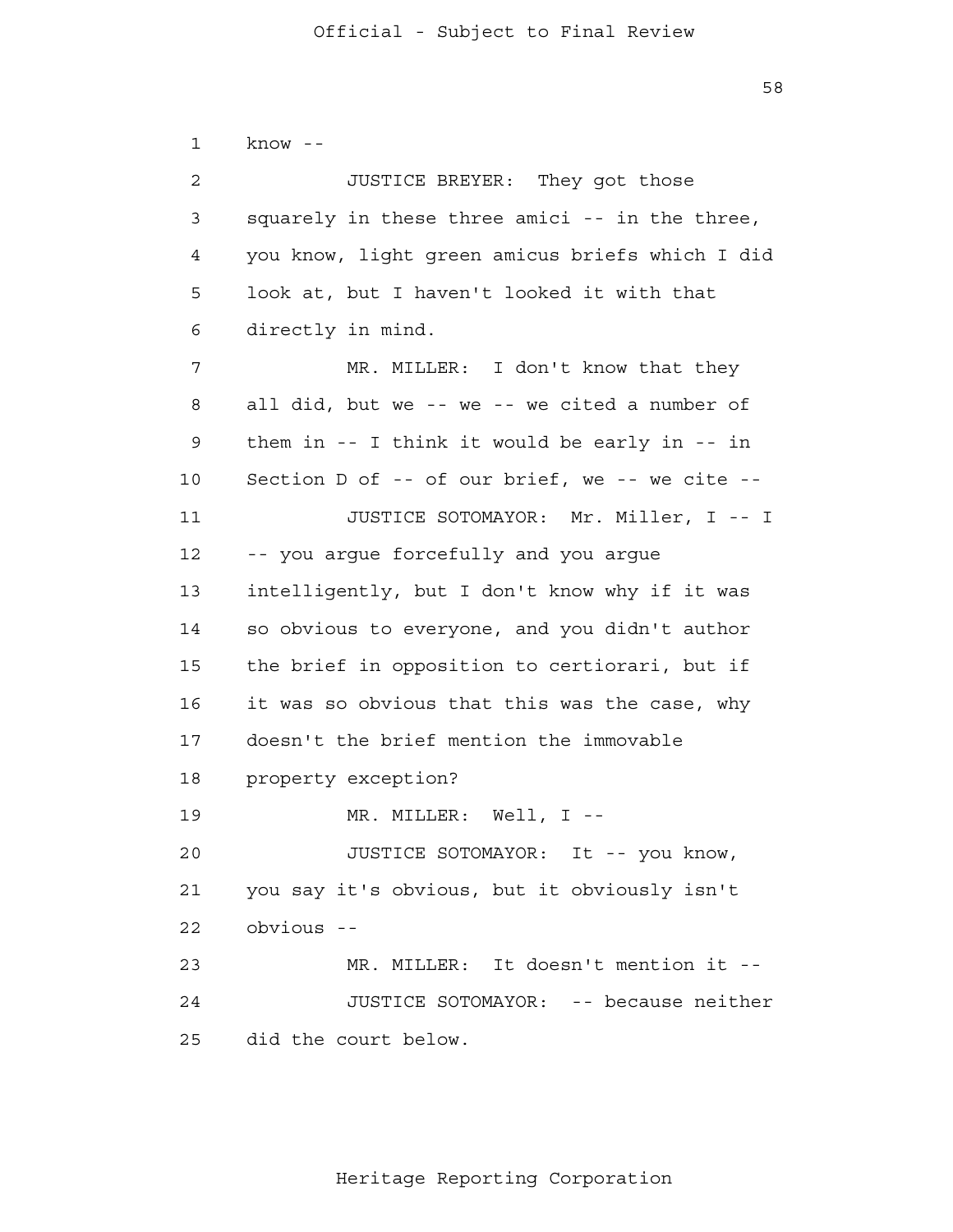know --

JUSTICE BREYER: They got those squarely in these three amici -- in the three, you know, light green amicus briefs which I did look at, but I haven't looked it with that directly in mind.

MR. MILLER: I don't know that they all did, but we -- we -- we cited a number of them in -- I think it would be early in -- in Section D of -- of our brief, we -- we cite --

JUSTICE SOTOMAYOR: Mr. Miller, I -- I -- you argue forcefully and you argue intelligently, but I don't know why if it was so obvious to everyone, and you didn't author the brief in opposition to certiorari, but if it was so obvious that this was the case, why doesn't the brief mention the immovable property exception?

MR. MILLER: Well, I --

JUSTICE SOTOMAYOR: It -- you know, you say it's obvious, but it obviously isn't obvious --

MR. MILLER: It doesn't mention it --

JUSTICE SOTOMAYOR: -- because neither did the court below.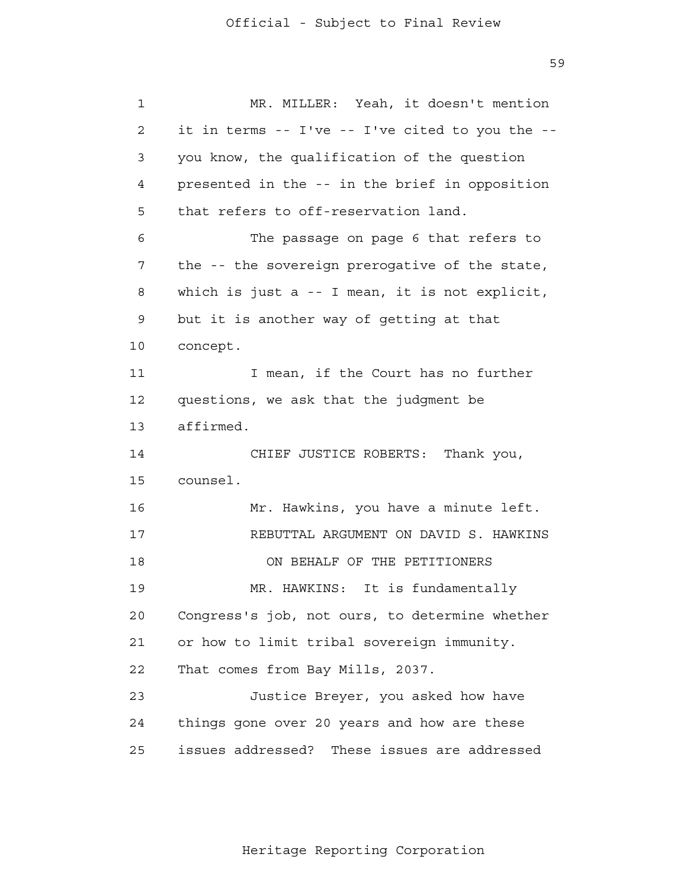MR. MILLER: Yeah, it doesn't mention it in terms -- I've -- I've cited to you the -- you know, the qualification of the question presented in the -- in the brief in opposition that refers to off-reservation land.

The passage on page 6 that refers to the -- the sovereign prerogative of the state, which is just a -- I mean, it is not explicit, but it is another way of getting at that concept.

I mean, if the Court has no further questions, we ask that the judgment be affirmed.

CHIEF JUSTICE ROBERTS: Thank you, counsel.

Mr. Hawkins, you have a minute left.

REBUTTAL ARGUMENT ON DAVID S. HAWKINS

ON BEHALF OF THE PETITIONERS

MR. HAWKINS: It is fundamentally Congress's job, not ours, to determine whether or how to limit tribal sovereign immunity. That comes from Bay Mills, 2037.

Justice Breyer, you asked how have things gone over 20 years and how are these issues addressed? These issues are addressed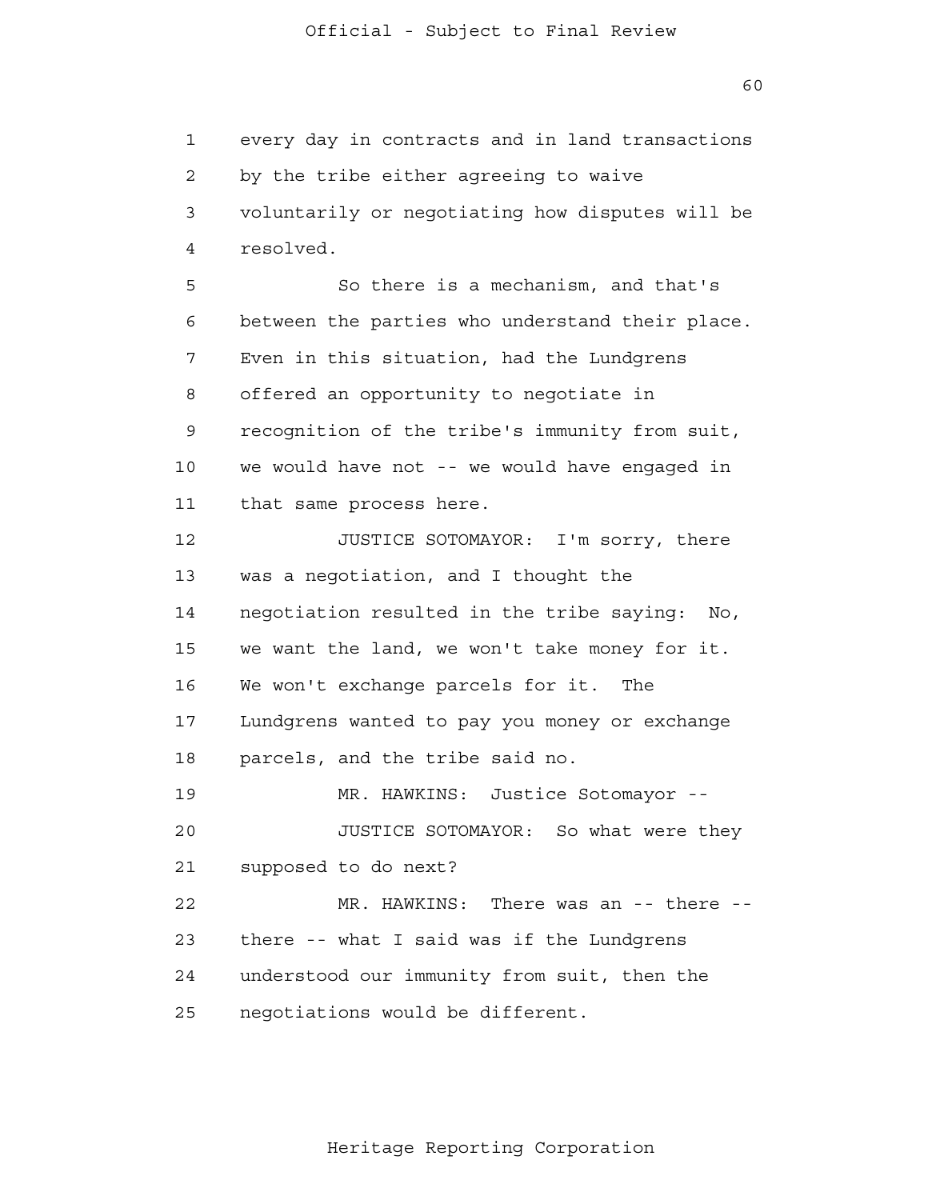every day in contracts and in land transactions by the tribe either agreeing to waive voluntarily or negotiating how disputes will be resolved.

So there is a mechanism, and that's between the parties who understand their place. Even in this situation, had the Lundgrens offered an opportunity to negotiate in recognition of the tribe's immunity from suit, we would have not -- we would have engaged in that same process here.

JUSTICE SOTOMAYOR: I'm sorry, there was a negotiation, and I thought the negotiation resulted in the tribe saying: No, we want the land, we won't take money for it. We won't exchange parcels for it. The Lundgrens wanted to pay you money or exchange parcels, and the tribe said no.

MR. HAWKINS: Justice Sotomayor --

JUSTICE SOTOMAYOR: So what were they supposed to do next?

MR. HAWKINS: There was an -- there -- there -- what I said was if the Lundgrens understood our immunity from suit, then the negotiations would be different.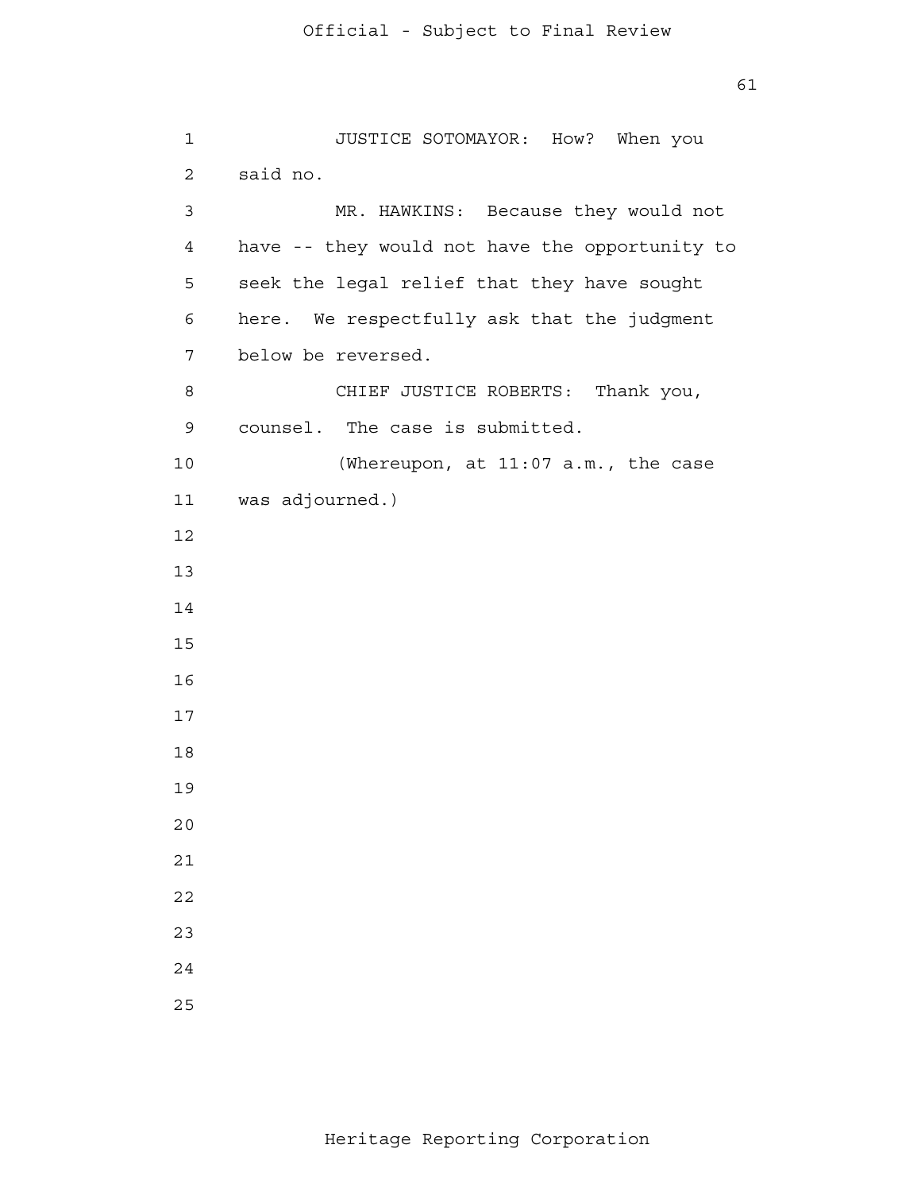JUSTICE SOTOMAYOR: How? When you said no.

MR. HAWKINS: Because they would not have -- they would not have the opportunity to seek the legal relief that they have sought here. We respectfully ask that the judgment below be reversed.

CHIEF JUSTICE ROBERTS: Thank you, counsel. The case is submitted.

(Whereupon, at 11:07 a.m., the case was adjourned.)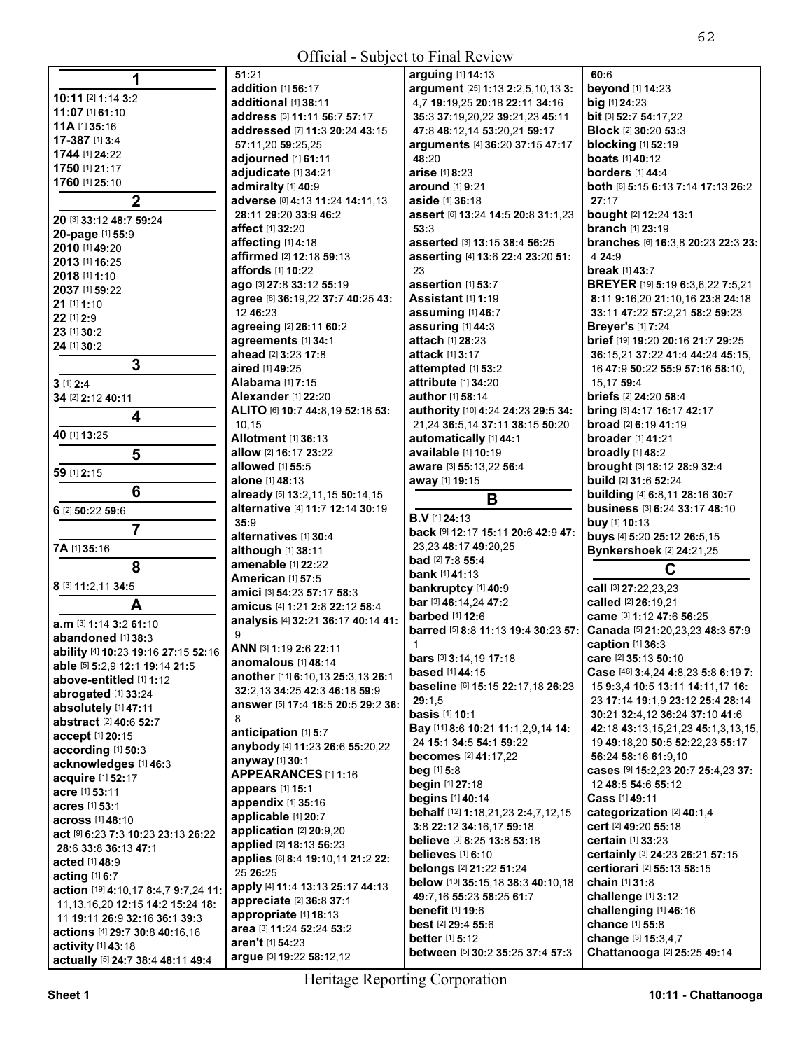## 1

**10:11** [2] **1:**14 **3:**2
**11:07** [1] **61:**10
**11A** [1] **35:**16
**17-387** [1] **3:**4
**1744** [1] **24:**22
**1750** [1] **21:**17
**1760** [1] **25:**10

## 2

**20** [3] **33:**12 **48:**7 **59:**24
**20-page** [1] **55:**9
**2010** [1] **49:**20
**2013** [1] **16:**25
**2018** [1] **1:**10
**2037** [1] **59:**22
**21** [1] **1:**10
**22** [1] **2:**9
**23** [1] **30:**2
**24** [1] **30:**2

## 3

**3** [1] **2:**4
**34** [2] **2:**12 **40:**11

## 4

**40** [1] **13:**25

## 5

**59** [1] **2:**15

## 6

**6** [2] **50:**22 **59:**6

## 7

**7A** [1] **35:**16

## 8

**8** [3] **11:**2,11 **34:**5

## A

**a.m** [3] **1:**14 **3:**2 **61:**10
**abandoned** [1] **38:**3
**ability** [4] **10:**23 **19:**16 **27:**15 **52:**16
**able** [5] **5:**2,9 **12:**1 **19:**14 **21:**5
**above-entitled** [1] **1:**12
**abrogated** [1] **33:**24
**absolutely** [1] **47:**11
**abstract** [2] **40:**6 **52:**7
**accept** [1] **20:**15
**according** [1] **50:**3
**acknowledges** [1] **46:**3
**acquire** [1] **52:**17
**acre** [1] **53:**11
**acres** [1] **53:**1
**across** [1] **48:**10
**act** [9] **6:**23 **7:**3 **10:**23 **23:**13 **26:**22 **28:**6 **33:**8 **36:**13 **47:**1
**acted** [1] **48:**9
**acting** [1] **6:**7
**action** [19] **4:**10,17 **8:**4,7 **9:**7,24 **11:**11,13,16,20 **12:**15 **14:**2 **15:**24 **18:**11 **19:**11 **26:**9 **32:**16 **36:**1 **39:**3
**actions** [4] **29:**7 **30:**8 **40:**16,16
**activity** [1] **43:**18
**actually** [5] **24:**7 **38:**4 **48:**11 **49:**4 **51:**21
**addition** [1] **56:**17
**additional** [1] **38:**11
**address** [3] **11:**11 **56:**7 **57:**17
**addressed** [7] **11:**3 **20:**24 **43:**15 **57:**11,20 **59:**25,25
**adjourned** [1] **61:**11
**adjudicate** [1] **34:**21
**admiralty** [1] **40:**9
**adverse** [8] **4:**13 **11:**24 **14:**11,13 **28:**11 **29:**20 **33:**9 **46:**2
**affect** [1] **32:**20
**affecting** [1] **4:**18
**affirmed** [2] **12:**18 **59:**13
**affords** [1] **10:**22
**ago** [3] **27:**8 **33:**12 **55:**19
**agree** [6] **36:**19,22 **37:**7 **40:**25 **43:**12 **46:**23
**agreeing** [2] **26:**11 **60:**2
**agreements** [1] **34:**1
**ahead** [2] **3:**23 **17:**8
**aired** [1] **49:**25
**Alabama** [1] **7:**15
**Alexander** [1] **22:**20
**ALITO** [6] **10:**7 **44:**8,19 **52:**18 **53:**10,15
**Allotment** [1] **36:**13
**allow** [2] **16:**17 **23:**22
**allowed** [1] **55:**5
**alone** [1] **48:**13
**already** [5] **13:**2,11,15 **50:**14,15
**alternative** [4] **11:**7 **12:**14 **30:**19 **35:**9
**alternatives** [1] **30:**4
**although** [1] **38:**11
**amenable** [1] **22:**22
**American** [1] **57:**5
**amici** [3] **54:**23 **57:**17 **58:**3
**amicus** [4] **1:**21 **2:**8 **22:**12 **58:**4
**analysis** [4] **32:**21 **36:**17 **40:**14 **41:**9
**ANN** [3] **1:**19 **2:**6 **22:**11
**anomalous** [1] **48:**14
**another** [11] **6:**10,13 **25:**3,13 **26:**1 **32:**2,13 **34:**25 **42:**3 **46:**18 **59:**9
**answer** [5] **17:**4 **18:**5 **20:**5 **29:**2 **36:**8
**anticipation** [1] **5:**7
**anybody** [4] **11:**23 **26:**6 **55:**20,22
**anyway** [1] **30:**1
**APPEARANCES** [1] **1:**16
**appears** [1] **15:**1
**appendix** [1] **35:**16
**applicable** [1] **20:**7
**application** [2] **20:**9,20
**applied** [2] **18:**13 **56:**23
**applies** [6] **8:**4 **19:**10,11 **21:**2 **22:**25 **26:**25
**apply** [4] **11:**4 **13:**13 **25:**17 **44:**13
**appreciate** [2] **36:**8 **37:**1
**appropriate** [1] **18:**13
**area** [3] **11:**24 **52:**24 **53:**2
**aren't** [1] **54:**23
**argue** [3] **19:**22 **58:**12,12
**arguing** [1] **14:**13
**argument** [25] **1:**13 **2:**2,5,10,13 **3:**4,7 **19:**19,25 **20:**18 **22:**11 **34:**16 **35:**3 **37:**19,20,22 **39:**21,23 **45:**11 **47:**8 **48:**12,14 **53:**20,21 **59:**17
**arguments** [4] **36:**20 **37:**15 **47:**17 **48:**20
**arise** [1] **8:**23
**around** [1] **9:**21
**aside** [1] **36:**18
**assert** [6] **13:**24 **14:**5 **20:**8 **31:**1,23 **53:**3
**asserted** [3] **13:**15 **38:**4 **56:**25
**asserting** [4] **13:**6 **22:**4 **23:**20 **51:**23
**assertion** [1] **53:**7
**Assistant** [1] **1:**19
**assuming** [1] **46:**7
**assuring** [1] **44:**3
**attach** [1] **28:**23
**attack** [1] **3:**17
**attempted** [1] **53:**2
**attribute** [1] **34:**20
**author** [1] **58:**14
**authority** [10] **4:**24 **24:**23 **29:**5 **34:**21,24 **36:**5,14 **37:**11 **38:**15 **50:**20
**automatically** [1] **44:**1
**available** [1] **10:**19
**aware** [3] **55:**13,22 **56:**4
**away** [1] **19:**15

## B

**B.V** [1] **24:**13
**back** [9] **12:**17 **15:**11 **20:**6 **42:**9 **47:**23,23 **48:**17 **49:**20,25
**bad** [2] **7:**8 **55:**4
**bank** [1] **41:**13
**bankruptcy** [1] **40:**9
**bar** [3] **46:**14,24 **47:**2
**barbed** [1] **12:**6
**barred** [5] **8:**8 **11:**13 **19:**4 **30:**23 **57:**1
**bars** [3] **3:**14,19 **17:**18
**based** [1] **44:**15
**baseline** [6] **15:**15 **22:**17,18 **26:**23 **29:**1,5
**basis** [1] **10:**1
**Bay** [11] **8:**6 **10:**21 **11:**1,2,9,14 **14:**24 **15:**1 **34:**5 **54:**1 **59:**22
**becomes** [2] **41:**17,22
**beg** [1] **5:**8
**begin** [1] **27:**18
**begins** [1] **40:**14
**behalf** [12] **1:**18,21,23 **2:**4,7,12,15 **3:**8 **22:**12 **34:**16,17 **59:**18
**believe** [3] **8:**25 **13:**8 **53:**18
**believes** [1] **6:**10
**belongs** [2] **21:**22 **51:**24
**below** [10] **35:**15,18 **38:**3 **40:**10,18 **49:**7,16 **55:**23 **58:**25 **61:**7
**benefit** [1] **19:**6
**best** [2] **29:**4 **55:**6
**better** [1] **5:**12
**between** [5] **30:**2 **35:**25 **37:**4 **57:**3 **60:**6
**beyond** [1] **14:**23
**big** [1] **24:**23
**bit** [3] **52:**7 **54:**17,22
**Block** [2] **30:**20 **53:**3
**blocking** [1] **52:**19
**boats** [1] **40:**12
**borders** [1] **44:**4
**both** [6] **5:**15 **6:**13 **7:**14 **17:**13 **26:**2 **27:**17
**bought** [2] **12:**24 **13:**1
**branch** [1] **23:**19
**branches** [6] **16:**3,8 **20:**23 **22:**3 **23:**4 **24:**9
**break** [1] **43:**7
**BREYER** [19] **5:**19 **6:**3,6,22 **7:**5,21 **8:**11 **9:**16,20 **21:**10,16 **23:**8 **24:**18 **33:**11 **47:**22 **57:**2,21 **58:**2 **59:**23
**Breyer's** [1] **7:**24
**brief** [19] **19:**20 **20:**16 **21:**7 **29:**25 **36:**15,21 **37:**22 **41:**4 **44:**24 **45:**15,16 **47:**9 **50:**22 **55:**9 **57:**16 **58:**10,15,17 **59:**4
**briefs** [2] **24:**20 **58:**4
**bring** [3] **4:**17 **16:**17 **42:**17
**broad** [2] **6:**19 **41:**19
**broader** [1] **41:**21
**broadly** [1] **48:**2
**brought** [3] **18:**12 **28:**9 **32:**4
**build** [2] **31:**6 **52:**24
**building** [4] **6:**8,11 **28:**16 **30:**7
**business** [3] **6:**24 **33:**17 **48:**10
**buy** [1] **10:**13
**buys** [4] **5:**20 **25:**12 **26:**5,15
**Bynkershoek** [2] **24:**21,25

## C

**call** [3] **27:**22,23,23
**called** [2] **26:**19,21
**came** [3] **1:**12 **47:**6 **56:**25
**Canada** [5] **21:**20,23,23 **48:**3 **57:**9
**caption** [1] **36:**3
**care** [2] **35:**13 **50:**10
**Case** [46] **3:**4,24 **4:**8,23 **5:**8 **6:**19 **7:**15 **9:**3,4 **10:**5 **13:**11 **14:**11,17 **16:**23 **17:**14 **19:**1,9 **23:**12 **25:**4 **28:**14 **30:**21 **32:**4,12 **36:**24 **37:**10 **41:**6 **42:**18 **43:**13,15,21,23 **45:**1,3,13,15,19 **49:**18,20 **50:**5 **52:**22,23 **55:**17 **56:**24 **58:**16 **61:**9,10
**cases** [9] **15:**2,23 **20:**7 **25:**4,23 **37:**12 **48:**5 **54:**6 **55:**12
**Cass** [1] **49:**11
**categorization** [2] **40:**1,4
**cert** [2] **49:**20 **55:**18
**certain** [1] **33:**23
**certainly** [3] **24:**23 **26:**21 **57:**15
**certiorari** [2] **55:**13 **58:**15
**chain** [1] **31:**8
**challenge** [1] **3:**12
**challenging** [1] **46:**16
**chance** [1] **55:**8
**change** [3] **15:**3,4,7
**Chattanooga** [2] **25:**25 **49:**14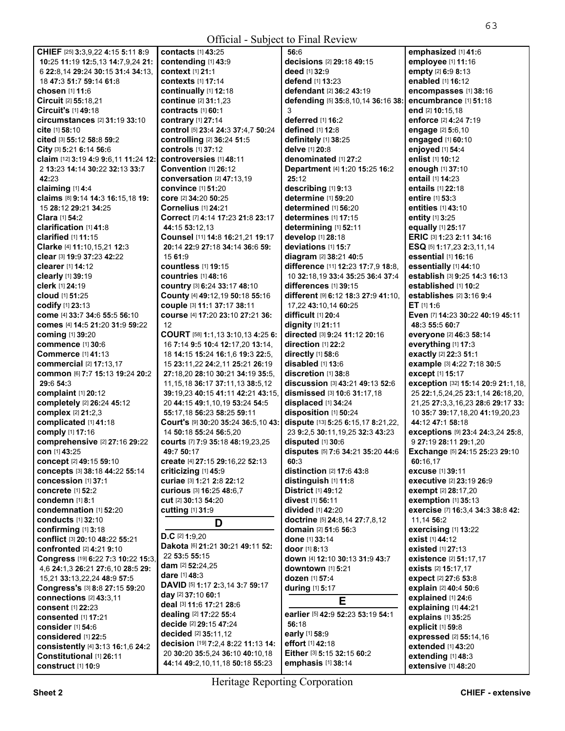**CHIEF** [25] **3:**3,9,22 **4:**15 **5:**11 **8:**9 **10:**25 **11:**19 **12:**5,13 **14:**7,9,24 **21:**6 **22:**8,14 **29:**24 **30:**15 **31:**4 **34:**13,18 **47:**3 **51:**7 **59:**14 **61:**8
**chosen** [1] **11:**6
**Circuit** [2] **55:**18,21
**Circuit's** [1] **49:**18
**circumstances** [2] **31:**19 **33:**10
**cite** [1] **58:**10
**cited** [3] **55:**12 **58:**8 **59:**2
**City** [3] **5:**21 **6:**14 **56:**6
**claim** [12] **3:**19 **4:**9 **9:**6,11 **11:**24 **12:**2 **13:**23 **14:**14 **30:**22 **32:**13 **33:**7 **42:**23
**claiming** [1] **4:**4
**claims** [8] **9:**14 **14:**3 **16:**15,18 **19:**15 **28:**12 **29:**21 **34:**25
**Clara** [1] **54:**2
**clarification** [1] **41:**8
**clarified** [1] **11:**15
**Clarke** [4] **11:**10,15,21 **12:**3
**clear** [3] **19:**9 **37:**23 **42:**22
**clearer** [1] **14:**12
**clearly** [1] **39:**19
**clerk** [1] **24:**19
**cloud** [1] **51:**25
**codify** [1] **23:**13
**come** [4] **33:**7 **34:**6 **55:**5 **56:**10
**comes** [4] **14:**5 **21:**20 **31:**9 **59:**22
**coming** [1] **39:**20
**commence** [1] **30:**6
**Commerce** [1] **41:**13
**commercial** [2] **17:**13,17
**common** [6] **7:**7 **15:**13 **19:**24 **20:**2 **29:**6 **54:**3
**complaint** [1] **20:**12
**completely** [2] **26:**24 **45:**12
**complex** [2] **21:**2,3
**complicated** [1] **41:**18
**comply** [1] **17:**16
**comprehensive** [2] **27:**16 **29:**22
**con** [1] **43:**25
**concept** [2] **49:**15 **59:**10
**concepts** [3] **38:**18 **44:**22 **55:**14
**concession** [1] **37:**1
**concrete** [1] **52:**2
**condemn** [1] **8:**1
**condemnation** [1] **52:**20
**conducts** [1] **32:**10
**confirming** [1] **3:**18
**conflict** [3] **20:**10 **48:**22 **55:**21
**confronted** [2] **4:**21 **9:**10
**Congress** [19] **6:**22 **7:**3 **10:**22 **15:**3,4,6 **24:**1,3 **26:**21 **27:**6,10 **28:**5 **29:**15,21 **33:**13,22,24 **48:**9 **57:**5
**Congress's** [3] **8:**8 **27:**15 **59:**20
**connections** [2] **43:**3,11
**consent** [1] **22:**23
**consented** [1] **17:**21
**consider** [1] **54:**6
**considered** [1] **22:**5
**consistently** [4] **3:**13 **16:**1,6 **24:**2
**Constitutional** [1] **26:**11
**construct** [1] **10:**9
**contacts** [1] **43:**25
**contending** [1] **43:**9
**context** [1] **21:**1
**contexts** [1] **17:**14
**continually** [1] **12:**18
**continue** [2] **31:**1,23
**contracts** [1] **60:**1
**contrary** [1] **27:**14
**control** [5] **23:**4 **24:**3 **37:**4,7 **50:**24
**controlling** [2] **36:**24 **51:**5
**controls** [1] **37:**12
**controversies** [1] **48:**11
**Convention** [1] **26:**12
**conversation** [2] **47:**13,19
**convince** [1] **51:**20
**core** [2] **34:**20 **50:**25
**Cornelius** [1] **24:**21
**Correct** [7] **4:**14 **17:**23 **21:**8 **23:**17 **44:**15 **53:**12,13
**Counsel** [11] **14:**8 **16:**21,21 **19:**17 **20:**14 **22:**9 **27:**18 **34:**14 **36:**6 **59:**15 **61:**9
**countless** [1] **19:**15
**countries** [1] **48:**16
**country** [3] **6:**24 **33:**17 **48:**10
**County** [4] **49:**12,19 **50:**18 **55:**16
**couple** [3] **11:**1 **37:**17 **38:**11
**course** [4] **17:**20 **23:**10 **27:**21 **36:**12
**COURT** [58] **1:**1,13 **3:**10,13 **4:**25 **6:**16 **7:**14 **9:**5 **10:**4 **12:**17,20 **13:**14,18 **14:**15 **15:**24 **16:**1,6 **19:**3 **22:**5,15 **23:**11,22 **24:**2,11 **25:**21 **26:**19 **27:**18,20 **28:**10 **30:**21 **34:**19 **35:**5,11,15,18 **36:**17 **37:**11,13 **38:**5,12 **39:**19,23 **40:**15 **41:**11 **42:**21 **43:**15,20 **44:**15 **49:**1,10,19 **53:**24 **54:**5 **55:**17,18 **56:**23 **58:**25 **59:**11
**Court's** [9] **30:**20 **35:**24 **36:**5,10 **43:**14 **50:**18 **55:**24 **56:**5,20
**courts** [7] **7:**9 **35:**18 **48:**19,23,25 **49:**7 **50:**17
**create** [4] **27:**15 **29:**16,22 **52:**13
**criticizing** [1] **45:**9
**curiae** [3] **1:**21 **2:**8 **22:**12
**curious** [3] **16:**25 **48:**6,7
**cut** [2] **30:**13 **54:**20
**cutting** [1] **31:**9

## D

**D.C** [2] **1:**9,20
**Dakota** [6] **21:**21 **30:**21 **49:**11 **52:**22 **53:**5 **55:**15
**dam** [2] **52:**24,25
**dare** [1] **48:**3
**DAVID** [5] **1:**17 **2:**3,14 **3:**7 **59:**17
**day** [2] **37:**10 **60:**1
**deal** [3] **11:**6 **17:**21 **28:**6
**dealing** [2] **17:**22 **55:**4
**decide** [2] **29:**15 **47:**24
**decided** [2] **35:**11,12
**decision** [19] **7:**2,4 **8:**22 **11:**13 **14:**20 **30:**20 **35:**5,24 **36:**10 **40:**10,18 **44:**14 **49:**2,10,11,18 **50:**18 **55:**23 **56:**6
**decisions** [2] **29:**18 **49:**15
**deed** [1] **32:**9
**defend** [1] **13:**23
**defendant** [2] **36:**2 **43:**19
**defending** [5] **35:**8,10,14 **36:**16 **38:**3
**deferred** [1] **16:**2
**defined** [1] **12:**8
**definitely** [1] **38:**25
**delve** [1] **20:**8
**denominated** [1] **27:**2
**Department** [4] **1:**20 **15:**25 **16:**2 **25:**12
**describing** [1] **9:**13
**determine** [1] **59:**20
**determined** [1] **56:**20
**determines** [1] **17:**15
**determining** [1] **52:**11
**develop** [1] **28:**18
**deviations** [1] **15:**7
**diagram** [2] **38:**21 **40:**5
**difference** [11] **12:**23 **17:**7,9 **18:**8,10 **32:**18,19 **33:**4 **35:**25 **36:**4 **37:**4
**differences** [1] **39:**15
**different** [9] **6:**12 **18:**3 **27:**9 **41:**10,17,22 **43:**10,14 **60:**25
**difficult** [1] **20:**4
**dignity** [1] **21:**11
**directed** [3] **9:**24 **11:**12 **20:**16
**direction** [1] **22:**2
**directly** [1] **58:**6
**disabled** [1] **13:**6
**discretion** [1] **38:**8
**discussion** [3] **43:**21 **49:**13 **52:**6
**dismissed** [3] **10:**6 **31:**17,18
**displaced** [1] **34:**24
**disposition** [1] **50:**24
**dispute** [13] **5:**25 **6:**15,17 **8:**21,22,23 **9:**2,5 **30:**11,19,25 **32:**3 **43:**23
**disputed** [1] **30:**6
**disputes** [5] **7:**6 **34:**21 **35:**20 **44:**6 **60:**3
**distinction** [2] **17:**6 **43:**8
**distinguish** [1] **11:**8
**District** [1] **49:**12
**divest** [1] **56:**11
**divided** [1] **42:**20
**doctrine** [5] **24:**8,14 **27:**7,8,12
**domain** [2] **51:**6 **56:**3
**done** [1] **33:**14
**door** [1] **8:**13
**down** [4] **12:**10 **30:**13 **31:**9 **43:**7
**downtown** [1] **5:**21
**dozen** [1] **57:**4
**during** [1] **5:**17

## E

**earlier** [5] **42:**9 **52:**23 **53:**19 **54:**1 **56:**18
**early** [1] **58:**9
**effort** [1] **42:**18
**Either** [3] **5:**15 **32:**15 **60:**2
**emphasis** [1] **38:**14
**emphasized** [1] **41:**6
**employee** [1] **11:**16
**empty** [2] **6:**9 **8:**13
**enabled** [1] **16:**12
**encompasses** [1] **38:**16
**encumbrance** [1] **51:**18
**end** [2] **10:**15,18
**enforce** [2] **4:**24 **7:**19
**engage** [2] **5:**6,10
**engaged** [1] **60:**10
**enjoyed** [1] **54:**4
**enlist** [1] **10:**12
**enough** [1] **37:**10
**entail** [1] **14:**23
**entails** [1] **22:**18
**entire** [1] **53:**3
**entities** [1] **43:**10
**entity** [1] **3:**25
**equally** [1] **25:**17
**ERIC** [3] **1:**23 **2:**11 **34:**16
**ESQ** [5] **1:**17,23 **2:**3,11,14
**essential** [1] **16:**16
**essentially** [1] **44:**10
**establish** [3] **9:**25 **14:**3 **16:**13
**established** [1] **10:**2
**establishes** [2] **3:**16 **9:**4
**ET** [1] **1:**6
**Even** [7] **14:**23 **30:**22 **40:**19 **45:**11 **48:**3 **55:**5 **60:**7
**everyone** [2] **46:**3 **58:**14
**everything** [1] **17:**3
**exactly** [2] **22:**3 **51:**1
**example** [3] **4:**22 **7:**18 **30:**5
**except** [1] **15:**17
**exception** [32] **15:**14 **20:**9 **21:**1,18,25 **22:**1,5,24,25 **23:**1,14 **26:**18,20,21,25 **27:**3,3,16,23 **28:**6 **29:**17 **33:**10 **35:**7 **39:**17,18,20 **41:**19,20,23 **44:**12 **47:**1 **58:**18
**exceptions** [9] **23:**4 **24:**3,24 **25:**8,9 **27:**19 **28:**11 **29:**1,20
**Exchange** [5] **24:**15 **25:**23 **29:**10 **60:**16,17
**excuse** [1] **39:**11
**executive** [2] **23:**19 **26:**9
**exempt** [2] **28:**17,20
**exemption** [1] **35:**13
**exercise** [7] **16:**3,4 **34:**3 **38:**8 **42:**11,14 **56:**2
**exercising** [1] **13:**22
**exist** [1] **44:**12
**existed** [1] **27:**13
**existence** [2] **51:**17,17
**exists** [2] **15:**17,17
**expect** [2] **27:**6 **53:**8
**explain** [2] **40:**4 **50:**6
**explained** [1] **24:**6
**explaining** [1] **44:**21
**explains** [1] **35:**25
**explicit** [1] **59:**8
**expressed** [2] **55:**14,16
**extended** [1] **43:**20
**extending** [1] **48:**3
**extensive** [1] **48:**20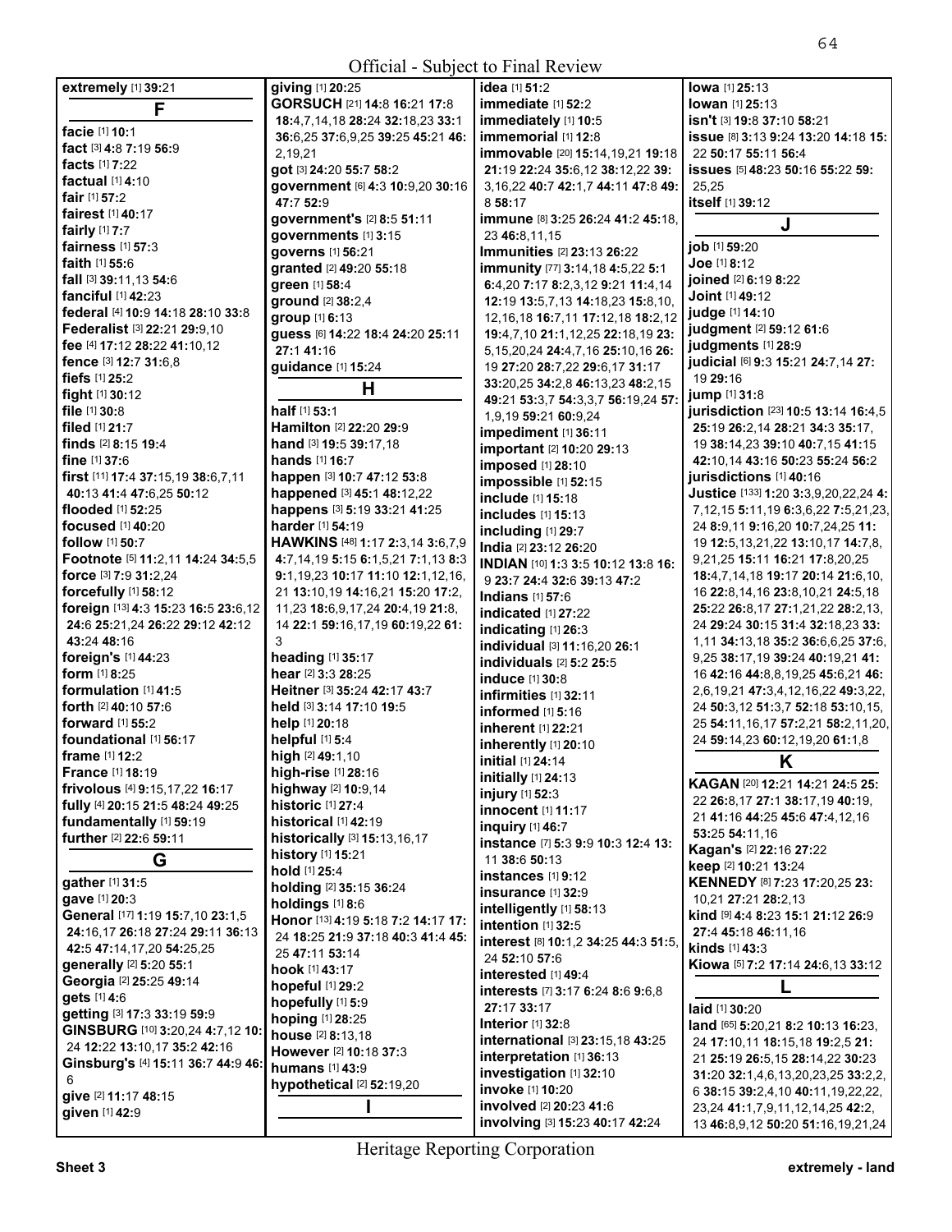extremely [1] 39:21

## F

facie [1] 10:1
fact [3] 4:8 7:19 56:9
facts [1] 7:22
factual [1] 4:10
fair [1] 57:2
fairest [1] 40:17
fairly [1] 7:7
fairness [1] 57:3
faith [1] 55:6
fall [3] 39:11,13 54:6
fanciful [1] 42:23
federal [4] 10:9 14:18 28:10 33:8
Federalist [3] 22:21 29:9,10
fee [4] 17:12 28:22 41:10,12
fence [3] 12:7 31:6,8
fiefs [1] 25:2
fight [1] 30:12
file [1] 30:8
filed [1] 21:7
finds [2] 8:15 19:4
fine [1] 37:6
first [11] 17:4 37:15,19 38:6,7,11 40:13 41:4 47:6,25 50:12
flooded [1] 52:25
focused [1] 40:20
follow [1] 50:7
Footnote [5] 11:2,11 14:24 34:5,5
force [3] 7:9 31:2,24
forcefully [1] 58:12
foreign [13] 4:3 15:23 16:5 23:6,12 24:6 25:21,24 26:22 29:12 42:12 43:24 48:16
foreign's [1] 44:23
form [1] 8:25
formulation [1] 41:5
forth [2] 40:10 57:6
forward [1] 55:2
foundational [1] 56:17
frame [1] 12:2
France [1] 18:19
frivolous [4] 9:15,17,22 16:17
fully [4] 20:15 21:5 48:24 49:25
fundamentally [1] 59:19
further [2] 22:6 59:11

## G

gather [1] 31:5
gave [1] 20:3
General [17] 1:19 15:7,10 23:1,5 24:16,17 26:18 27:24 29:11 36:13 42:5 47:14,17,20 54:25,25
generally [2] 5:20 55:1
Georgia [2] 25:25 49:14
gets [1] 4:6
getting [3] 17:3 33:19 59:9
GINSBURG [10] 3:20,24 4:7,12 10:24 12:22 13:10,17 35:2 42:16
Ginsburg's [4] 15:11 36:7 44:9 46:6
give [2] 11:17 48:15
given [1] 42:9
giving [1] 20:25
GORSUCH [21] 14:8 16:21 17:8 18:4,7,14,18 28:24 32:18,23 33:1 36:6,25 37:6,9,25 39:25 45:21 46:2,19,21
got [3] 24:20 55:7 58:2
government [6] 4:3 10:9,20 30:16 47:7 52:9
government's [2] 8:5 51:11
governments [1] 3:15
governs [1] 56:21
granted [2] 49:20 55:18
green [1] 58:4
ground [2] 38:2,4
group [1] 6:13
guess [6] 14:22 18:4 24:20 25:11 27:1 41:16
guidance [1] 15:24

## H

half [1] 53:1
Hamilton [2] 22:20 29:9
hand [3] 19:5 39:17,18
hands [1] 16:7
happen [3] 10:7 47:12 53:8
happened [3] 45:1 48:12,22
happens [3] 5:19 33:21 41:25
harder [1] 54:19
HAWKINS [48] 1:17 2:3,14 3:6,7,9 4:7,14,19 5:15 6:1,5,21 7:1,13 8:3 9:1,19,23 10:17 11:10 12:1,12,16,21 13:10,19 14:16,21 15:20 17:2,11,23 18:6,9,17,24 20:4,19 21:8,14 22:1 59:16,17,19 60:19,22 61:3
heading [1] 35:17
hear [2] 3:3 28:25
Heitner [3] 35:24 42:17 43:7
held [3] 3:14 17:10 19:5
help [1] 20:18
helpful [1] 5:4
high [2] 49:1,10
high-rise [1] 28:16
highway [2] 10:9,14
historic [1] 27:4
historical [1] 42:19
historically [3] 15:13,16,17
history [1] 15:21
hold [1] 25:4
holding [2] 35:15 36:24
holdings [1] 8:6
Honor [13] 4:19 5:18 7:2 14:17 17:24 18:25 21:9 37:18 40:3 41:4 45:25 47:11 53:14
hook [1] 43:17
hopeful [1] 29:2
hopefully [1] 5:9
hoping [1] 28:25
house [2] 8:13,18
However [2] 10:18 37:3
humans [1] 43:9
hypothetical [2] 52:19,20

## I

idea [1] 51:2
immediate [1] 52:2
immediately [1] 10:5
immemorial [1] 12:8
immovable [20] 15:14,19,21 19:18 21:19 22:24 35:6,12 38:12,22 39:3,16,22 40:7 42:1,7 44:11 47:8 49:8 58:17
immune [8] 3:25 26:24 41:2 45:18,23 46:8,11,15
Immunities [2] 23:13 26:22
immunity [77] 3:14,18 4:5,22 5:1 6:4,20 7:17 8:2,3,12 9:21 11:4,14 12:19 13:5,7,13 14:18,23 15:8,10,12,16,18 16:7,11 17:12,18 18:2,12 19:4,7,10 21:1,12,25 22:18,19 23:5,15,20,24 24:4,7,16 25:10,16 26:19 27:20 28:7,22 29:6,17 31:17 33:20,25 34:2,8 46:13,23 48:2,15 49:21 53:3,7 54:3,3,7 56:19,24 57:1,9,19 59:21 60:9,24
impediment [1] 36:11
important [2] 10:20 29:13
imposed [1] 28:10
impossible [1] 52:15
include [1] 15:18
includes [1] 15:13
including [1] 29:7
India [2] 23:12 26:20
INDIAN [10] 1:3 3:5 10:12 13:8 16:9 23:7 24:4 32:6 39:13 47:2
Indians [1] 57:6
indicated [1] 27:22
indicating [1] 26:3
individual [3] 11:16,20 26:1
individuals [2] 5:2 25:5
induce [1] 30:8
infirmities [1] 32:11
informed [1] 5:16
inherent [1] 22:21
inherently [1] 20:10
initial [1] 24:14
initially [1] 24:13
injury [1] 52:3
innocent [1] 11:17
inquiry [1] 46:7
instance [7] 5:3 9:9 10:3 12:4 13:11 38:6 50:13
instances [1] 9:12
insurance [1] 32:9
intelligently [1] 58:13
intention [1] 32:5
interest [8] 10:1,2 34:25 44:3 51:5,24 52:10 57:6
interested [1] 49:4
interests [7] 3:17 6:24 8:6 9:6,8 27:17 33:17
Interior [1] 32:8
international [3] 23:15,18 43:25
interpretation [1] 36:13
investigation [1] 32:10
invoke [1] 10:20
involved [2] 20:23 41:6
involving [3] 15:23 40:17 42:24
Iowa [1] 25:13
Iowan [1] 25:13
isn't [3] 19:8 37:10 58:21
issue [8] 3:13 9:24 13:20 14:18 15:22 50:17 55:11 56:4
issues [5] 48:23 50:16 55:22 59:25,25
itself [1] 39:12

## J

job [1] 59:20
Joe [1] 8:12
joined [2] 6:19 8:22
Joint [1] 49:12
judge [1] 14:10
judgment [2] 59:12 61:6
judgments [1] 28:9
judicial [6] 9:3 15:21 24:7,14 27:19 29:16
jump [1] 31:8
jurisdiction [23] 10:5 13:14 16:4,5 25:19 26:2,14 28:21 34:3 35:17,19 38:14,23 39:10 40:7,15 41:15 42:10,14 43:16 50:23 55:24 56:2
jurisdictions [1] 40:16
Justice [133] 1:20 3:3,9,20,22,24 4:7,12,15 5:11,19 6:3,6,22 7:5,21,23,24 8:9,11 9:16,20 10:7,24,25 11:19 12:5,13,21,22 13:10,17 14:7,8,9,21,25 15:11 16:21 17:8,20,25 18:4,7,14,18 19:17 20:14 21:6,10,16 22:8,14,16 23:8,10,21 24:5,18 25:22 26:8,17 27:1,21,22 28:2,13,24 29:24 30:15 31:4 32:18,23 33:1,11 34:13,18 35:2 36:6,6,25 37:6,9,25 38:17,19 39:24 40:19,21 41:16 42:16 44:8,8,19,25 45:6,21 46:2,6,19,21 47:3,4,12,16,22 49:3,22,24 50:3,12 51:3,7 52:18 53:10,15,25 54:11,16,17 57:2,21 58:2,11,20,24 59:14,23 60:12,19,20 61:1,8

## K

KAGAN [20] 12:21 14:21 24:5 25:22 26:8,17 27:1 38:17,19 40:19,21 41:16 44:25 45:6 47:4,12,16 53:25 54:11,16
Kagan's [2] 22:16 27:22
keep [2] 10:21 13:24
KENNEDY [8] 7:23 17:20,25 23:10,21 27:21 28:2,13
kind [9] 4:4 8:23 15:1 21:12 26:9 27:4 45:18 46:11,16
kinds [1] 43:3
Kiowa [5] 7:2 17:14 24:6,13 33:12

## L

laid [1] 30:20
land [65] 5:20,21 8:2 10:13 16:23,24 17:10,11 18:15,18 19:2,5 21:21 25:19 26:5,15 28:14,22 30:23 31:20 32:1,4,6,13,20,23,25 33:2,2,6 38:15 39:2,4,10 40:11,19,22,22,23,24 41:1,7,9,11,12,14,25 42:2,13 46:8,9,12 50:20 51:16,19,21,24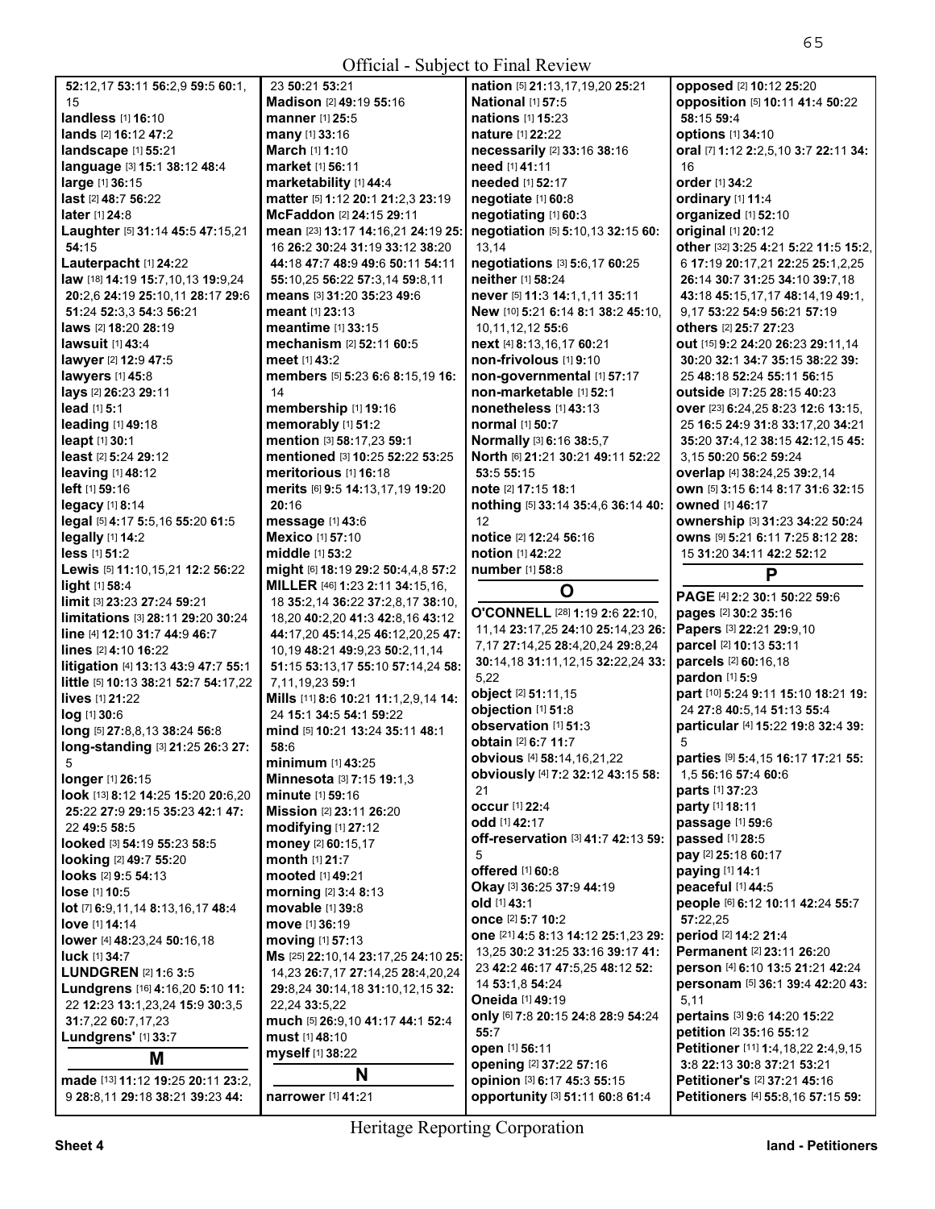52:12,17 53:11 56:2,9 59:5 60:1, 15
**landless** [1] **16**:10
**lands** [2] **16**:12 **47**:2
**landscape** [1] **55**:21
**language** [3] **15**:1 **38**:12 **48**:4
**large** [1] **36**:15
**last** [2] **48**:7 **56**:22
**later** [1] **24**:8
**Laughter** [5] **31**:14 **45**:5 **47**:15,21 **54**:15
**Lauterpacht** [1] **24**:22
**law** [18] **14**:19 **15**:7,10,13 **19**:9,24 **20**:2,6 **24**:19 **25**:10,11 **28**:17 **29**:6 **51**:24 **52**:3,3 **54**:3 **56**:21
**laws** [2] **18**:20 **28**:19
**lawsuit** [1] **43**:4
**lawyer** [2] **12**:9 **47**:5
**lawyers** [1] **45**:8
**lays** [2] **26**:23 **29**:11
**lead** [1] **5**:1
**leading** [1] **49**:18
**leapt** [1] **30**:1
**least** [2] **5**:24 **29**:12
**leaving** [1] **48**:12
**left** [1] **59**:16
**legacy** [1] **8**:14
**legal** [5] **4**:17 **5**:5,16 **55**:20 **61**:5
**legally** [1] **14**:2
**less** [1] **51**:2
**Lewis** [5] **11**:10,15,21 **12**:2 **56**:22
**light** [1] **58**:4
**limit** [3] **23**:23 **27**:24 **59**:21
**limitations** [3] **28**:11 **29**:20 **30**:24
**line** [4] **12**:10 **31**:7 **44**:9 **46**:7
**lines** [2] **4**:10 **16**:22
**litigation** [4] **13**:13 **43**:9 **47**:7 **55**:1
**little** [5] **10**:13 **38**:21 **52**:7 **54**:17,22
**lives** [1] **21**:22
**log** [1] **30**:6
**long** [5] **27**:8,8,13 **38**:24 **56**:8
**long-standing** [3] **21**:25 **26**:3 **27**:5
**longer** [1] **26**:15
**look** [13] **8**:12 **14**:25 **15**:20 **20**:6,20 **25**:22 **27**:9 **29**:15 **35**:23 **42**:1 **47**:22 **49**:5 **58**:5
**looked** [3] **54**:19 **55**:23 **58**:5
**looking** [2] **49**:7 **55**:20
**looks** [2] **9**:5 **54**:13
**lose** [1] **10**:5
**lot** [7] **6**:9,11,14 **8**:13,16,17 **48**:4
**love** [1] **14**:14
**lower** [4] **48**:23,24 **50**:16,18
**luck** [1] **34**:7
**LUNDGREN** [2] **1**:6 **3**:5
**Lundgrens** [16] **4**:16,20 **5**:10 **11**:22 **12**:23 **13**:1,23,24 **15**:9 **30**:3,5 **31**:7,22 **60**:7,17,23
**Lundgrens'** [1] **33**:7

## M

**made** [13] **11**:12 **19**:25 **20**:11 **23**:2,9 **28**:8,11 **29**:18 **38**:21 **39**:23 **44**:23 **50**:21 **53**:21
**Madison** [2] **49**:19 **55**:16
**manner** [1] **25**:5
**many** [1] **33**:16
**March** [1] **1**:10
**market** [1] **56**:11
**marketability** [1] **44**:4
**matter** [5] **1**:12 **20**:1 **21**:2,3 **23**:19
**McFaddon** [2] **24**:15 **29**:11
**mean** [23] **13**:17 **14**:16,21 **24**:19 **25**:16 **26**:2 **30**:24 **31**:19 **33**:12 **38**:20 **44**:18 **47**:7 **48**:9 **49**:6 **50**:11 **54**:11 **55**:10,25 **56**:22 **57**:3,14 **59**:8,11
**means** [3] **31**:20 **35**:23 **49**:6
**meant** [1] **23**:13
**meantime** [1] **33**:15
**mechanism** [2] **52**:11 **60**:5
**meet** [1] **43**:2
**members** [5] **5**:23 **6**:6 **8**:15,19 **16**:14
**membership** [1] **19**:16
**memorably** [1] **51**:2
**mention** [3] **58**:17,23 **59**:1
**mentioned** [3] **10**:25 **52**:22 **53**:25
**meritorious** [1] **16**:18
**merits** [6] **9**:5 **14**:13,17,19 **19**:20 **20**:16
**message** [1] **43**:6
**Mexico** [1] **57**:10
**middle** [1] **53**:2
**might** [6] **18**:19 **29**:2 **50**:4,4,8 **57**:2
**MILLER** [46] **1**:23 **2**:11 **34**:15,16,18 **35**:2,14 **36**:22 **37**:2,8,17 **38**:10,18,20 **40**:2,20 **41**:3 **42**:8,16 **43**:12 **44**:17,20 **45**:14,25 **46**:12,20,25 **47**:10,19 **48**:21 **49**:9,23 **50**:2,11,14 **51**:15 **53**:13,17 **55**:10 **57**:14,24 **58**:7,11,19,23 **59**:1
**Mills** [11] **8**:6 **10**:21 **11**:1,2,9,14 **14**:24 **15**:1 **34**:5 **54**:1 **59**:22
**mind** [5] **10**:21 **13**:24 **35**:11 **48**:1 **58**:6
**minimum** [1] **43**:25
**Minnesota** [3] **7**:15 **19**:1,3
**minute** [1] **59**:16
**Mission** [2] **23**:11 **26**:20
**modifying** [1] **27**:12
**money** [2] **60**:15,17
**month** [1] **21**:7
**mooted** [1] **49**:21
**morning** [2] **3**:4 **8**:13
**movable** [1] **39**:8
**move** [1] **36**:19
**moving** [1] **57**:13
**Ms** [25] **22**:10,14 **23**:17,25 **24**:10 **25**:14,23 **26**:7,17 **27**:14,25 **28**:4,20,24 **29**:8,24 **30**:14,18 **31**:10,12,15 **32**:22,24 **33**:5,22
**much** [5] **26**:9,10 **41**:17 **44**:1 **52**:4
**must** [1] **48**:10
**myself** [1] **38**:22

## N

**narrower** [1] **41**:21
**nation** [5] **21**:13,17,19,20 **25**:21
**National** [1] **57**:5
**nations** [1] **15**:23
**nature** [1] **22**:22
**necessarily** [2] **33**:16 **38**:16
**need** [1] **41**:11
**needed** [1] **52**:17
**negotiate** [1] **60**:8
**negotiating** [1] **60**:3
**negotiation** [5] **5**:10,13 **32**:15 **60**:13,14
**negotiations** [3] **5**:6,17 **60**:25
**neither** [1] **58**:24
**never** [5] **11**:3 **14**:1,1,11 **35**:11
**New** [10] **5**:21 **6**:14 **8**:1 **38**:2 **45**:10,10,11,12,12 **55**:6
**next** [4] **8**:13,16,17 **60**:21
**non-frivolous** [1] **9**:10
**non-governmental** [1] **57**:17
**non-marketable** [1] **52**:1
**nonetheless** [1] **43**:13
**normal** [1] **50**:7
**Normally** [3] **6**:16 **38**:5,7
**North** [6] **21**:21 **30**:21 **49**:11 **52**:22 **53**:5 **55**:15
**note** [2] **17**:15 **18**:1
**nothing** [5] **33**:14 **35**:4,6 **36**:14 **40**:12
**notice** [2] **12**:24 **56**:16
**notion** [1] **42**:22
**number** [1] **58**:8

## O

**O'CONNELL** [28] **1**:19 **2**:6 **22**:10,11,14 **23**:17,25 **24**:10 **25**:14,23 **26**:7,17 **27**:14,25 **28**:4,20,24 **29**:8,24 **30**:14,18 **31**:11,12,15 **32**:22,24 **33**:5,22
**object** [2] **51**:11,15
**objection** [1] **51**:8
**observation** [1] **51**:3
**obtain** [2] **6**:7 **11**:7
**obvious** [4] **58**:14,16,21,22
**obviously** [4] **7**:2 **32**:12 **43**:15 **58**:21
**occur** [1] **22**:4
**odd** [1] **42**:17
**off-reservation** [3] **41**:7 **42**:13 **59**:5
**offered** [1] **60**:8
**Okay** [3] **36**:25 **37**:9 **44**:19
**old** [1] **43**:1
**once** [2] **5**:7 **10**:2
**one** [21] **4**:5 **8**:13 **14**:12 **25**:1,23 **29**:13,25 **30**:2 **31**:25 **33**:16 **39**:17 **41**:23 **42**:2 **46**:17 **47**:5,25 **48**:12 **52**:14 **53**:1,8 **54**:24
**Oneida** [1] **49**:19
**only** [6] **7**:8 **20**:15 **24**:8 **28**:9 **54**:24 **55**:7
**open** [1] **56**:11
**opening** [2] **37**:22 **57**:16
**opinion** [3] **6**:17 **45**:3 **55**:15
**opportunity** [3] **51**:11 **60**:8 **61**:4
**opposed** [2] **10**:12 **25**:20
**opposition** [5] **10**:11 **41**:4 **50**:22 **58**:15 **59**:4
**options** [1] **34**:10
**oral** [7] **1**:12 **2**:2,5,10 **3**:7 **22**:11 **34**:16
**order** [1] **34**:2
**ordinary** [1] **11**:4
**organized** [1] **52**:10
**original** [1] **20**:12
**other** [32] **3**:25 **4**:21 **5**:22 **11**:5 **15**:2,6 **17**:19 **20**:17,21 **22**:25 **25**:1,2,25 **26**:14 **30**:7 **31**:25 **34**:10 **39**:7,18 **43**:18 **45**:15,17,17 **48**:14,19 **49**:1,9,17 **53**:22 **54**:9 **56**:21 **57**:19
**others** [2] **25**:7 **27**:23
**out** [15] **9**:2 **24**:20 **26**:23 **29**:11,14 **30**:20 **32**:1 **34**:7 **35**:15 **38**:22 **39**:25 **48**:18 **52**:24 **55**:11 **56**:15
**outside** [3] **7**:25 **28**:15 **40**:23
**over** [23] **6**:24,25 **8**:23 **12**:6 **13**:15,25 **16**:5 **24**:9 **31**:8 **33**:17,20 **34**:21 **35**:20 **37**:4,12 **38**:15 **42**:12,15 **45**:3,15 **50**:20 **56**:2 **59**:24
**overlap** [4] **38**:24,25 **39**:2,14
**own** [5] **3**:15 **6**:14 **8**:17 **31**:6 **32**:15
**owned** [1] **46**:17
**ownership** [3] **31**:23 **34**:22 **50**:24
**owns** [9] **5**:21 **6**:11 **7**:25 **8**:12 **28**:15 **31**:20 **34**:11 **42**:2 **52**:12

## P

**PAGE** [4] **2**:2 **30**:1 **50**:22 **59**:6
**pages** [2] **30**:2 **35**:16
**Papers** [3] **22**:21 **29**:9,10
**parcel** [2] **10**:13 **53**:11
**parcels** [2] **60**:16,18
**pardon** [1] **5**:9
**part** [10] **5**:24 **9**:11 **15**:10 **18**:21 **19**:24 **27**:8 **40**:5,14 **51**:13 **55**:4
**particular** [4] **15**:22 **19**:8 **32**:4 **39**:5
**parties** [9] **5**:4,15 **16**:17 **17**:21 **55**:1,5 **56**:16 **57**:4 **60**:6
**parts** [1] **37**:23
**party** [1] **18**:11
**passage** [1] **59**:6
**passed** [1] **28**:5
**pay** [2] **25**:18 **60**:17
**paying** [1] **14**:1
**peaceful** [1] **44**:5
**people** [6] **6**:12 **10**:11 **42**:24 **55**:7 **57**:22,25
**period** [2] **14**:2 **21**:4
**Permanent** [2] **23**:11 **26**:20
**person** [4] **6**:10 **13**:5 **21**:21 **42**:24
**personam** [5] **36**:1 **39**:4 **42**:20 **43**:5,11
**pertains** [3] **9**:6 **14**:20 **15**:22
**petition** [2] **35**:16 **55**:12
**Petitioner** [11] **1**:4,18,22 **2**:4,9,15 **3**:8 **22**:13 **30**:8 **37**:21 **53**:21
**Petitioner's** [2] **37**:21 **45**:16
**Petitioners** [4] **55**:8,16 **57**:15 **59**: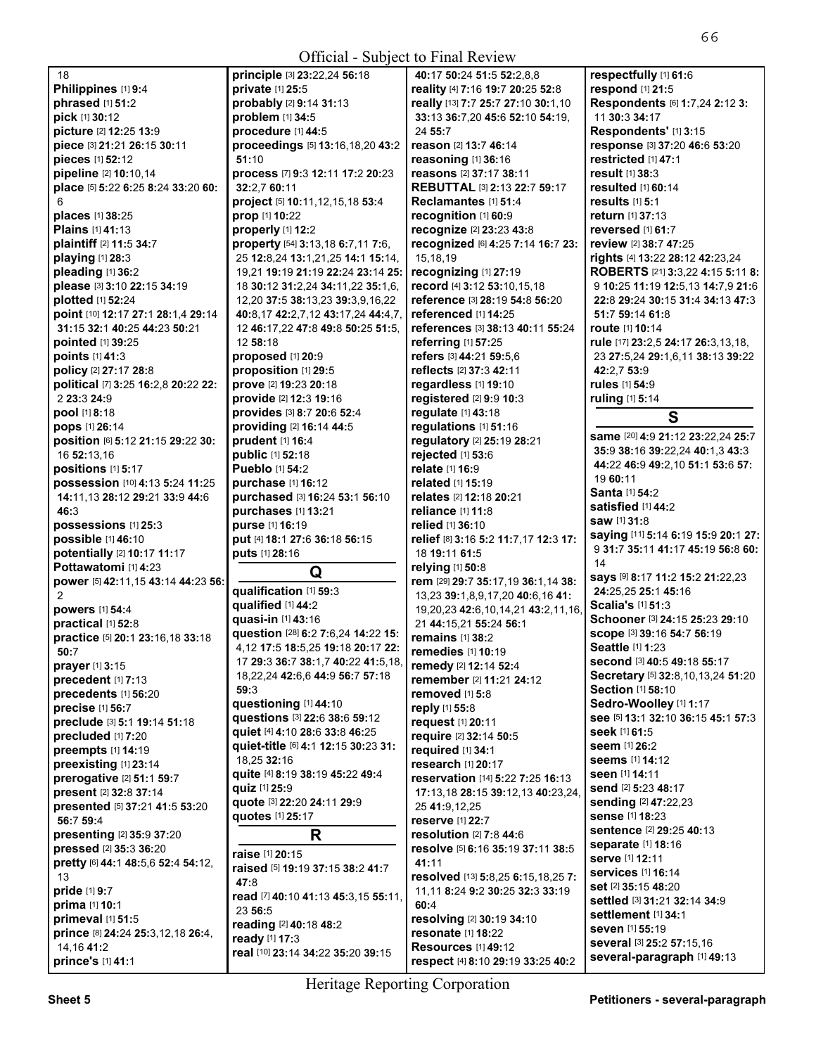18
**Philippines** [1] **9:**4
**phrased** [1] **51:**2
**pick** [1] **30:**12
**picture** [2] **12:**25 **13:**9
**piece** [3] **21:**21 **26:**15 **30:**11
**pieces** [1] **52:**12
**pipeline** [2] **10:**10,14
**place** [5] **5:**22 **6:**25 **8:**24 **33:**20 **60:**6
**places** [1] **38:**25
**Plains** [1] **41:**13
**plaintiff** [2] **11:**5 **34:**7
**playing** [1] **28:**3
**pleading** [1] **36:**2
**please** [3] **3:**10 **22:**15 **34:**19
**plotted** [1] **52:**24
**point** [10] **12:**17 **27:**1 **28:**1,4 **29:**14 **31:**15 **32:**1 **40:**25 **44:**23 **50:**21
**pointed** [1] **39:**25
**points** [1] **41:**3
**policy** [2] **27:**17 **28:**8
**political** [7] **3:**25 **16:**2,8 **20:**22 **22:**2 **23:**3 **24:**9
**pool** [1] **8:**18
**pops** [1] **26:**14
**position** [6] **5:**12 **21:**15 **29:**22 **30:**16 **52:**13,16
**positions** [1] **5:**17
**possession** [10] **4:**13 **5:**24 **11:**25 **14:**11,13 **28:**12 **29:**21 **33:**9 **44:**6 **46:**3
**possessions** [1] **25:**3
**possible** [1] **46:**10
**potentially** [2] **10:**17 **11:**17
**Pottawatomi** [1] **4:**23
**power** [5] **42:**11,15 **43:**14 **44:**23 **56:**2
**powers** [1] **54:**4
**practical** [1] **52:**8
**practice** [5] **20:**1 **23:**16,18 **33:**18 **50:**7
**prayer** [1] **3:**15
**precedent** [1] **7:**13
**precedents** [1] **56:**20
**precise** [1] **56:**7
**preclude** [3] **5:**1 **19:**14 **51:**18
**precluded** [1] **7:**20
**preempts** [1] **14:**19
**preexisting** [1] **23:**14
**prerogative** [2] **51:**1 **59:**7
**present** [2] **32:**8 **37:**14
**presented** [5] **37:**21 **41:**5 **53:**20 **56:**7 **59:**4
**presenting** [2] **35:**9 **37:**20
**pressed** [2] **35:**3 **36:**20
**pretty** [6] **44:**1 **48:**5,6 **52:**4 **54:**12,13
**pride** [1] **9:**7
**prima** [1] **10:**1
**primeval** [1] **51:**5
**prince** [8] **24:**24 **25:**3,12,18 **26:**4,14,16 **41:**2
**prince's** [1] **41:**1
**principle** [3] **23:**22,24 **56:**18
**private** [1] **25:**5
**probably** [2] **9:**14 **31:**13
**problem** [1] **34:**5
**procedure** [1] **44:**5
**proceedings** [5] **13:**16,18,20 **43:**2 **51:**10
**process** [7] **9:**3 **12:**11 **17:**2 **20:**23 **32:**2,7 **60:**11
**project** [5] **10:**11,12,15,18 **53:**4
**prop** [1] **10:**22
**properly** [1] **12:**2
**property** [54] **3:**13,18 **6:**7,11 **7:**6,25 **12:**8,24 **13:**1,21,25 **14:**1 **15:**14,19,21 **19:**19 **21:**19 **22:**24 **23:**14 **25:**18 **30:**12 **31:**2,24 **34:**11,22 **35:**1,6,12,20 **37:**5 **38:**13,23 **39:**3,9,16,22 **40:**8,17 **42:**2,7,12 **43:**17,24 **44:**4,7,12 **46:**17,22 **47:**8 **49:**8 **50:**25 **51:**5,12 **58:**18
**proposed** [1] **20:**9
**proposition** [1] **29:**5
**prove** [2] **19:**23 **20:**18
**provide** [2] **12:**3 **19:**16
**provides** [3] **8:**7 **20:**6 **52:**4
**providing** [2] **16:**14 **44:**5
**prudent** [1] **16:**4
**public** [1] **52:**18
**Pueblo** [1] **54:**2
**purchase** [1] **16:**12
**purchased** [3] **16:**24 **53:**1 **56:**10
**purchases** [1] **13:**21
**purse** [1] **16:**19
**put** [4] **18:**1 **27:**6 **36:**18 **56:**15
**puts** [1] **28:**16

## Q

**qualification** [1] **59:**3
**qualified** [1] **44:**2
**quasi-in** [1] **43:**16
**question** [28] **6:**2 **7:**6,24 **14:**22 **15:**4,12 **17:**25 **18:**5,25 **19:**18 **20:**17 **22:**17 **29:**3 **36:**7 **38:**1,7 **40:**22 **41:**5,18,18,22,24 **42:**6,6 **44:**9 **56:**7 **57:**18 **59:**3
**questioning** [1] **44:**10
**questions** [3] **22:**6 **38:**6 **59:**12
**quiet** [4] **4:**10 **28:**6 **33:**8 **46:**25
**quiet-title** [6] **4:**1 **12:**15 **30:**23 **31:**18,25 **32:**16
**quite** [4] **8:**19 **38:**19 **45:**22 **49:**4
**quiz** [1] **25:**9
**quote** [3] **22:**20 **24:**11 **29:**9
**quotes** [1] **25:**17

## R

**raise** [1] **20:**15
**raised** [5] **19:**19 **37:**15 **38:**2 **41:**7 **47:**8
**read** [7] **40:**10 **41:**13 **45:**3,15 **55:**11,23 **56:**5
**reading** [2] **40:**18 **48:**2
**ready** [1] **17:**3
**real** [10] **23:**14 **34:**22 **35:**20 **39:**15 **40:**17 **50:**24 **51:**5 **52:**2,8,8
**reality** [4] **7:**16 **19:**7 **20:**25 **52:**8
**really** [13] **7:**7 **25:**7 **27:**10 **30:**1,10 **33:**13 **36:**7,20 **45:**6 **52:**10 **54:**19,24 **55:**7
**reason** [2] **13:**7 **46:**14
**reasoning** [1] **36:**16
**reasons** [2] **37:**17 **38:**11
**REBUTTAL** [3] **2:**13 **22:**7 **59:**17
**Reclamantes** [1] **51:**4
**recognition** [1] **60:**9
**recognize** [2] **23:**23 **43:**8
**recognized** [6] **4:**25 **7:**14 **16:**7 **23:**15,18,19
**recognizing** [1] **27:**19
**record** [4] **3:**12 **53:**10,15,18
**reference** [3] **28:**19 **54:**8 **56:**20
**referenced** [1] **14:**25
**references** [3] **38:**13 **40:**11 **55:**24
**referring** [1] **57:**25
**refers** [3] **44:**21 **59:**5,6
**reflects** [2] **37:**3 **42:**11
**regardless** [1] **19:**10
**registered** [2] **9:**9 **10:**3
**regulate** [1] **43:**18
**regulations** [1] **51:**16
**regulatory** [2] **25:**19 **28:**21
**rejected** [1] **53:**6
**relate** [1] **16:**9
**related** [1] **15:**19
**relates** [2] **12:**18 **20:**21
**reliance** [1] **11:**8
**relied** [1] **36:**10
**relief** [8] **3:**16 **5:**2 **11:**7,17 **12:**3 **17:**18 **19:**11 **61:**5
**relying** [1] **50:**8
**rem** [29] **29:**7 **35:**17,19 **36:**1,14 **38:**13,23 **39:**1,8,9,17,20 **40:**6,16 **41:**19,20,23 **42:**6,10,14,21 **43:**2,11,16,21 **44:**15,21 **55:**24 **56:**1
**remains** [1] **38:**2
**remedies** [1] **10:**19
**remedy** [2] **12:**14 **52:**4
**remember** [2] **11:**21 **24:**12
**removed** [1] **5:**8
**reply** [1] **55:**8
**request** [1] **20:**11
**require** [2] **32:**14 **50:**5
**required** [1] **34:**1
**research** [1] **20:**17
**reservation** [14] **5:**22 **7:**25 **16:**13 **17:**13,18 **28:**15 **39:**12,13 **40:**23,24,25 **41:**9,12,25
**reserve** [1] **22:**7
**resolution** [2] **7:**8 **44:**6
**resolve** [5] **6:**16 **35:**19 **37:**11 **38:**5 **41:**11
**resolved** [13] **5:**8,25 **6:**15,18,25 **7:**11,13 **8:**24 **9:**2 **30:**25 **32:**3 **33:**19 **60:**4
**resolving** [2] **30:**19 **34:**10
**resonate** [1] **18:**22
**Resources** [1] **49:**12
**respect** [4] **8:**10 **29:**19 **33:**25 **40:**2
**respectfully** [1] **61:**6
**respond** [1] **21:**5
**Respondents** [6] **1:**7,24 **2:**12 **3:**11 **30:**3 **34:**17
**Respondents'** [1] **3:**15
**response** [3] **37:**20 **46:**6 **53:**20
**restricted** [1] **47:**1
**result** [1] **38:**3
**resulted** [1] **60:**14
**results** [1] **5:**1
**return** [1] **37:**13
**reversed** [1] **61:**7
**review** [2] **38:**7 **47:**25
**rights** [4] **13:**22 **28:**12 **42:**23,24
**ROBERTS** [21] **3:**3,22 **4:**15 **5:**11 **8:**9 **10:**25 **11:**19 **12:**5,13 **14:**7,9 **21:**6 **22:**8 **29:**24 **30:**15 **31:**4 **34:**13 **47:**3 **51:**7 **59:**14 **61:**8
**route** [1] **10:**14
**rule** [17] **23:**2,5 **24:**17 **26:**3,13,18,23 **27:**5,24 **29:**1,6,11 **38:**13 **39:**22 **42:**2,7 **53:**9
**rules** [1] **54:**9
**ruling** [1] **5:**14

## S

**same** [20] **4:**9 **21:**12 **23:**22,24 **25:**7 **35:**9 **38:**16 **39:**22,24 **40:**1,3 **43:**3 **44:**22 **46:**9 **49:**2,10 **51:**1 **53:**6 **57:**19 **60:**11
**Santa** [1] **54:**2
**satisfied** [1] **44:**2
**saw** [1] **31:**8
**saying** [11] **5:**14 **6:**19 **15:**9 **20:**1 **27:**9 **31:**7 **35:**11 **41:**17 **45:**19 **56:**8 **60:**14
**says** [9] **8:**17 **11:**2 **15:**2 **21:**22,23 **24:**25,25 **25:**1 **45:**16
**Scalia's** [1] **51:**3
**Schooner** [3] **24:**15 **25:**23 **29:**10
**scope** [3] **39:**16 **54:**7 **56:**19
**Seattle** [1] **1:**23
**second** [3] **40:**5 **49:**18 **55:**17
**Secretary** [5] **32:**8,10,13,24 **51:**20
**Section** [1] **58:**10
**Sedro-Woolley** [1] **1:**17
**see** [5] **13:**1 **32:**10 **36:**15 **45:**1 **57:**3
**seek** [1] **61:**5
**seem** [1] **26:**2
**seems** [1] **14:**12
**seen** [1] **14:**11
**send** [2] **5:**23 **48:**17
**sending** [2] **47:**22,23
**sense** [1] **18:**23
**sentence** [2] **29:**25 **40:**13
**separate** [1] **18:**16
**serve** [1] **12:**11
**services** [1] **16:**14
**set** [2] **35:**15 **48:**20
**settled** [3] **31:**21 **32:**14 **34:**9
**settlement** [1] **34:**1
**seven** [1] **55:**19
**several** [3] **25:**2 **57:**15,16
**several-paragraph** [1] **49:**13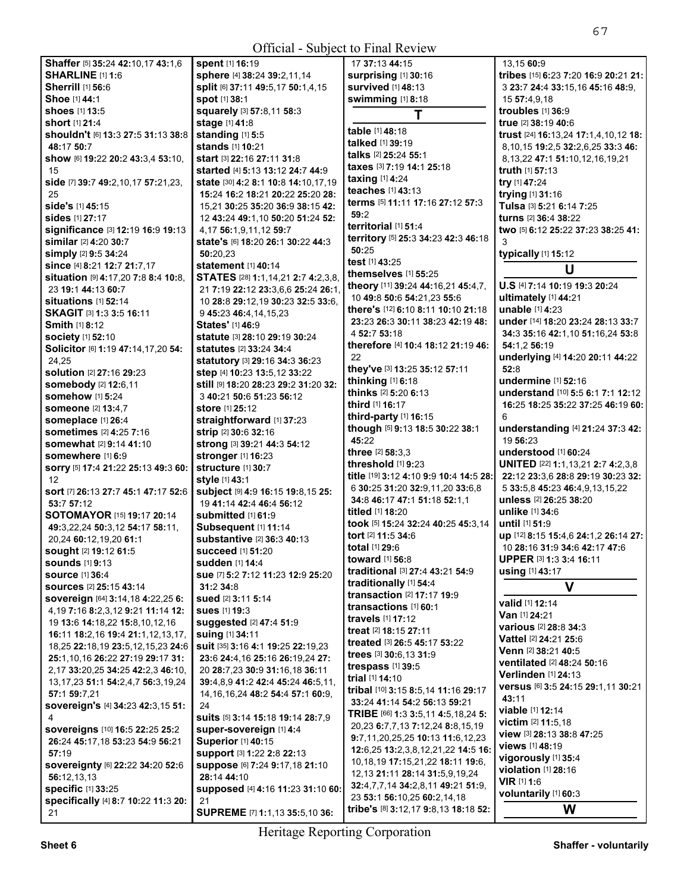**Shaffer** [5] **35:**24 **42:**10,17 **43:**1,6
**SHARLINE** [1] **1:**6
**Sherrill** [1] **56:**6
**Shoe** [1] **44:**1
**shoes** [1] **13:**5
**short** [1] **21:**4
**shouldn't** [6] **13:**3 **27:**5 **31:**13 **38:**8 **48:**17 **50:**7
**show** [6] **19:**22 **20:**2 **43:**3,4 **53:**10, 15
**side** [7] **39:**7 **49:**2,10,17 **57:**21,23, 25
**side's** [1] **45:**15
**sides** [1] **27:**17
**significance** [3] **12:**19 **16:**9 **19:**13
**similar** [2] **4:**20 **30:**7
**simply** [2] **9:**5 **34:**24
**since** [4] **8:**21 **12:**7 **21:**7,17
**situation** [9] **4:**17,20 **7:**8 **8:**4 **10:**8, 23 **19:**1 **44:**13 **60:**7
**situations** [1] **52:**14
**SKAGIT** [3] **1:**3 **3:**5 **16:**11
**Smith** [1] **8:**12
**society** [1] **52:**10
**Solicitor** [6] **1:**19 **47:**14,17,20 **54:** 24,25
**solution** [2] **27:**16 **29:**23
**somebody** [2] **12:**6,11
**somehow** [1] **5:**24
**someone** [2] **13:**4,7
**someplace** [1] **26:**4
**sometimes** [2] **4:**25 **7:**16
**somewhat** [2] **9:**14 **41:**10
**somewhere** [1] **6:**9
**sorry** [5] **17:**4 **21:**22 **25:**13 **49:**3 **60:** 12
**sort** [7] **26:**13 **27:**7 **45:**1 **47:**17 **52:**6 **53:**7 **57:**12
**SOTOMAYOR** [15] **19:**17 **20:**14 **49:**3,22,24 **50:**3,12 **54:**17 **58:**11, 20,24 **60:**12,19,20 **61:**1
**sought** [2] **19:**12 **61:**5
**sounds** [1] **9:**13
**source** [1] **36:**4
**sources** [2] **25:**15 **43:**14
**sovereign** [64] **3:**14,18 **4:**22,25 **6:** 4,19 **7:**16 **8:**2,3,12 **9:**21 **11:**14 **12:** 19 **13:**6 **14:**18,22 **15:**8,10,12,16 **16:**11 **18:**2,16 **19:**4 **21:**1,12,13,17, 18,25 **22:**18,19 **23:**5,12,15,23 **24:**6 **25:**1,10,16 **26:**22 **27:**19 **29:**17 **31:** 2,17 **33:**20,25 **34:**25 **42:**2,3 **46:**10, 13,17,23 **51:**1 **54:**2,4,7 **56:**3,19,24 **57:**1 **59:**7,21
**sovereign's** [4] **34:**23 **42:**3,15 **51:** 4
**sovereigns** [10] **16:**5 **22:**25 **25:**2 **26:**24 **45:**17,18 **53:**23 **54:**9 **56:**21 **57:**19
**sovereignty** [6] **22:**22 **34:**20 **52:**6 **56:**12,13,13
**specific** [1] **33:**25
**specifically** [4] **8:**7 **10:**22 **11:**3 **20:** 21
**spent** [1] **16:**19
**sphere** [4] **38:**24 **39:**2,11,14
**split** [6] **37:**11 **49:**5,17 **50:**1,4,15
**spot** [1] **38:**1
**squarely** [3] **57:**8,11 **58:**3
**stage** [1] **41:**8
**standing** [1] **5:**5
**stands** [1] **10:**21
**start** [3] **22:**16 **27:**11 **31:**8
**started** [4] **5:**13 **13:**12 **24:**7 **44:**9
**state** [30] **4:**2 **8:**1 **10:**8 **14:**10,17,19 **15:**24 **16:**2 **18:**21 **20:**22 **25:**20 **28:** 15,21 **30:**25 **35:**20 **36:**9 **38:**15 **42:** 12 **43:**24 **49:**1,10 **50:**20 **51:**24 **52:** 4,17 **56:**1,9,11,12 **59:**7
**state's** [6] **18:**20 **26:**1 **30:**22 **44:**3 **50:**20,23
**statement** [1] **40:**14
**STATES** [28] **1:**1,14,21 **2:**7 **4:**2,3,8, 21 **7:**19 **22:**12 **23:**3,6,6 **25:**24 **26:**1, 10 **28:**8 **29:**12,19 **30:**23 **32:**5 **33:**6, 9 **45:**23 **46:**4,14,15,23
**States'** [1] **46:**9
**statute** [3] **28:**10 **29:**19 **30:**24
**statutes** [2] **33:**24 **34:**4
**statutory** [3] **29:**16 **34:**3 **36:**23
**step** [4] **10:**23 **13:**5,12 **33:**22
**still** [9] **18:**20 **28:**23 **29:**2 **31:**20 **32:** 3 **40:**21 **50:**6 **51:**23 **56:**12
**store** [1] **25:**12
**straightforward** [1] **37:**23
**strip** [2] **30:**6 **32:**16
**strong** [3] **39:**21 **44:**3 **54:**12
**stronger** [1] **16:**23
**structure** [1] **30:**7
**style** [1] **43:**1
**subject** [9] **4:**9 **16:**15 **19:**8,15 **25:** 19 **41:**14 **42:**4 **46:**4 **56:**12
**submitted** [1] **61:**9
**Subsequent** [1] **11:**14
**substantive** [2] **36:**3 **40:**13
**succeed** [1] **51:**20
**sudden** [1] **14:**4
**sue** [7] **5:**2 **7:**12 **11:**23 **12:**9 **25:**20 **31:**2 **34:**8
**sued** [2] **3:**11 **5:**14
**sues** [1] **19:**3
**suggested** [2] **47:**4 **51:**9
**suing** [1] **34:**11
**suit** [35] **3:**16 **4:**1 **19:**25 **22:**19,23 **23:**6 **24:**4,16 **25:**16 **26:**19,24 **27:** 20 **28:**7,23 **30:**9 **31:**16,18 **36:**11 **39:**4,8,9 **41:**2 **42:**4 **45:**24 **46:**5,11, 14,16,16,24 **48:**2 **54:**4 **57:**1 **60:**9, 24
**suits** [5] **3:**14 **15:**18 **19:**14 **28:**7,9
**super-sovereign** [1] **4:**4
**Superior** [1] **40:**15
**support** [3] **1:**22 **2:**8 **22:**13
**suppose** [6] **7:**24 **9:**17,18 **21:**10 **28:**14 **44:**10
**supposed** [4] **4:**16 **11:**23 **31:**10 **60:** 21
**SUPREME** [7] **1:**1,13 **35:**5,10 **36:** 17 **37:**13 **44:**15
**surprising** [1] **30:**16
**survived** [1] **48:**13
**swimming** [1] **8:**18

## T

**table** [1] **48:**18
**talked** [1] **39:**19
**talks** [2] **25:**24 **55:**1
**taxes** [3] **7:**19 **14:**1 **25:**18
**taxing** [1] **4:**24
**teaches** [1] **43:**13
**terms** [5] **11:**11 **17:**16 **27:**12 **57:**3 **59:**2
**territorial** [1] **51:**4
**territory** [5] **25:**3 **34:**23 **42:**3 **46:**18 **50:**25
**test** [1] **43:**25
**themselves** [1] **55:**25
**theory** [11] **39:**24 **44:**16,21 **45:**4,7, 10 **49:**8 **50:**6 **54:**21,23 **55:**6
**there's** [12] **6:**10 **8:**11 **10:**10 **21:**18 **23:**23 **26:**3 **30:**11 **38:**23 **42:**19 **48:** 4 **52:**7 **53:**18
**therefore** [4] **10:**4 **18:**12 **21:**19 **46:** 22
**they've** [3] **13:**25 **35:**12 **57:**11
**thinking** [1] **6:**18
**thinks** [2] **5:**20 **6:**13
**third** [1] **16:**17
**third-party** [1] **16:**15
**though** [5] **9:**13 **18:**5 **30:**22 **38:**1 **45:**22
**three** [2] **58:**3,3
**threshold** [1] **9:**23
**title** [19] **3:**12 **4:**10 **9:**9 **10:**4 **14:**5 **28:** 6 **30:**25 **31:**20 **32:**9,11,20 **33:**6,8 **34:**8 **46:**17 **47:**1 **51:**18 **52:**1,1
**titled** [1] **18:**20
**took** [5] **15:**24 **32:**24 **40:**25 **45:**3,14
**tort** [2] **11:**5 **34:**6
**total** [1] **29:**6
**toward** [1] **56:**8
**traditional** [3] **27:**4 **43:**21 **54:**9
**traditionally** [1] **54:**4
**transaction** [2] **17:**17 **19:**9
**transactions** [1] **60:**1
**travels** [1] **17:**12
**treat** [2] **18:**15 **27:**11
**treated** [3] **26:**5 **45:**17 **53:**22
**trees** [3] **30:**6,13 **31:**9
**trespass** [1] **39:**5
**trial** [1] **14:**10
**tribal** [10] **3:**15 **8:**5,14 **11:**16 **29:**17 **33:**24 **41:**14 **54:**2 **56:**13 **59:**21
**TRIBE** [66] **1:**3 **3:**5,11 **4:**5,18,24 **5:** 20,23 **6:**7,7,13 **7:**12,24 **8:**8,15,19 **9:**7,11,20,25,25 **10:**13 **11:**6,12,23 **12:**6,25 **13:**2,3,8,12,21,22 **14:**5 **16:** 10,18,19 **17:**15,21,22 **18:**11 **19:**6, 12,13 **21:**11 **28:**14 **31:**5,9,19,24 **32:**4,7,7,14 **34:**2,8,11 **49:**21 **51:**9, 23 **53:**1 **56:**10,25 **60:**2,14,18
**tribe's** [8] **3:**12,17 **9:**8,13 **18:**18 **52:** 13,15 **60:**9
**tribes** [15] **6:**23 **7:**20 **16:**9 **20:**21 **21:** 3 **23:**7 **24:**4 **33:**15,16 **45:**16 **48:**9, 15 **57:**4,9,18
**troubles** [1] **36:**9
**true** [2] **38:**19 **40:**6
**trust** [24] **16:**13,24 **17:**1,4,10,12 **18:** 8,10,15 **19:**2,5 **32:**2,6,25 **33:**3 **46:** 8,13,22 **47:**1 **51:**10,12,16,19,21
**truth** [1] **57:**13
**try** [1] **47:**24
**trying** [1] **31:**16
**Tulsa** [3] **5:**21 **6:**14 **7:**25
**turns** [2] **36:**4 **38:**22
**two** [5] **6:**12 **25:**22 **37:**23 **38:**25 **41:** 3
**typically** [1] **15:**12

## U

**U.S** [4] **7:**14 **10:**19 **19:**3 **20:**24
**ultimately** [1] **44:**21
**unable** [1] **4:**23
**under** [14] **18:**23 **23:**24 **28:**13 **33:**7 **34:**3 **35:**16 **42:**1,10 **51:**16,24 **53:**8 **54:**1,2 **56:**19
**underlying** [4] **14:**20 **20:**11 **44:**22 **52:**8
**undermine** [1] **52:**16
**understand** [10] **5:**5 **6:**1 **7:**1 **12:**12 **16:**25 **18:**25 **35:**22 **37:**25 **46:**19 **60:** 6
**understanding** [4] **21:**24 **37:**3 **42:** 19 **56:**23
**understood** [1] **60:**24
**UNITED** [22] **1:**1,13,21 **2:**7 **4:**2,3,8 **22:**12 **23:**3,6 **28:**8 **29:**19 **30:**23 **32:** 5 **33:**5,8 **45:**23 **46:**4,9,13,15,22
**unless** [2] **26:**25 **38:**20
**unlike** [1] **34:**6
**until** [1] **51:**9
**up** [12] **8:**15 **15:**4,6 **24:**1,2 **26:**14 **27:** 10 **28:**16 **31:**9 **34:**6 **42:**17 **47:**6
**UPPER** [3] **1:**3 **3:**4 **16:**11
**using** [1] **43:**17

## V

**valid** [1] **12:**14
**Van** [1] **24:**21
**various** [2] **28:**8 **34:**3
**Vattel** [2] **24:**21 **25:**6
**Venn** [2] **38:**21 **40:**5
**ventilated** [2] **48:**24 **50:**16
**Verlinden** [1] **24:**13
**versus** [6] **3:**5 **24:**15 **29:**1,11 **30:**21 **43:**11
**viable** [1] **12:**14
**victim** [2] **11:**5,18
**view** [3] **28:**13 **38:**8 **47:**25
**views** [1] **48:**19
**vigorously** [1] **35:**4
**violation** [1] **28:**16
**VIR** [1] **1:**6
**voluntarily** [1] **60:**3

## W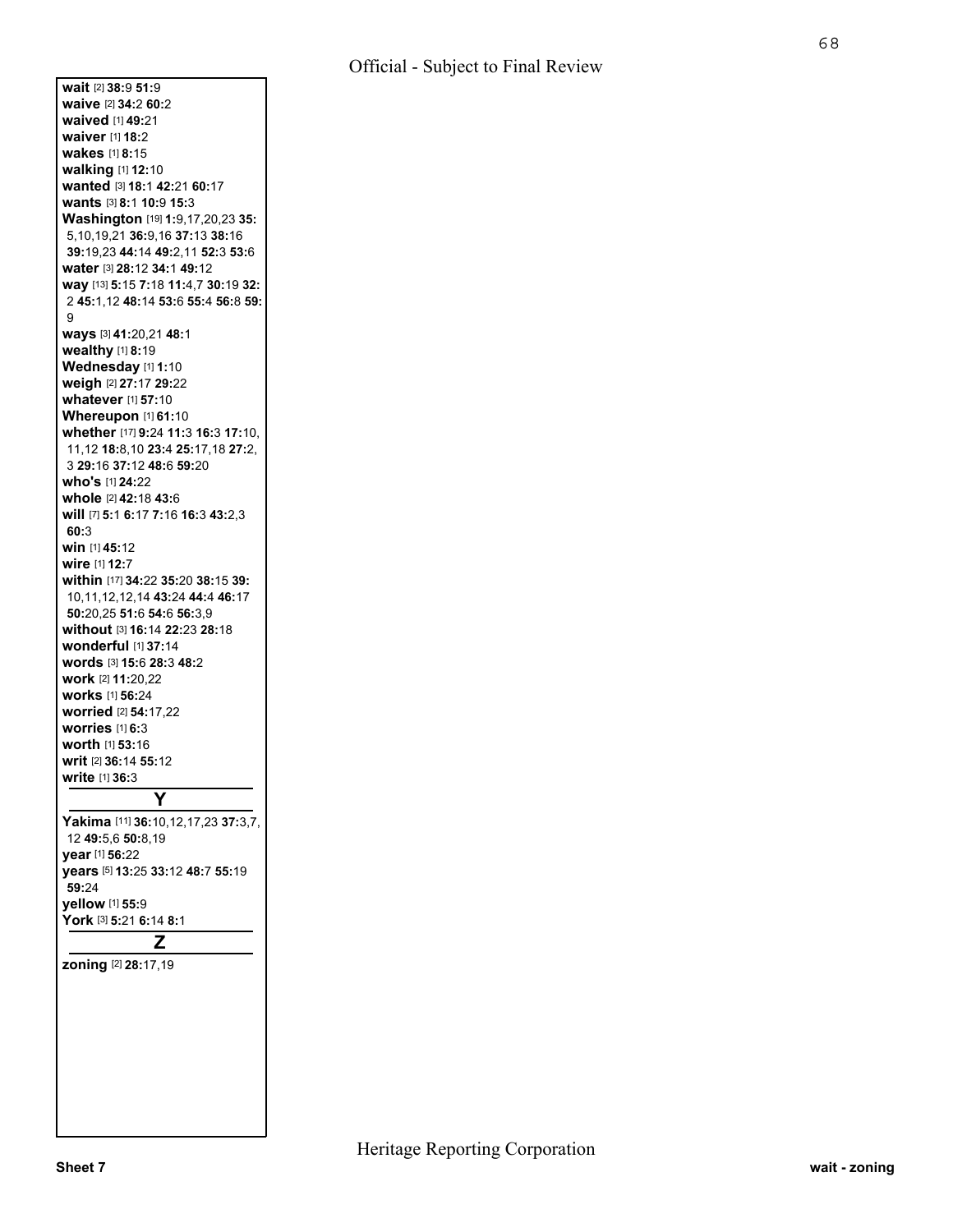**wait** [2] **38:**9 **51:**9
**waive** [2] **34:**2 **60:**2
**waived** [1] **49:**21
**waiver** [1] **18:**2
**wakes** [1] **8:**15
**walking** [1] **12:**10
**wanted** [3] **18:**1 **42:**21 **60:**17
**wants** [3] **8:**1 **10:**9 **15:**3
**Washington** [19] **1:**9,17,20,23 **35:**5,10,19,21 **36:**9,16 **37:**13 **38:**16 **39:**19,23 **44:**14 **49:**2,11 **52:**3 **53:**6
**water** [3] **28:**12 **34:**1 **49:**12
**way** [13] **5:**15 **7:**18 **11:**4,7 **30:**19 **32:**2 **45:**1,12 **48:**14 **53:**6 **55:**4 **56:**8 **59:**9
**ways** [3] **41:**20,21 **48:**1
**wealthy** [1] **8:**19
**Wednesday** [1] **1:**10
**weigh** [2] **27:**17 **29:**22
**whatever** [1] **57:**10
**Whereupon** [1] **61:**10
**whether** [17] **9:**24 **11:**3 **16:**3 **17:**10,11,12 **18:**8,10 **23:**4 **25:**17,18 **27:**2,3 **29:**16 **37:**12 **48:**6 **59:**20
**who's** [1] **24:**22
**whole** [2] **42:**18 **43:**6
**will** [7] **5:**1 **6:**17 **7:**16 **16:**3 **43:**2,3 **60:**3
**win** [1] **45:**12
**wire** [1] **12:**7
**within** [17] **34:**22 **35:**20 **38:**15 **39:**10,11,12,12,14 **43:**24 **44:**4 **46:**17 **50:**20,25 **51:**6 **54:**6 **56:**3,9
**without** [3] **16:**14 **22:**23 **28:**18
**wonderful** [1] **37:**14
**words** [3] **15:**6 **28:**3 **48:**2
**work** [2] **11:**20,22
**works** [1] **56:**24
**worried** [2] **54:**17,22
**worries** [1] **6:**3
**worth** [1] **53:**16
**writ** [2] **36:**14 **55:**12
**write** [1] **36:**3

## Y

**Yakima** [11] **36:**10,12,17,23 **37:**3,7,12 **49:**5,6 **50:**8,19
**year** [1] **56:**22
**years** [5] **13:**25 **33:**12 **48:**7 **55:**19 **59:**24
**yellow** [1] **55:**9
**York** [3] **5:**21 **6:**14 **8:**1

## Z

**zoning** [2] **28:**17,19